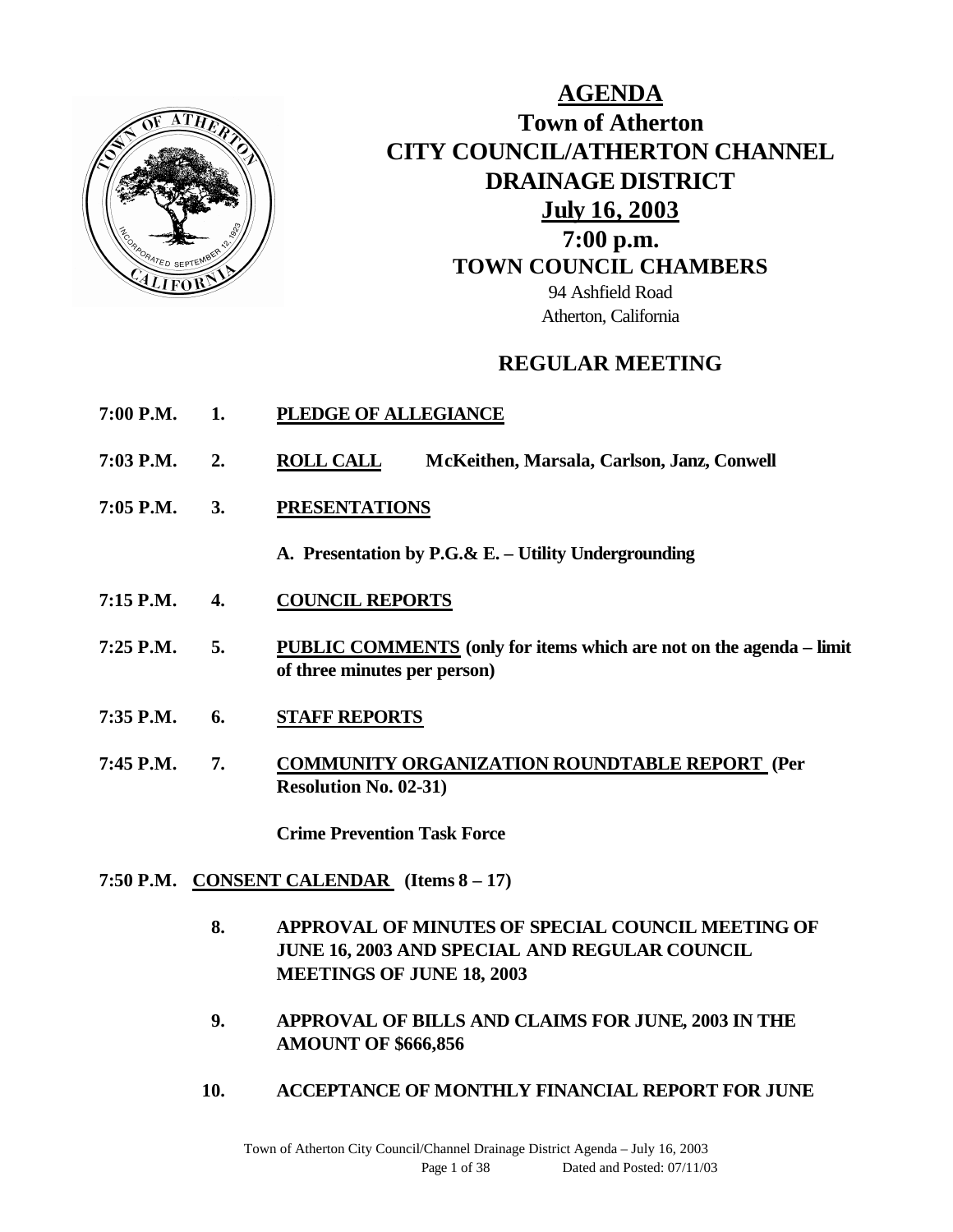# AGENDA

## Town of Atherton
## CITY COUNCIL/ATHERTON CHANNEL DRAINAGE DISTRICT
## July 16, 2003
## 7:00 p.m.
## TOWN COUNCIL CHAMBERS

94 Ashfield Road
Atherton, California

## REGULAR MEETING

**7:00 P.M.** **1.** **PLEDGE OF ALLEGIANCE**

**7:03 P.M.** **2.** **ROLL CALL** **McKeithen, Marsala, Carlson, Janz, Conwell**

**7:05 P.M.** **3.** **PRESENTATIONS**

**A. Presentation by P.G.& E. – Utility Undergrounding**

**7:15 P.M.** **4.** **COUNCIL REPORTS**

**7:25 P.M.** **5.** **PUBLIC COMMENTS (only for items which are not on the agenda – limit of three minutes per person)**

**7:35 P.M.** **6.** **STAFF REPORTS**

**7:45 P.M.** **7.** **COMMUNITY ORGANIZATION ROUNDTABLE REPORT (Per Resolution No. 02-31)**

**Crime Prevention Task Force**

**7:50 P.M.** **CONSENT CALENDAR (Items 8 – 17)**

**8.** **APPROVAL OF MINUTES OF SPECIAL COUNCIL MEETING OF JUNE 16, 2003 AND SPECIAL AND REGULAR COUNCIL MEETINGS OF JUNE 18, 2003**

**9.** **APPROVAL OF BILLS AND CLAIMS FOR JUNE, 2003 IN THE AMOUNT OF $666,856**

**10.** **ACCEPTANCE OF MONTHLY FINANCIAL REPORT FOR JUNE**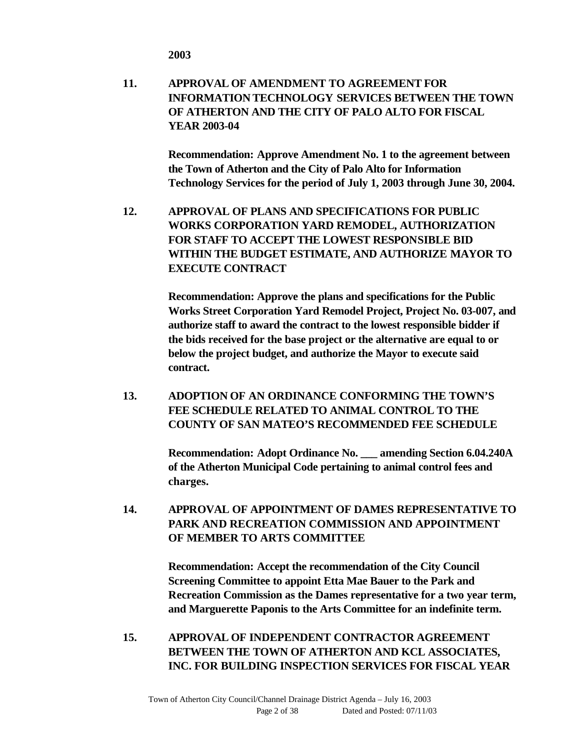**2003**

**11. APPROVAL OF AMENDMENT TO AGREEMENT FOR INFORMATION TECHNOLOGY SERVICES BETWEEN THE TOWN OF ATHERTON AND THE CITY OF PALO ALTO FOR FISCAL YEAR 2003-04**

**Recommendation: Approve Amendment No. 1 to the agreement between the Town of Atherton and the City of Palo Alto for Information Technology Services for the period of July 1, 2003 through June 30, 2004.**

**12. APPROVAL OF PLANS AND SPECIFICATIONS FOR PUBLIC WORKS CORPORATION YARD REMODEL, AUTHORIZATION FOR STAFF TO ACCEPT THE LOWEST RESPONSIBLE BID WITHIN THE BUDGET ESTIMATE, AND AUTHORIZE MAYOR TO EXECUTE CONTRACT**

**Recommendation: Approve the plans and specifications for the Public Works Street Corporation Yard Remodel Project, Project No. 03-007, and authorize staff to award the contract to the lowest responsible bidder if the bids received for the base project or the alternative are equal to or below the project budget, and authorize the Mayor to execute said contract.**

**13. ADOPTION OF AN ORDINANCE CONFORMING THE TOWN'S FEE SCHEDULE RELATED TO ANIMAL CONTROL TO THE COUNTY OF SAN MATEO'S RECOMMENDED FEE SCHEDULE**

**Recommendation: Adopt Ordinance No. ___ amending Section 6.04.240A of the Atherton Municipal Code pertaining to animal control fees and charges.**

**14. APPROVAL OF APPOINTMENT OF DAMES REPRESENTATIVE TO PARK AND RECREATION COMMISSION AND APPOINTMENT OF MEMBER TO ARTS COMMITTEE**

**Recommendation: Accept the recommendation of the City Council Screening Committee to appoint Etta Mae Bauer to the Park and Recreation Commission as the Dames representative for a two year term, and Marguerette Paponis to the Arts Committee for an indefinite term.**

**15. APPROVAL OF INDEPENDENT CONTRACTOR AGREEMENT BETWEEN THE TOWN OF ATHERTON AND KCL ASSOCIATES, INC. FOR BUILDING INSPECTION SERVICES FOR FISCAL YEAR**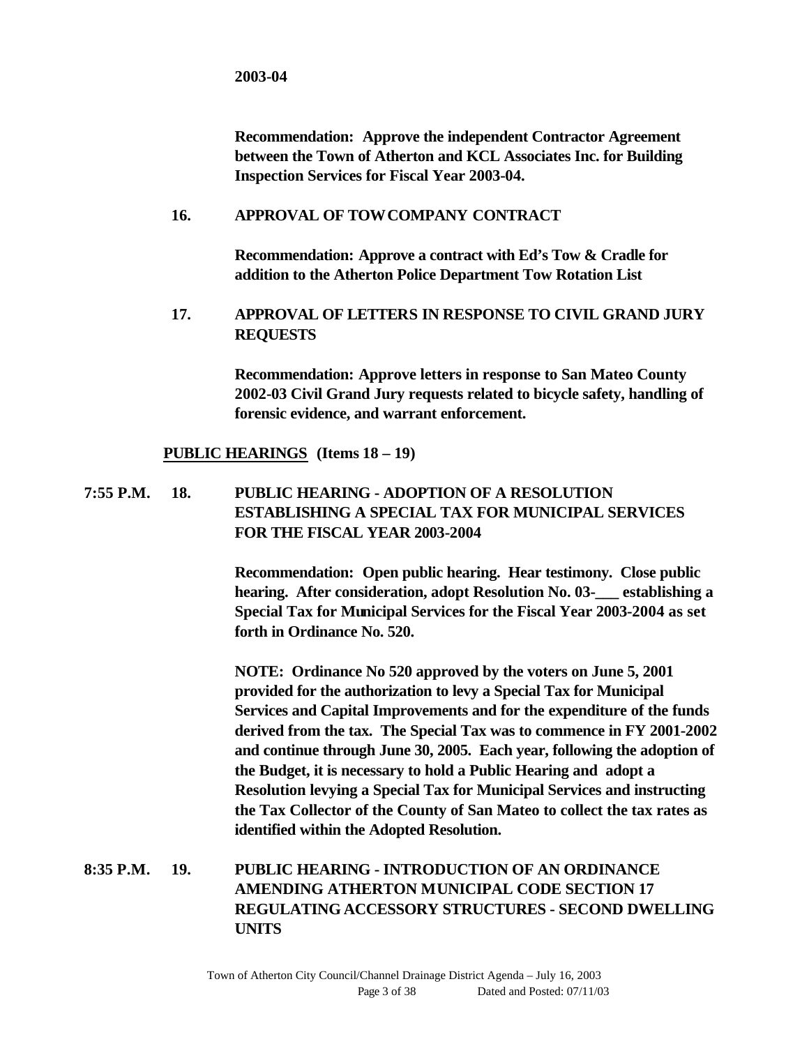**2003-04**

**Recommendation: Approve the independent Contractor Agreement between the Town of Atherton and KCL Associates Inc. for Building Inspection Services for Fiscal Year 2003-04.**

**16. APPROVAL OF TOW COMPANY CONTRACT**

**Recommendation: Approve a contract with Ed's Tow & Cradle for addition to the Atherton Police Department Tow Rotation List**

**17. APPROVAL OF LETTERS IN RESPONSE TO CIVIL GRAND JURY REQUESTS**

**Recommendation: Approve letters in response to San Mateo County 2002-03 Civil Grand Jury requests related to bicycle safety, handling of forensic evidence, and warrant enforcement.**

**<u>PUBLIC HEARINGS</u> (Items 18 – 19)**

**7:55 P.M. 18. PUBLIC HEARING - ADOPTION OF A RESOLUTION ESTABLISHING A SPECIAL TAX FOR MUNICIPAL SERVICES FOR THE FISCAL YEAR 2003-2004**

**Recommendation: Open public hearing. Hear testimony. Close public hearing. After consideration, adopt Resolution No. 03-\_\_\_ establishing a Special Tax for Municipal Services for the Fiscal Year 2003-2004 as set forth in Ordinance No. 520.**

**NOTE: Ordinance No 520 approved by the voters on June 5, 2001 provided for the authorization to levy a Special Tax for Municipal Services and Capital Improvements and for the expenditure of the funds derived from the tax. The Special Tax was to commence in FY 2001-2002 and continue through June 30, 2005. Each year, following the adoption of the Budget, it is necessary to hold a Public Hearing and adopt a Resolution levying a Special Tax for Municipal Services and instructing the Tax Collector of the County of San Mateo to collect the tax rates as identified within the Adopted Resolution.**

**8:35 P.M. 19. PUBLIC HEARING - INTRODUCTION OF AN ORDINANCE AMENDING ATHERTON MUNICIPAL CODE SECTION 17 REGULATING ACCESSORY STRUCTURES - SECOND DWELLING UNITS**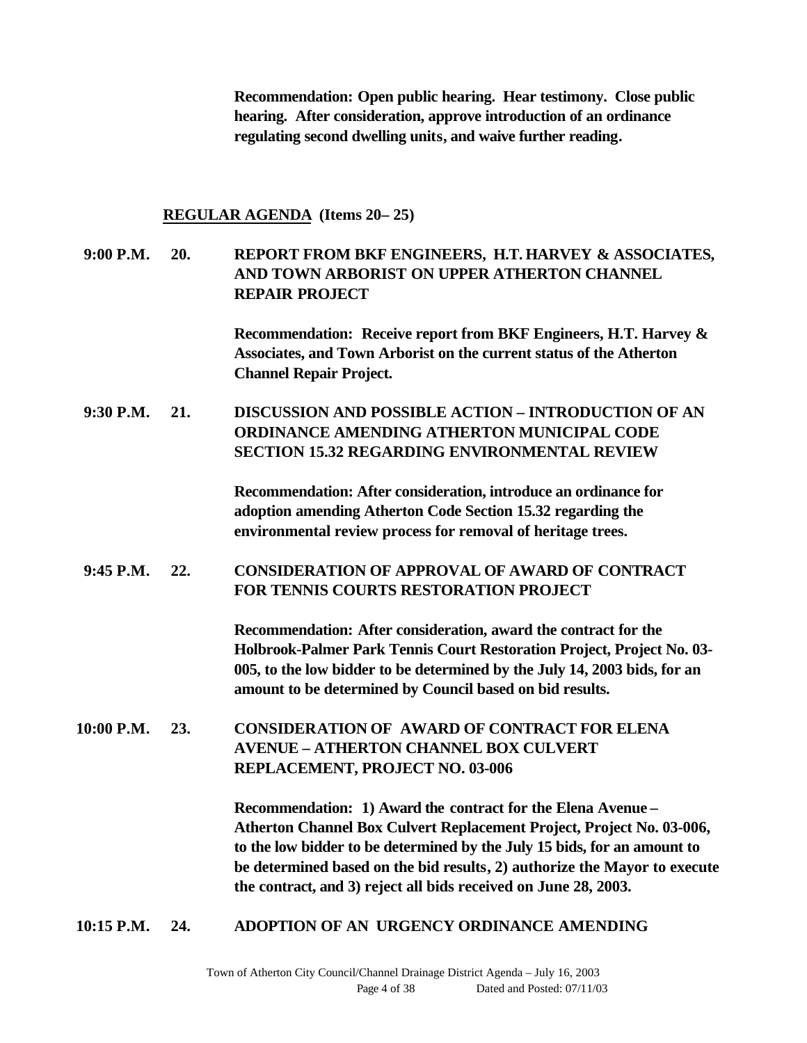**Recommendation: Open public hearing. Hear testimony. Close public hearing. After consideration, approve introduction of an ordinance regulating second dwelling units, and waive further reading.**

**REGULAR AGENDA (Items 20– 25)**

**9:00 P.M. 20. REPORT FROM BKF ENGINEERS, H.T. HARVEY & ASSOCIATES, AND TOWN ARBORIST ON UPPER ATHERTON CHANNEL REPAIR PROJECT**

**Recommendation: Receive report from BKF Engineers, H.T. Harvey & Associates, and Town Arborist on the current status of the Atherton Channel Repair Project.**

**9:30 P.M. 21. DISCUSSION AND POSSIBLE ACTION – INTRODUCTION OF AN ORDINANCE AMENDING ATHERTON MUNICIPAL CODE SECTION 15.32 REGARDING ENVIRONMENTAL REVIEW**

**Recommendation: After consideration, introduce an ordinance for adoption amending Atherton Code Section 15.32 regarding the environmental review process for removal of heritage trees.**

**9:45 P.M. 22. CONSIDERATION OF APPROVAL OF AWARD OF CONTRACT FOR TENNIS COURTS RESTORATION PROJECT**

**Recommendation: After consideration, award the contract for the Holbrook-Palmer Park Tennis Court Restoration Project, Project No. 03-005, to the low bidder to be determined by the July 14, 2003 bids, for an amount to be determined by Council based on bid results.**

**10:00 P.M. 23. CONSIDERATION OF AWARD OF CONTRACT FOR ELENA AVENUE – ATHERTON CHANNEL BOX CULVERT REPLACEMENT, PROJECT NO. 03-006**

**Recommendation: 1) Award the contract for the Elena Avenue – Atherton Channel Box Culvert Replacement Project, Project No. 03-006, to the low bidder to be determined by the July 15 bids, for an amount to be determined based on the bid results, 2) authorize the Mayor to execute the contract, and 3) reject all bids received on June 28, 2003.**

**10:15 P.M. 24. ADOPTION OF AN URGENCY ORDINANCE AMENDING**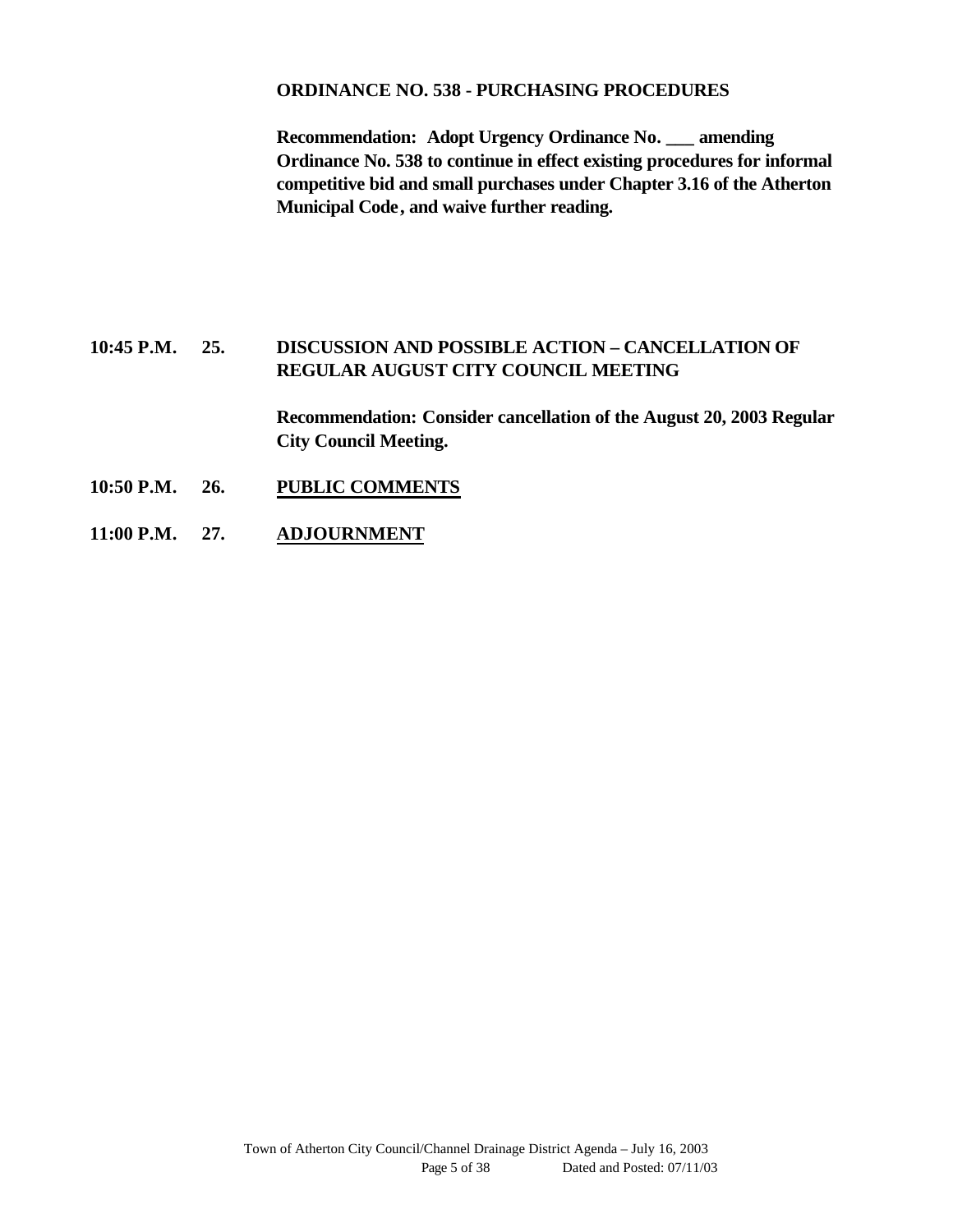**ORDINANCE NO. 538 - PURCHASING PROCEDURES**

**Recommendation: Adopt Urgency Ordinance No. ___ amending Ordinance No. 538 to continue in effect existing procedures for informal competitive bid and small purchases under Chapter 3.16 of the Atherton Municipal Code, and waive further reading.**

**10:45 P.M. 25. DISCUSSION AND POSSIBLE ACTION – CANCELLATION OF REGULAR AUGUST CITY COUNCIL MEETING**

**Recommendation: Consider cancellation of the August 20, 2003 Regular City Council Meeting.**

**10:50 P.M. 26. PUBLIC COMMENTS**

**11:00 P.M. 27. ADJOURNMENT**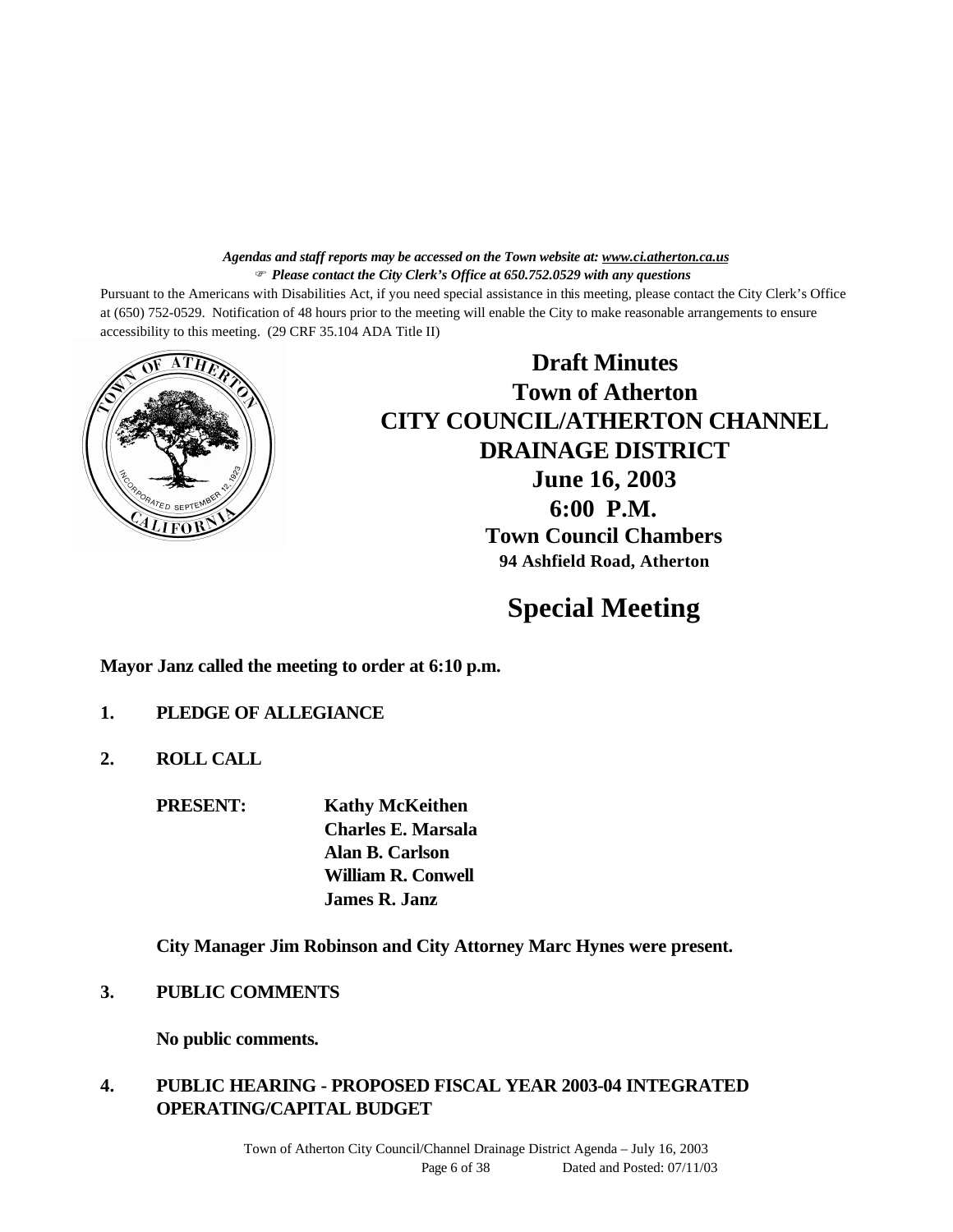*Agendas and staff reports may be accessed on the Town website at: www.ci.atherton.ca.us*
*Please contact the City Clerk's Office at 650.752.0529 with any questions*

Pursuant to the Americans with Disabilities Act, if you need special assistance in this meeting, please contact the City Clerk's Office at (650) 752-0529. Notification of 48 hours prior to the meeting will enable the City to make reasonable arrangements to ensure accessibility to this meeting. (29 CRF 35.104 ADA Title II)

# Draft Minutes
# Town of Atherton
# CITY COUNCIL/ATHERTON CHANNEL DRAINAGE DISTRICT
## June 16, 2003
## 6:00 P.M.
### Town Council Chambers
**94 Ashfield Road, Atherton**

# Special Meeting

**Mayor Janz called the meeting to order at 6:10 p.m.**

**1. PLEDGE OF ALLEGIANCE**

**2. ROLL CALL**

**PRESENT:** **Kathy McKeithen**
**Charles E. Marsala**
**Alan B. Carlson**
**William R. Conwell**
**James R. Janz**

**City Manager Jim Robinson and City Attorney Marc Hynes were present.**

**3. PUBLIC COMMENTS**

**No public comments.**

**4. PUBLIC HEARING - PROPOSED FISCAL YEAR 2003-04 INTEGRATED OPERATING/CAPITAL BUDGET**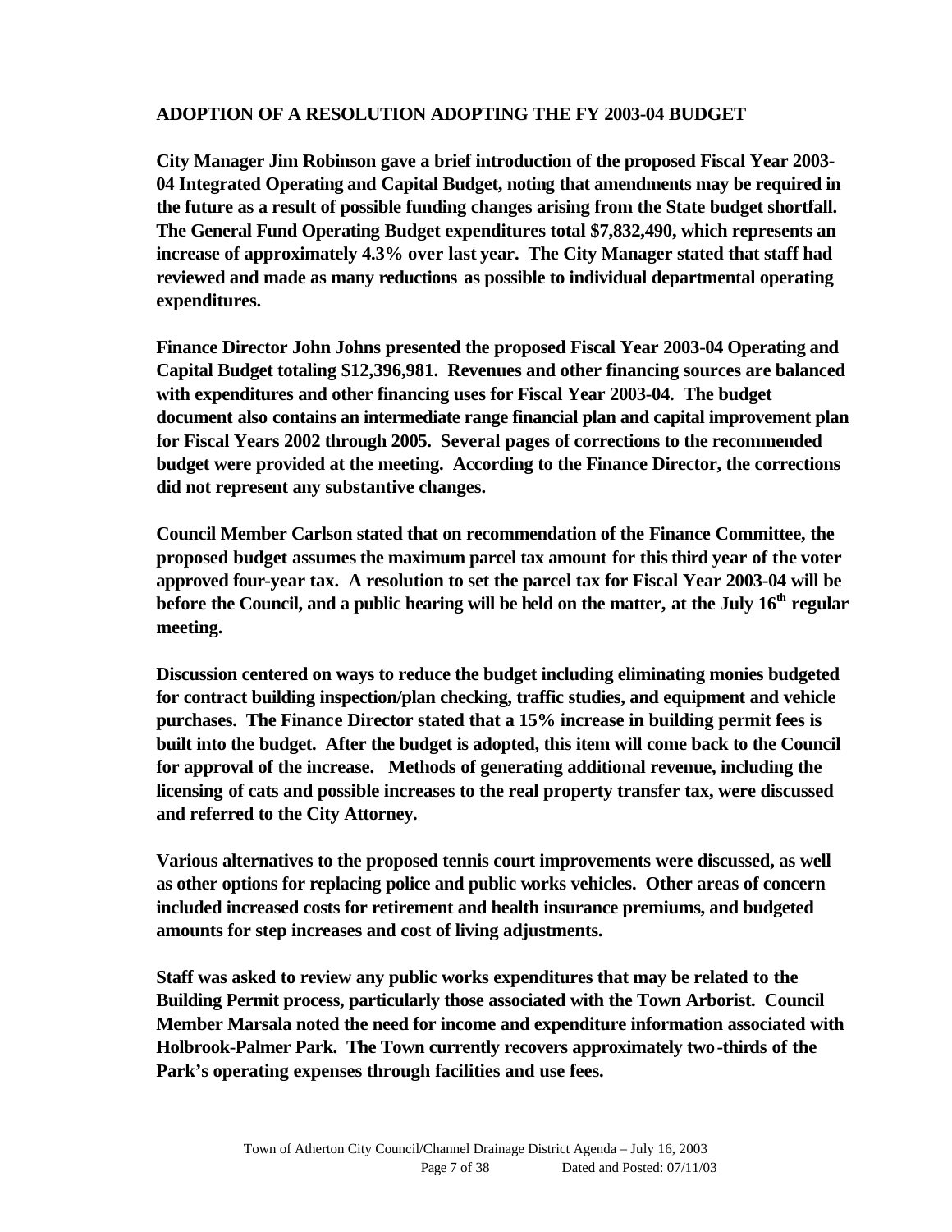## ADOPTION OF A RESOLUTION ADOPTING THE FY 2003-04 BUDGET

**City Manager Jim Robinson gave a brief introduction of the proposed Fiscal Year 2003-04 Integrated Operating and Capital Budget, noting that amendments may be required in the future as a result of possible funding changes arising from the State budget shortfall. The General Fund Operating Budget expenditures total $7,832,490, which represents an increase of approximately 4.3% over last year. The City Manager stated that staff had reviewed and made as many reductions as possible to individual departmental operating expenditures.**

**Finance Director John Johns presented the proposed Fiscal Year 2003-04 Operating and Capital Budget totaling $12,396,981. Revenues and other financing sources are balanced with expenditures and other financing uses for Fiscal Year 2003-04. The budget document also contains an intermediate range financial plan and capital improvement plan for Fiscal Years 2002 through 2005. Several pages of corrections to the recommended budget were provided at the meeting. According to the Finance Director, the corrections did not represent any substantive changes.**

**Council Member Carlson stated that on recommendation of the Finance Committee, the proposed budget assumes the maximum parcel tax amount for this third year of the voter approved four-year tax. A resolution to set the parcel tax for Fiscal Year 2003-04 will be before the Council, and a public hearing will be held on the matter, at the July 16th regular meeting.**

**Discussion centered on ways to reduce the budget including eliminating monies budgeted for contract building inspection/plan checking, traffic studies, and equipment and vehicle purchases. The Finance Director stated that a 15% increase in building permit fees is built into the budget. After the budget is adopted, this item will come back to the Council for approval of the increase. Methods of generating additional revenue, including the licensing of cats and possible increases to the real property transfer tax, were discussed and referred to the City Attorney.**

**Various alternatives to the proposed tennis court improvements were discussed, as well as other options for replacing police and public works vehicles. Other areas of concern included increased costs for retirement and health insurance premiums, and budgeted amounts for step increases and cost of living adjustments.**

**Staff was asked to review any public works expenditures that may be related to the Building Permit process, particularly those associated with the Town Arborist. Council Member Marsala noted the need for income and expenditure information associated with Holbrook-Palmer Park. The Town currently recovers approximately two-thirds of the Park's operating expenses through facilities and use fees.**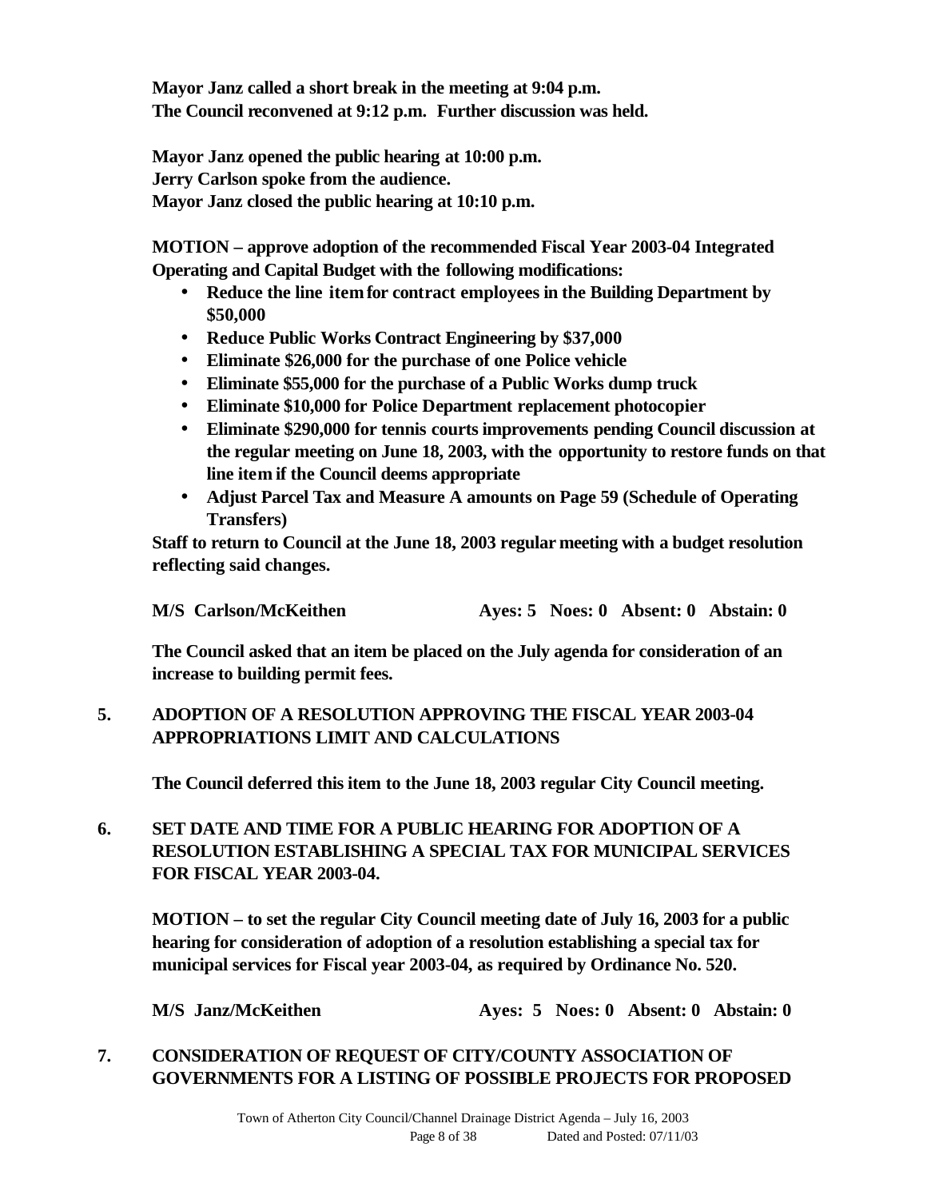**Mayor Janz called a short break in the meeting at 9:04 p.m.**
**The Council reconvened at 9:12 p.m. Further discussion was held.**

**Mayor Janz opened the public hearing at 10:00 p.m.**
**Jerry Carlson spoke from the audience.**
**Mayor Janz closed the public hearing at 10:10 p.m.**

**MOTION – approve adoption of the recommended Fiscal Year 2003-04 Integrated Operating and Capital Budget with the following modifications:**

- **Reduce the line item for contract employees in the Building Department by $50,000**
- **Reduce Public Works Contract Engineering by $37,000**
- **Eliminate $26,000 for the purchase of one Police vehicle**
- **Eliminate $55,000 for the purchase of a Public Works dump truck**
- **Eliminate $10,000 for Police Department replacement photocopier**
- **Eliminate $290,000 for tennis courts improvements pending Council discussion at the regular meeting on June 18, 2003, with the opportunity to restore funds on that line item if the Council deems appropriate**
- **Adjust Parcel Tax and Measure A amounts on Page 59 (Schedule of Operating Transfers)**

**Staff to return to Council at the June 18, 2003 regular meeting with a budget resolution reflecting said changes.**

**M/S Carlson/McKeithen Ayes: 5 Noes: 0 Absent: 0 Abstain: 0**

**The Council asked that an item be placed on the July agenda for consideration of an increase to building permit fees.**

## 5. ADOPTION OF A RESOLUTION APPROVING THE FISCAL YEAR 2003-04 APPROPRIATIONS LIMIT AND CALCULATIONS

**The Council deferred this item to the June 18, 2003 regular City Council meeting.**

## 6. SET DATE AND TIME FOR A PUBLIC HEARING FOR ADOPTION OF A RESOLUTION ESTABLISHING A SPECIAL TAX FOR MUNICIPAL SERVICES FOR FISCAL YEAR 2003-04.

**MOTION – to set the regular City Council meeting date of July 16, 2003 for a public hearing for consideration of adoption of a resolution establishing a special tax for municipal services for Fiscal year 2003-04, as required by Ordinance No. 520.**

**M/S Janz/McKeithen Ayes: 5 Noes: 0 Absent: 0 Abstain: 0**

## 7. CONSIDERATION OF REQUEST OF CITY/COUNTY ASSOCIATION OF GOVERNMENTS FOR A LISTING OF POSSIBLE PROJECTS FOR PROPOSED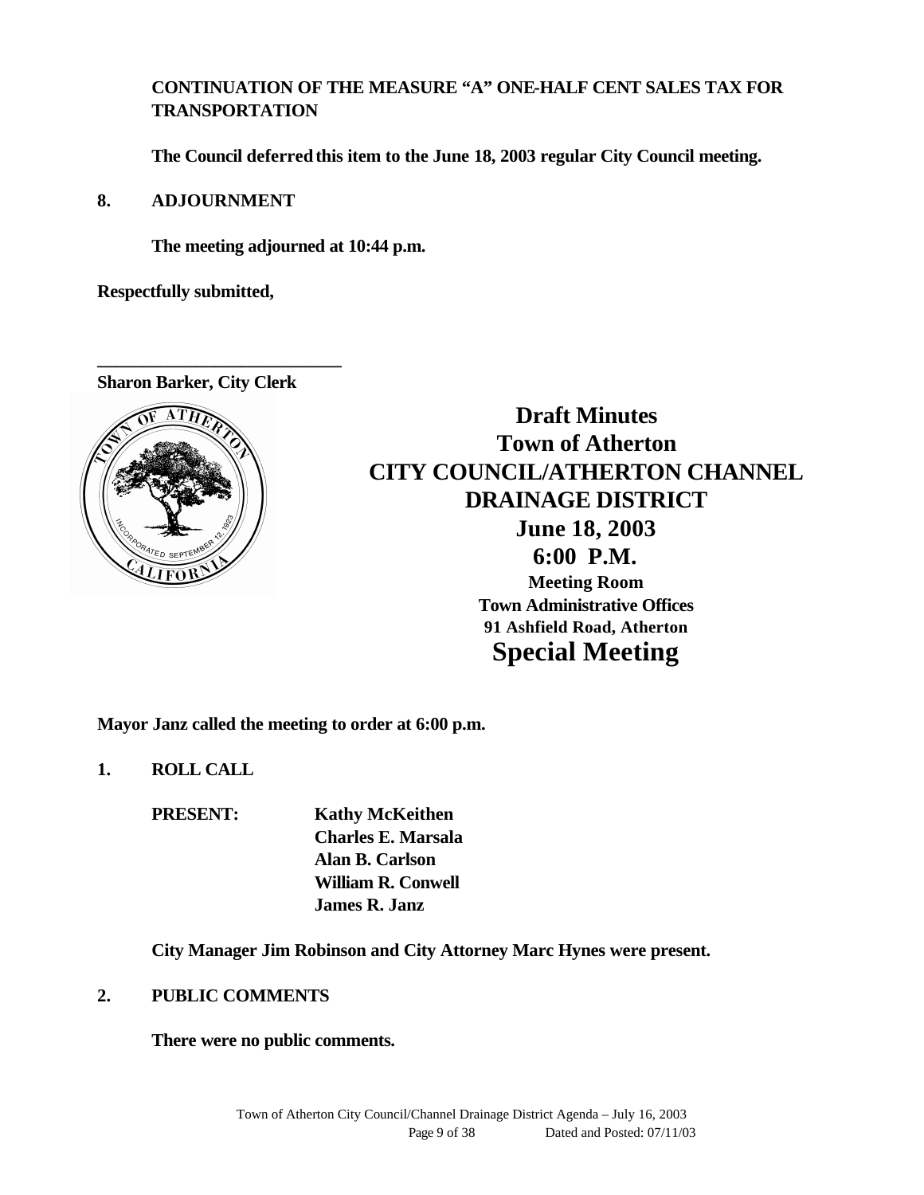**CONTINUATION OF THE MEASURE "A" ONE-HALF CENT SALES TAX FOR TRANSPORTATION**

**The Council deferred this item to the June 18, 2003 regular City Council meeting.**

**8. ADJOURNMENT**

**The meeting adjourned at 10:44 p.m.**

**Respectfully submitted,**

**\_\_\_\_\_\_\_\_\_\_\_\_\_\_\_\_\_\_\_\_\_\_\_\_\_\_\_\_**

**Sharon Barker, City Clerk**

# Draft Minutes
# Town of Atherton
# CITY COUNCIL/ATHERTON CHANNEL DRAINAGE DISTRICT
## June 18, 2003
## 6:00 P.M.

**Meeting Room**
**Town Administrative Offices**
**91 Ashfield Road, Atherton**

## Special Meeting

**Mayor Janz called the meeting to order at 6:00 p.m.**

**1. ROLL CALL**

**PRESENT:** **Kathy McKeithen**
**Charles E. Marsala**
**Alan B. Carlson**
**William R. Conwell**
**James R. Janz**

**City Manager Jim Robinson and City Attorney Marc Hynes were present.**

**2. PUBLIC COMMENTS**

**There were no public comments.**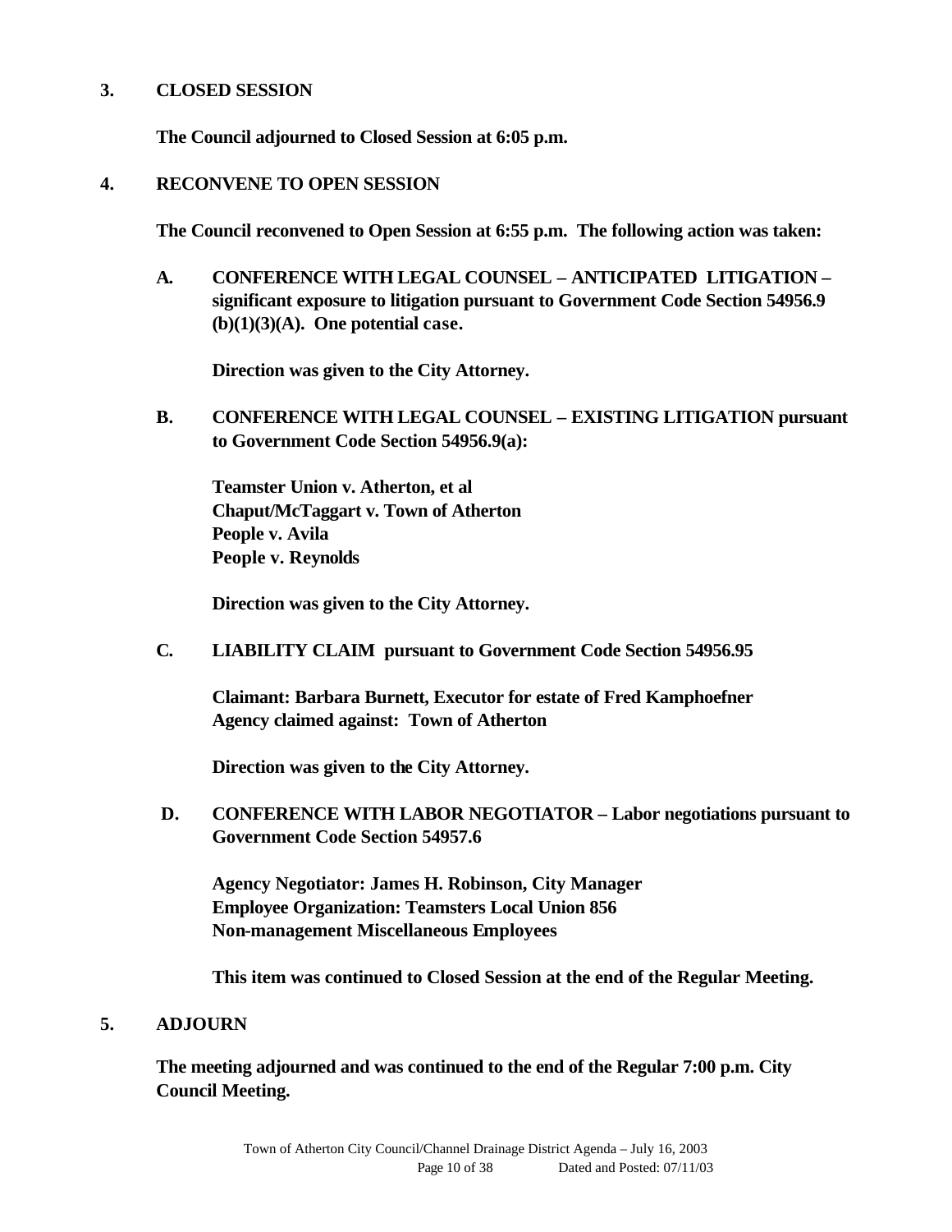## 3. CLOSED SESSION

**The Council adjourned to Closed Session at 6:05 p.m.**

## 4. RECONVENE TO OPEN SESSION

**The Council reconvened to Open Session at 6:55 p.m. The following action was taken:**

**A. CONFERENCE WITH LEGAL COUNSEL – ANTICIPATED LITIGATION – significant exposure to litigation pursuant to Government Code Section 54956.9 (b)(1)(3)(A). One potential case.**

**Direction was given to the City Attorney.**

**B. CONFERENCE WITH LEGAL COUNSEL – EXISTING LITIGATION pursuant to Government Code Section 54956.9(a):**

**Teamster Union v. Atherton, et al**
**Chaput/McTaggart v. Town of Atherton**
**People v. Avila**
**People v. Reynolds**

**Direction was given to the City Attorney.**

**C. LIABILITY CLAIM pursuant to Government Code Section 54956.95**

**Claimant: Barbara Burnett, Executor for estate of Fred Kamphoefner**
**Agency claimed against: Town of Atherton**

**Direction was given to the City Attorney.**

**D. CONFERENCE WITH LABOR NEGOTIATOR – Labor negotiations pursuant to Government Code Section 54957.6**

**Agency Negotiator: James H. Robinson, City Manager**
**Employee Organization: Teamsters Local Union 856**
**Non-management Miscellaneous Employees**

**This item was continued to Closed Session at the end of the Regular Meeting.**

## 5. ADJOURN

**The meeting adjourned and was continued to the end of the Regular 7:00 p.m. City Council Meeting.**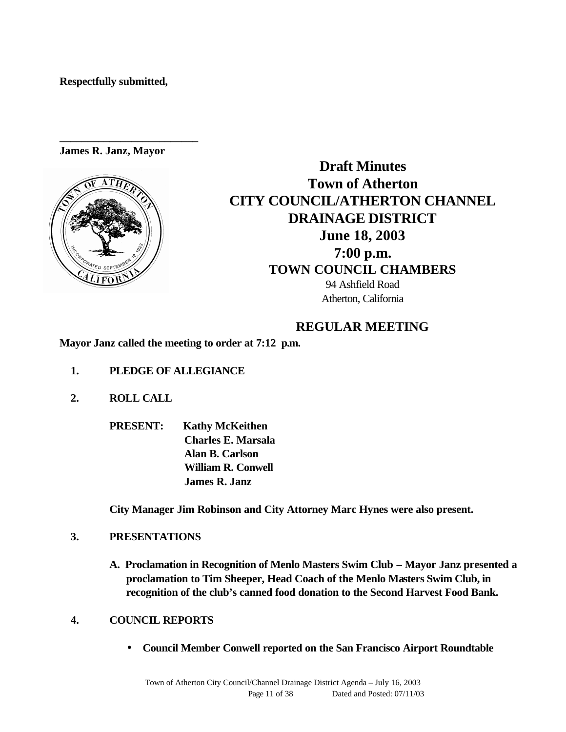**Respectfully submitted,**

**\_\_\_\_\_\_\_\_\_\_\_\_\_\_\_\_\_\_\_\_\_\_\_\_\_**

**James R. Janz, Mayor**

# Draft Minutes
# Town of Atherton
# CITY COUNCIL/ATHERTON CHANNEL DRAINAGE DISTRICT
# June 18, 2003
# 7:00 p.m.
## TOWN COUNCIL CHAMBERS

94 Ashfield Road
Atherton, California

## REGULAR MEETING

**Mayor Janz called the meeting to order at 7:12 p.m.**

1. **PLEDGE OF ALLEGIANCE**

2. **ROLL CALL**

   **PRESENT:** **Kathy McKeithen**
   **Charles E. Marsala**
   **Alan B. Carlson**
   **William R. Conwell**
   **James R. Janz**

   **City Manager Jim Robinson and City Attorney Marc Hynes were also present.**

3. **PRESENTATIONS**

   **A. Proclamation in Recognition of Menlo Masters Swim Club – Mayor Janz presented a proclamation to Tim Sheeper, Head Coach of the Menlo Masters Swim Club, in recognition of the club's canned food donation to the Second Harvest Food Bank.**

4. **COUNCIL REPORTS**

   - **Council Member Conwell reported on the San Francisco Airport Roundtable**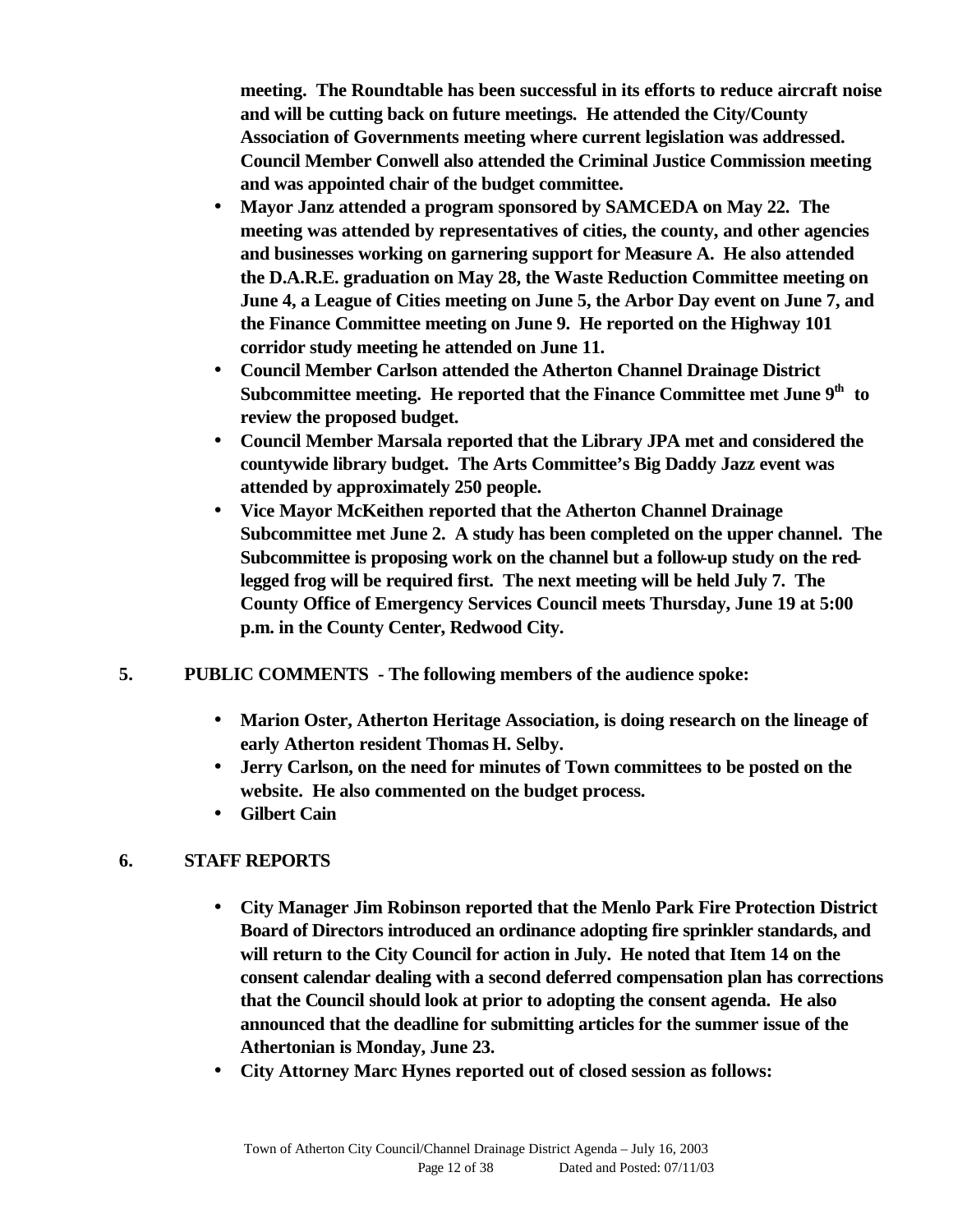**meeting. The Roundtable has been successful in its efforts to reduce aircraft noise and will be cutting back on future meetings. He attended the City/County Association of Governments meeting where current legislation was addressed. Council Member Conwell also attended the Criminal Justice Commission meeting and was appointed chair of the budget committee.**

- **Mayor Janz attended a program sponsored by SAMCEDA on May 22. The meeting was attended by representatives of cities, the county, and other agencies and businesses working on garnering support for Measure A. He also attended the D.A.R.E. graduation on May 28, the Waste Reduction Committee meeting on June 4, a League of Cities meeting on June 5, the Arbor Day event on June 7, and the Finance Committee meeting on June 9. He reported on the Highway 101 corridor study meeting he attended on June 11.**
- **Council Member Carlson attended the Atherton Channel Drainage District Subcommittee meeting. He reported that the Finance Committee met June 9th to review the proposed budget.**
- **Council Member Marsala reported that the Library JPA met and considered the countywide library budget. The Arts Committee's Big Daddy Jazz event was attended by approximately 250 people.**
- **Vice Mayor McKeithen reported that the Atherton Channel Drainage Subcommittee met June 2. A study has been completed on the upper channel. The Subcommittee is proposing work on the channel but a follow-up study on the red-legged frog will be required first. The next meeting will be held July 7. The County Office of Emergency Services Council meets Thursday, June 19 at 5:00 p.m. in the County Center, Redwood City.**

**5. PUBLIC COMMENTS - The following members of the audience spoke:**

- **Marion Oster, Atherton Heritage Association, is doing research on the lineage of early Atherton resident Thomas H. Selby.**
- **Jerry Carlson, on the need for minutes of Town committees to be posted on the website. He also commented on the budget process.**
- **Gilbert Cain**

**6. STAFF REPORTS**

- **City Manager Jim Robinson reported that the Menlo Park Fire Protection District Board of Directors introduced an ordinance adopting fire sprinkler standards, and will return to the City Council for action in July. He noted that Item 14 on the consent calendar dealing with a second deferred compensation plan has corrections that the Council should look at prior to adopting the consent agenda. He also announced that the deadline for submitting articles for the summer issue of the Athertonian is Monday, June 23.**
- **City Attorney Marc Hynes reported out of closed session as follows:**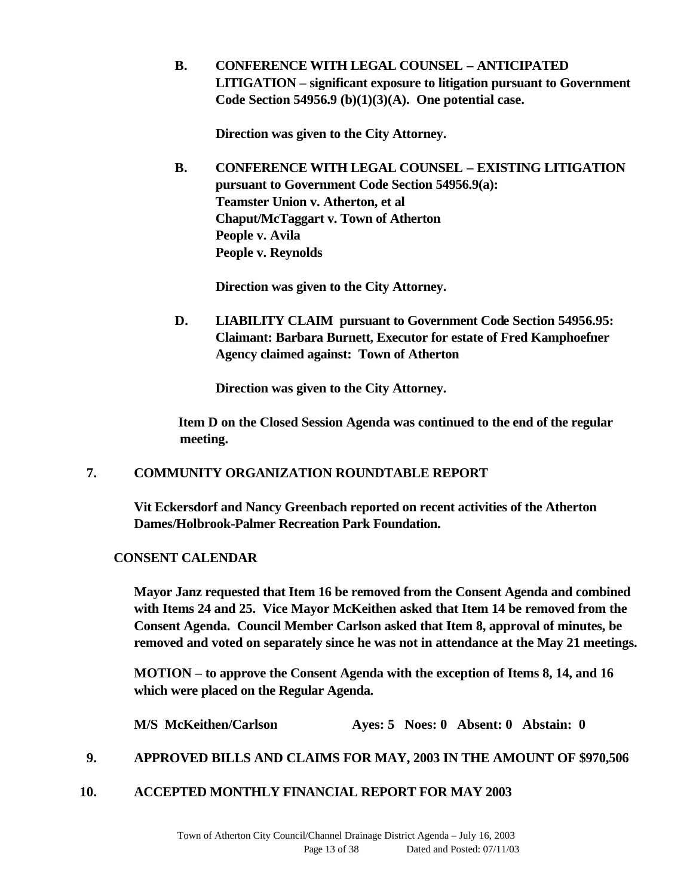**B. CONFERENCE WITH LEGAL COUNSEL – ANTICIPATED LITIGATION – significant exposure to litigation pursuant to Government Code Section 54956.9 (b)(1)(3)(A). One potential case.**

**Direction was given to the City Attorney.**

**B. CONFERENCE WITH LEGAL COUNSEL – EXISTING LITIGATION pursuant to Government Code Section 54956.9(a):**
**Teamster Union v. Atherton, et al**
**Chaput/McTaggart v. Town of Atherton**
**People v. Avila**
**People v. Reynolds**

**Direction was given to the City Attorney.**

**D. LIABILITY CLAIM pursuant to Government Code Section 54956.95:**
**Claimant: Barbara Burnett, Executor for estate of Fred Kamphoefner**
**Agency claimed against: Town of Atherton**

**Direction was given to the City Attorney.**

**Item D on the Closed Session Agenda was continued to the end of the regular meeting.**

## 7. COMMUNITY ORGANIZATION ROUNDTABLE REPORT

**Vit Eckersdorf and Nancy Greenbach reported on recent activities of the Atherton Dames/Holbrook-Palmer Recreation Park Foundation.**

## CONSENT CALENDAR

**Mayor Janz requested that Item 16 be removed from the Consent Agenda and combined with Items 24 and 25. Vice Mayor McKeithen asked that Item 14 be removed from the Consent Agenda. Council Member Carlson asked that Item 8, approval of minutes, be removed and voted on separately since he was not in attendance at the May 21 meetings.**

**MOTION – to approve the Consent Agenda with the exception of Items 8, 14, and 16 which were placed on the Regular Agenda.**

**M/S McKeithen/Carlson Ayes: 5 Noes: 0 Absent: 0 Abstain: 0**

## 9. APPROVED BILLS AND CLAIMS FOR MAY, 2003 IN THE AMOUNT OF $970,506

## 10. ACCEPTED MONTHLY FINANCIAL REPORT FOR MAY 2003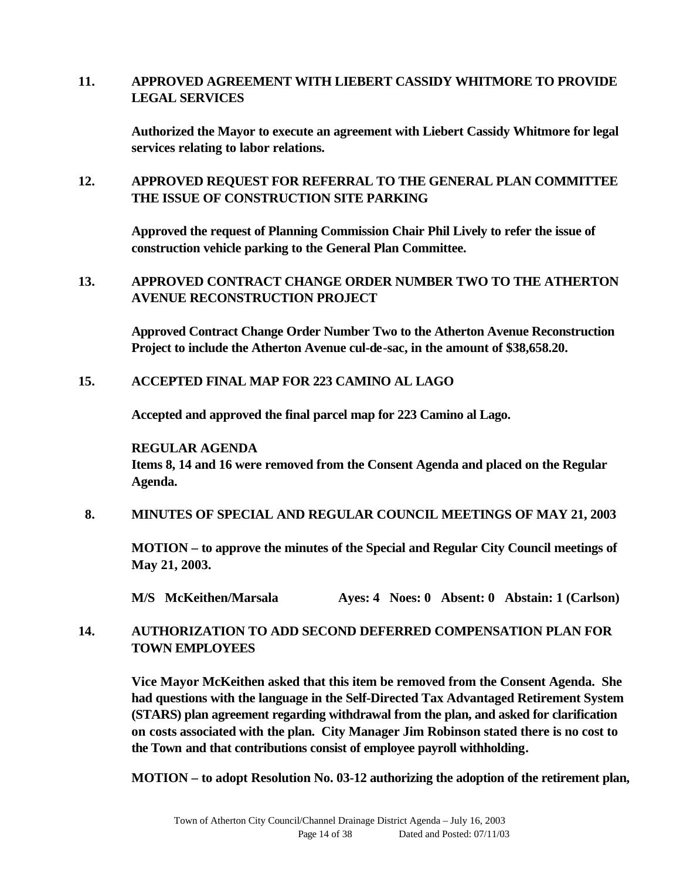**11. APPROVED AGREEMENT WITH LIEBERT CASSIDY WHITMORE TO PROVIDE LEGAL SERVICES**

**Authorized the Mayor to execute an agreement with Liebert Cassidy Whitmore for legal services relating to labor relations.**

**12. APPROVED REQUEST FOR REFERRAL TO THE GENERAL PLAN COMMITTEE THE ISSUE OF CONSTRUCTION SITE PARKING**

**Approved the request of Planning Commission Chair Phil Lively to refer the issue of construction vehicle parking to the General Plan Committee.**

**13. APPROVED CONTRACT CHANGE ORDER NUMBER TWO TO THE ATHERTON AVENUE RECONSTRUCTION PROJECT**

**Approved Contract Change Order Number Two to the Atherton Avenue Reconstruction Project to include the Atherton Avenue cul-de-sac, in the amount of $38,658.20.**

**15. ACCEPTED FINAL MAP FOR 223 CAMINO AL LAGO**

**Accepted and approved the final parcel map for 223 Camino al Lago.**

**REGULAR AGENDA**
**Items 8, 14 and 16 were removed from the Consent Agenda and placed on the Regular Agenda.**

**8. MINUTES OF SPECIAL AND REGULAR COUNCIL MEETINGS OF MAY 21, 2003**

**MOTION – to approve the minutes of the Special and Regular City Council meetings of May 21, 2003.**

**M/S McKeithen/Marsala Ayes: 4 Noes: 0 Absent: 0 Abstain: 1 (Carlson)**

**14. AUTHORIZATION TO ADD SECOND DEFERRED COMPENSATION PLAN FOR TOWN EMPLOYEES**

**Vice Mayor McKeithen asked that this item be removed from the Consent Agenda. She had questions with the language in the Self-Directed Tax Advantaged Retirement System (STARS) plan agreement regarding withdrawal from the plan, and asked for clarification on costs associated with the plan. City Manager Jim Robinson stated there is no cost to the Town and that contributions consist of employee payroll withholding.**

**MOTION – to adopt Resolution No. 03-12 authorizing the adoption of the retirement plan,**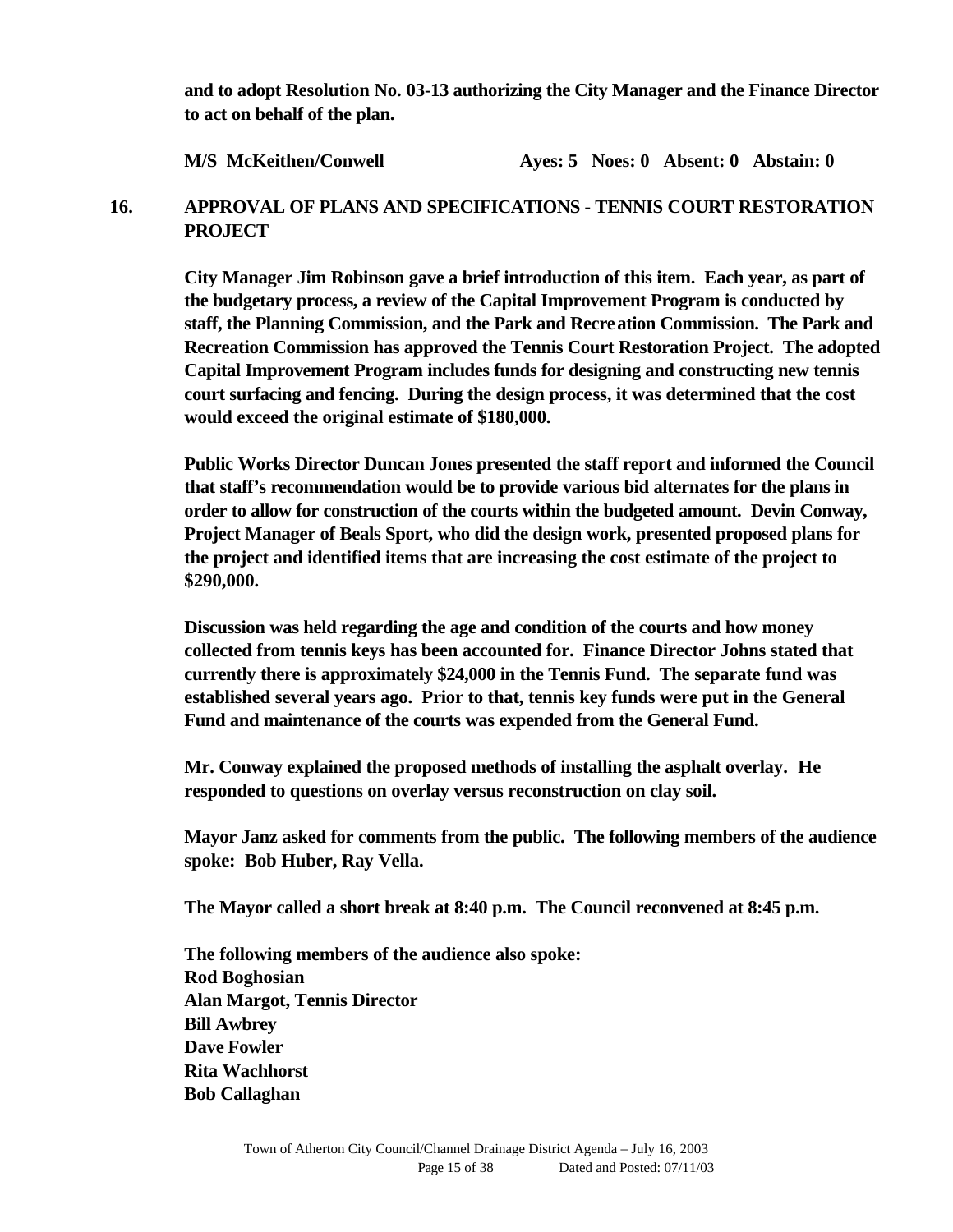**and to adopt Resolution No. 03-13 authorizing the City Manager and the Finance Director to act on behalf of the plan.**

**M/S McKeithen/Conwell Ayes: 5 Noes: 0 Absent: 0 Abstain: 0**

## 16. APPROVAL OF PLANS AND SPECIFICATIONS - TENNIS COURT RESTORATION PROJECT

**City Manager Jim Robinson gave a brief introduction of this item. Each year, as part of the budgetary process, a review of the Capital Improvement Program is conducted by staff, the Planning Commission, and the Park and Recreation Commission. The Park and Recreation Commission has approved the Tennis Court Restoration Project. The adopted Capital Improvement Program includes funds for designing and constructing new tennis court surfacing and fencing. During the design process, it was determined that the cost would exceed the original estimate of $180,000.**

**Public Works Director Duncan Jones presented the staff report and informed the Council that staff's recommendation would be to provide various bid alternates for the plans in order to allow for construction of the courts within the budgeted amount. Devin Conway, Project Manager of Beals Sport, who did the design work, presented proposed plans for the project and identified items that are increasing the cost estimate of the project to $290,000.**

**Discussion was held regarding the age and condition of the courts and how money collected from tennis keys has been accounted for. Finance Director Johns stated that currently there is approximately $24,000 in the Tennis Fund. The separate fund was established several years ago. Prior to that, tennis key funds were put in the General Fund and maintenance of the courts was expended from the General Fund.**

**Mr. Conway explained the proposed methods of installing the asphalt overlay. He responded to questions on overlay versus reconstruction on clay soil.**

**Mayor Janz asked for comments from the public. The following members of the audience spoke: Bob Huber, Ray Vella.**

**The Mayor called a short break at 8:40 p.m. The Council reconvened at 8:45 p.m.**

**The following members of the audience also spoke:**
**Rod Boghosian**
**Alan Margot, Tennis Director**
**Bill Awbrey**
**Dave Fowler**
**Rita Wachhorst**
**Bob Callaghan**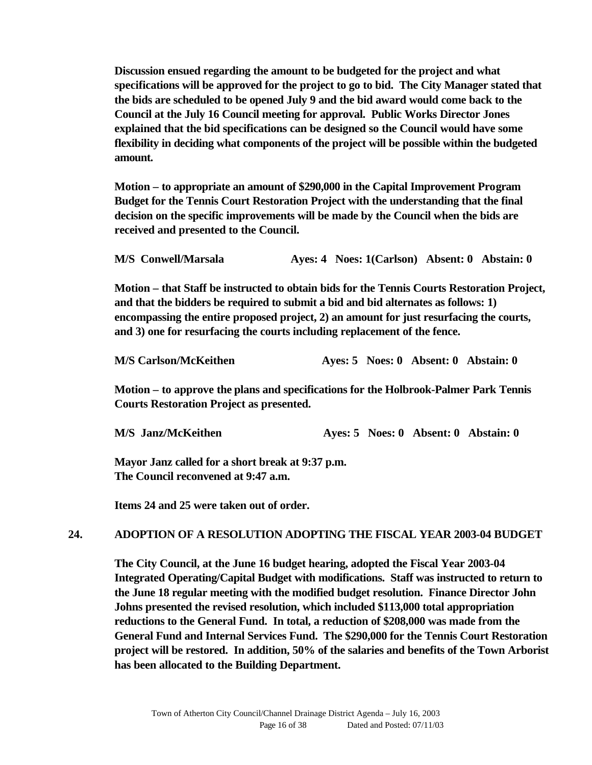**Discussion ensued regarding the amount to be budgeted for the project and what specifications will be approved for the project to go to bid. The City Manager stated that the bids are scheduled to be opened July 9 and the bid award would come back to the Council at the July 16 Council meeting for approval. Public Works Director Jones explained that the bid specifications can be designed so the Council would have some flexibility in deciding what components of the project will be possible within the budgeted amount.**

**Motion – to appropriate an amount of $290,000 in the Capital Improvement Program Budget for the Tennis Court Restoration Project with the understanding that the final decision on the specific improvements will be made by the Council when the bids are received and presented to the Council.**

**M/S Conwell/Marsala Ayes: 4 Noes: 1(Carlson) Absent: 0 Abstain: 0**

**Motion – that Staff be instructed to obtain bids for the Tennis Courts Restoration Project, and that the bidders be required to submit a bid and bid alternates as follows: 1) encompassing the entire proposed project, 2) an amount for just resurfacing the courts, and 3) one for resurfacing the courts including replacement of the fence.**

**M/S Carlson/McKeithen Ayes: 5 Noes: 0 Absent: 0 Abstain: 0**

**Motion – to approve the plans and specifications for the Holbrook-Palmer Park Tennis Courts Restoration Project as presented.**

**M/S Janz/McKeithen Ayes: 5 Noes: 0 Absent: 0 Abstain: 0**

**Mayor Janz called for a short break at 9:37 p.m.**
**The Council reconvened at 9:47 a.m.**

**Items 24 and 25 were taken out of order.**

## 24. ADOPTION OF A RESOLUTION ADOPTING THE FISCAL YEAR 2003-04 BUDGET

**The City Council, at the June 16 budget hearing, adopted the Fiscal Year 2003-04 Integrated Operating/Capital Budget with modifications. Staff was instructed to return to the June 18 regular meeting with the modified budget resolution. Finance Director John Johns presented the revised resolution, which included $113,000 total appropriation reductions to the General Fund. In total, a reduction of $208,000 was made from the General Fund and Internal Services Fund. The $290,000 for the Tennis Court Restoration project will be restored. In addition, 50% of the salaries and benefits of the Town Arborist has been allocated to the Building Department.**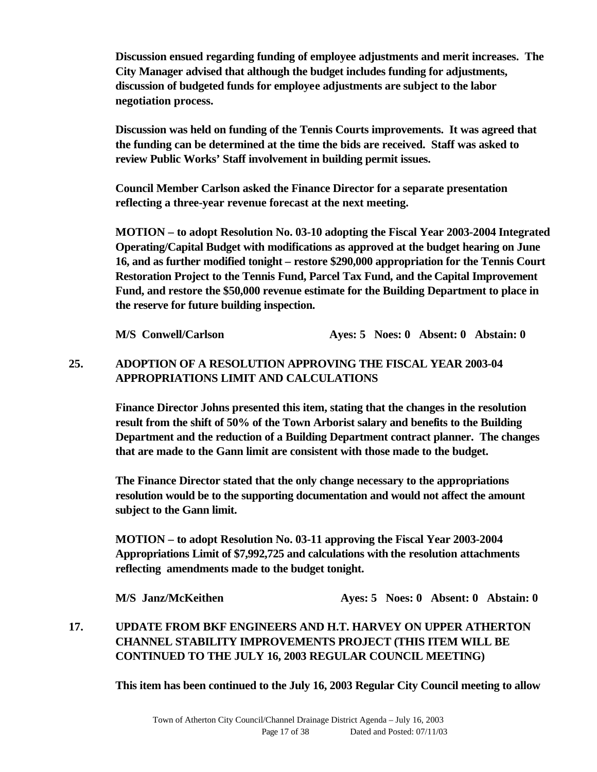**Discussion ensued regarding funding of employee adjustments and merit increases. The City Manager advised that although the budget includes funding for adjustments, discussion of budgeted funds for employee adjustments are subject to the labor negotiation process.**

**Discussion was held on funding of the Tennis Courts improvements. It was agreed that the funding can be determined at the time the bids are received. Staff was asked to review Public Works' Staff involvement in building permit issues.**

**Council Member Carlson asked the Finance Director for a separate presentation reflecting a three-year revenue forecast at the next meeting.**

**MOTION – to adopt Resolution No. 03-10 adopting the Fiscal Year 2003-2004 Integrated Operating/Capital Budget with modifications as approved at the budget hearing on June 16, and as further modified tonight – restore \$290,000 appropriation for the Tennis Court Restoration Project to the Tennis Fund, Parcel Tax Fund, and the Capital Improvement Fund, and restore the \$50,000 revenue estimate for the Building Department to place in the reserve for future building inspection.**

**M/S Conwell/Carlson Ayes: 5 Noes: 0 Absent: 0 Abstain: 0**

## 25. ADOPTION OF A RESOLUTION APPROVING THE FISCAL YEAR 2003-04 APPROPRIATIONS LIMIT AND CALCULATIONS

**Finance Director Johns presented this item, stating that the changes in the resolution result from the shift of 50% of the Town Arborist salary and benefits to the Building Department and the reduction of a Building Department contract planner. The changes that are made to the Gann limit are consistent with those made to the budget.**

**The Finance Director stated that the only change necessary to the appropriations resolution would be to the supporting documentation and would not affect the amount subject to the Gann limit.**

**MOTION – to adopt Resolution No. 03-11 approving the Fiscal Year 2003-2004 Appropriations Limit of \$7,992,725 and calculations with the resolution attachments reflecting amendments made to the budget tonight.**

**M/S Janz/McKeithen Ayes: 5 Noes: 0 Absent: 0 Abstain: 0**

## 17. UPDATE FROM BKF ENGINEERS AND H.T. HARVEY ON UPPER ATHERTON CHANNEL STABILITY IMPROVEMENTS PROJECT (THIS ITEM WILL BE CONTINUED TO THE JULY 16, 2003 REGULAR COUNCIL MEETING)

**This item has been continued to the July 16, 2003 Regular City Council meeting to allow**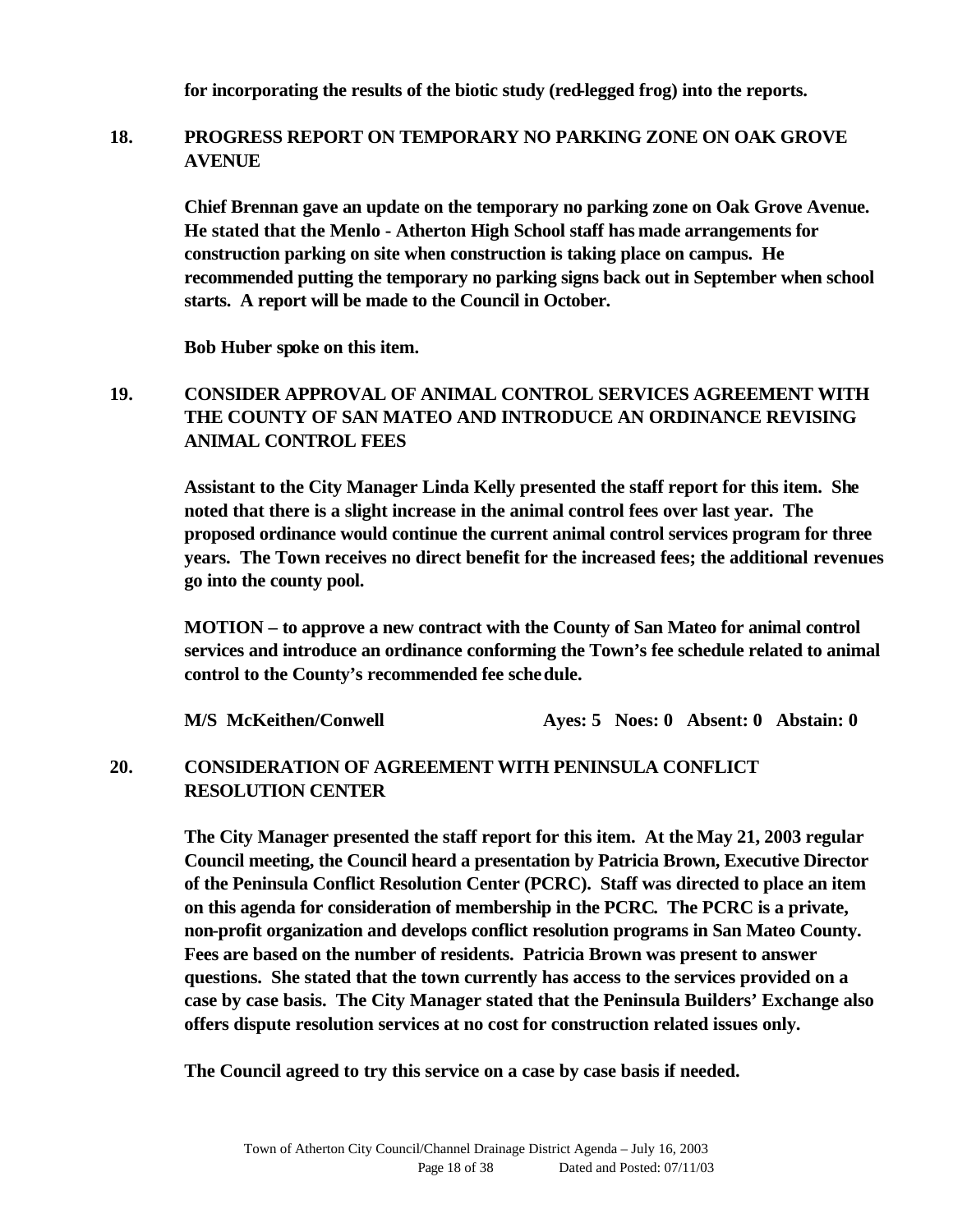**for incorporating the results of the biotic study (red-legged frog) into the reports.**

## 18. PROGRESS REPORT ON TEMPORARY NO PARKING ZONE ON OAK GROVE AVENUE

**Chief Brennan gave an update on the temporary no parking zone on Oak Grove Avenue. He stated that the Menlo - Atherton High School staff has made arrangements for construction parking on site when construction is taking place on campus. He recommended putting the temporary no parking signs back out in September when school starts. A report will be made to the Council in October.**

**Bob Huber spoke on this item.**

## 19. CONSIDER APPROVAL OF ANIMAL CONTROL SERVICES AGREEMENT WITH THE COUNTY OF SAN MATEO AND INTRODUCE AN ORDINANCE REVISING ANIMAL CONTROL FEES

**Assistant to the City Manager Linda Kelly presented the staff report for this item. She noted that there is a slight increase in the animal control fees over last year. The proposed ordinance would continue the current animal control services program for three years. The Town receives no direct benefit for the increased fees; the additional revenues go into the county pool.**

**MOTION – to approve a new contract with the County of San Mateo for animal control services and introduce an ordinance conforming the Town's fee schedule related to animal control to the County's recommended fee schedule.**

**M/S McKeithen/Conwell Ayes: 5 Noes: 0 Absent: 0 Abstain: 0**

## 20. CONSIDERATION OF AGREEMENT WITH PENINSULA CONFLICT RESOLUTION CENTER

**The City Manager presented the staff report for this item. At the May 21, 2003 regular Council meeting, the Council heard a presentation by Patricia Brown, Executive Director of the Peninsula Conflict Resolution Center (PCRC). Staff was directed to place an item on this agenda for consideration of membership in the PCRC. The PCRC is a private, non-profit organization and develops conflict resolution programs in San Mateo County. Fees are based on the number of residents. Patricia Brown was present to answer questions. She stated that the town currently has access to the services provided on a case by case basis. The City Manager stated that the Peninsula Builders' Exchange also offers dispute resolution services at no cost for construction related issues only.**

**The Council agreed to try this service on a case by case basis if needed.**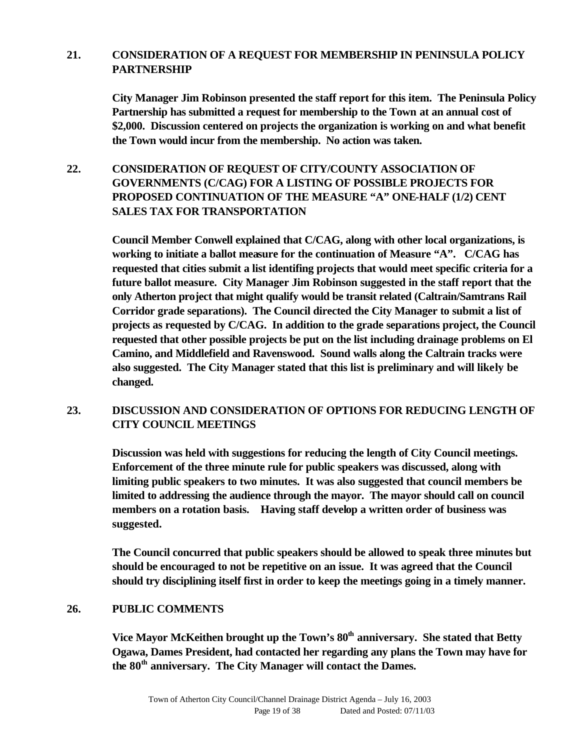**21. CONSIDERATION OF A REQUEST FOR MEMBERSHIP IN PENINSULA POLICY PARTNERSHIP**

**City Manager Jim Robinson presented the staff report for this item. The Peninsula Policy Partnership has submitted a request for membership to the Town at an annual cost of $2,000. Discussion centered on projects the organization is working on and what benefit the Town would incur from the membership. No action was taken.**

**22. CONSIDERATION OF REQUEST OF CITY/COUNTY ASSOCIATION OF GOVERNMENTS (C/CAG) FOR A LISTING OF POSSIBLE PROJECTS FOR PROPOSED CONTINUATION OF THE MEASURE "A" ONE-HALF (1/2) CENT SALES TAX FOR TRANSPORTATION**

**Council Member Conwell explained that C/CAG, along with other local organizations, is working to initiate a ballot measure for the continuation of Measure "A". C/CAG has requested that cities submit a list identifing projects that would meet specific criteria for a future ballot measure. City Manager Jim Robinson suggested in the staff report that the only Atherton project that might qualify would be transit related (Caltrain/Samtrans Rail Corridor grade separations). The Council directed the City Manager to submit a list of projects as requested by C/CAG. In addition to the grade separations project, the Council requested that other possible projects be put on the list including drainage problems on El Camino, and Middlefield and Ravenswood. Sound walls along the Caltrain tracks were also suggested. The City Manager stated that this list is preliminary and will likely be changed.**

**23. DISCUSSION AND CONSIDERATION OF OPTIONS FOR REDUCING LENGTH OF CITY COUNCIL MEETINGS**

**Discussion was held with suggestions for reducing the length of City Council meetings. Enforcement of the three minute rule for public speakers was discussed, along with limiting public speakers to two minutes. It was also suggested that council members be limited to addressing the audience through the mayor. The mayor should call on council members on a rotation basis. Having staff develop a written order of business was suggested.**

**The Council concurred that public speakers should be allowed to speak three minutes but should be encouraged to not be repetitive on an issue. It was agreed that the Council should try disciplining itself first in order to keep the meetings going in a timely manner.**

**26. PUBLIC COMMENTS**

**Vice Mayor McKeithen brought up the Town's 80th anniversary. She stated that Betty Ogawa, Dames President, had contacted her regarding any plans the Town may have for the 80th anniversary. The City Manager will contact the Dames.**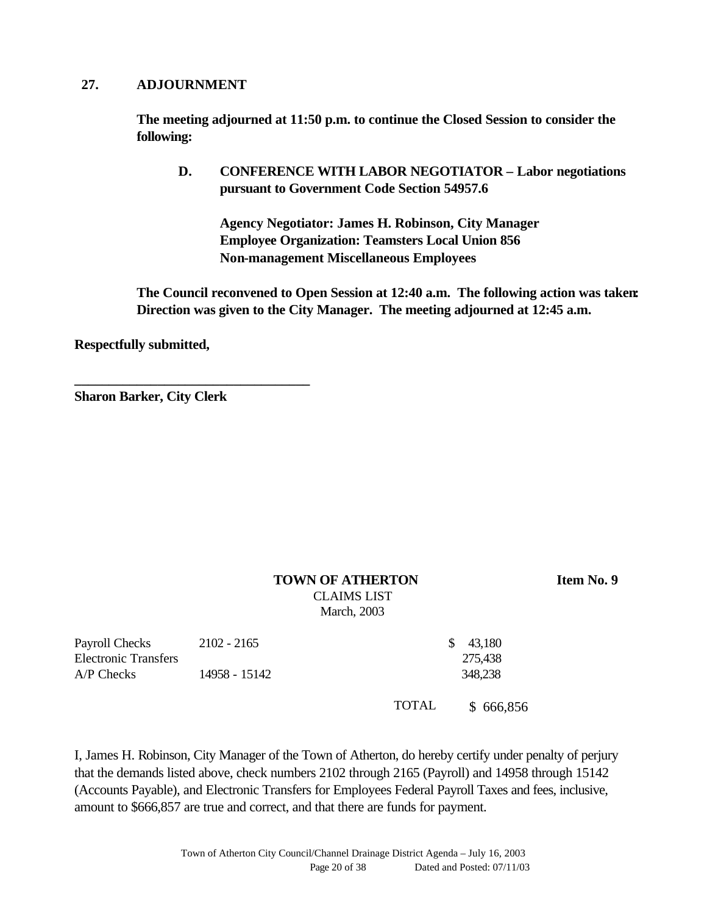**27. ADJOURNMENT**

**The meeting adjourned at 11:50 p.m. to continue the Closed Session to consider the following:**

**D. CONFERENCE WITH LABOR NEGOTIATOR – Labor negotiations pursuant to Government Code Section 54957.6**

**Agency Negotiator: James H. Robinson, City Manager**
**Employee Organization: Teamsters Local Union 856**
**Non-management Miscellaneous Employees**

**The Council reconvened to Open Session at 12:40 a.m. The following action was taken: Direction was given to the City Manager. The meeting adjourned at 12:45 a.m.**

**Respectfully submitted,**

**\_\_\_\_\_\_\_\_\_\_\_\_\_\_\_\_\_\_\_\_\_\_\_\_\_\_\_\_\_\_\_\_\_\_**
**Sharon Barker, City Clerk**

**TOWN OF ATHERTON** **Item No. 9**

CLAIMS LIST
March, 2003

| | | | |
|---|---|---|---|
| Payroll Checks | 2102 - 2165 | | $ 43,180 |
| Electronic Transfers | | | 275,438 |
| A/P Checks | 14958 - 15142 | | 348,238 |
| | | TOTAL | $ 666,856 |

I, James H. Robinson, City Manager of the Town of Atherton, do hereby certify under penalty of perjury that the demands listed above, check numbers 2102 through 2165 (Payroll) and 14958 through 15142 (Accounts Payable), and Electronic Transfers for Employees Federal Payroll Taxes and fees, inclusive, amount to $666,857 are true and correct, and that there are funds for payment.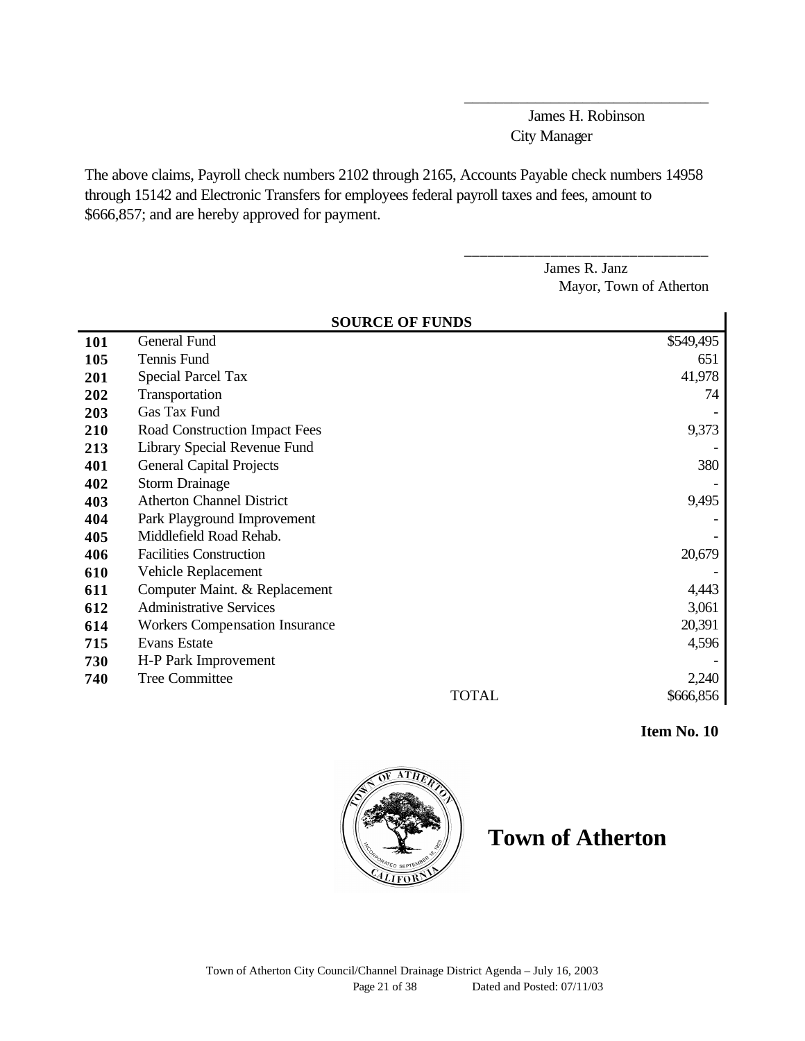\_\_\_\_\_\_\_\_\_\_\_\_\_\_\_\_\_\_\_\_\_\_\_\_\_\_\_\_\_\_

James H. Robinson
City Manager

The above claims, Payroll check numbers 2102 through 2165, Accounts Payable check numbers 14958 through 15142 and Electronic Transfers for employees federal payroll taxes and fees, amount to $666,857; and are hereby approved for payment.

\_\_\_\_\_\_\_\_\_\_\_\_\_\_\_\_\_\_\_\_\_\_\_\_\_\_\_\_\_\_

James R. Janz
Mayor, Town of Atherton

| | SOURCE OF FUNDS | |
|---|---|---|
| **101** | General Fund | $549,495 |
| **105** | Tennis Fund | 651 |
| **201** | Special Parcel Tax | 41,978 |
| **202** | Transportation | 74 |
| **203** | Gas Tax Fund | - |
| **210** | Road Construction Impact Fees | 9,373 |
| **213** | Library Special Revenue Fund | - |
| **401** | General Capital Projects | 380 |
| **402** | Storm Drainage | - |
| **403** | Atherton Channel District | 9,495 |
| **404** | Park Playground Improvement | - |
| **405** | Middlefield Road Rehab. | - |
| **406** | Facilities Construction | 20,679 |
| **610** | Vehicle Replacement | - |
| **611** | Computer Maint. & Replacement | 4,443 |
| **612** | Administrative Services | 3,061 |
| **614** | Workers Compensation Insurance | 20,391 |
| **715** | Evans Estate | 4,596 |
| **730** | H-P Park Improvement | - |
| **740** | Tree Committee | 2,240 |
| | TOTAL | $666,856 |

**Item No. 10**

# Town of Atherton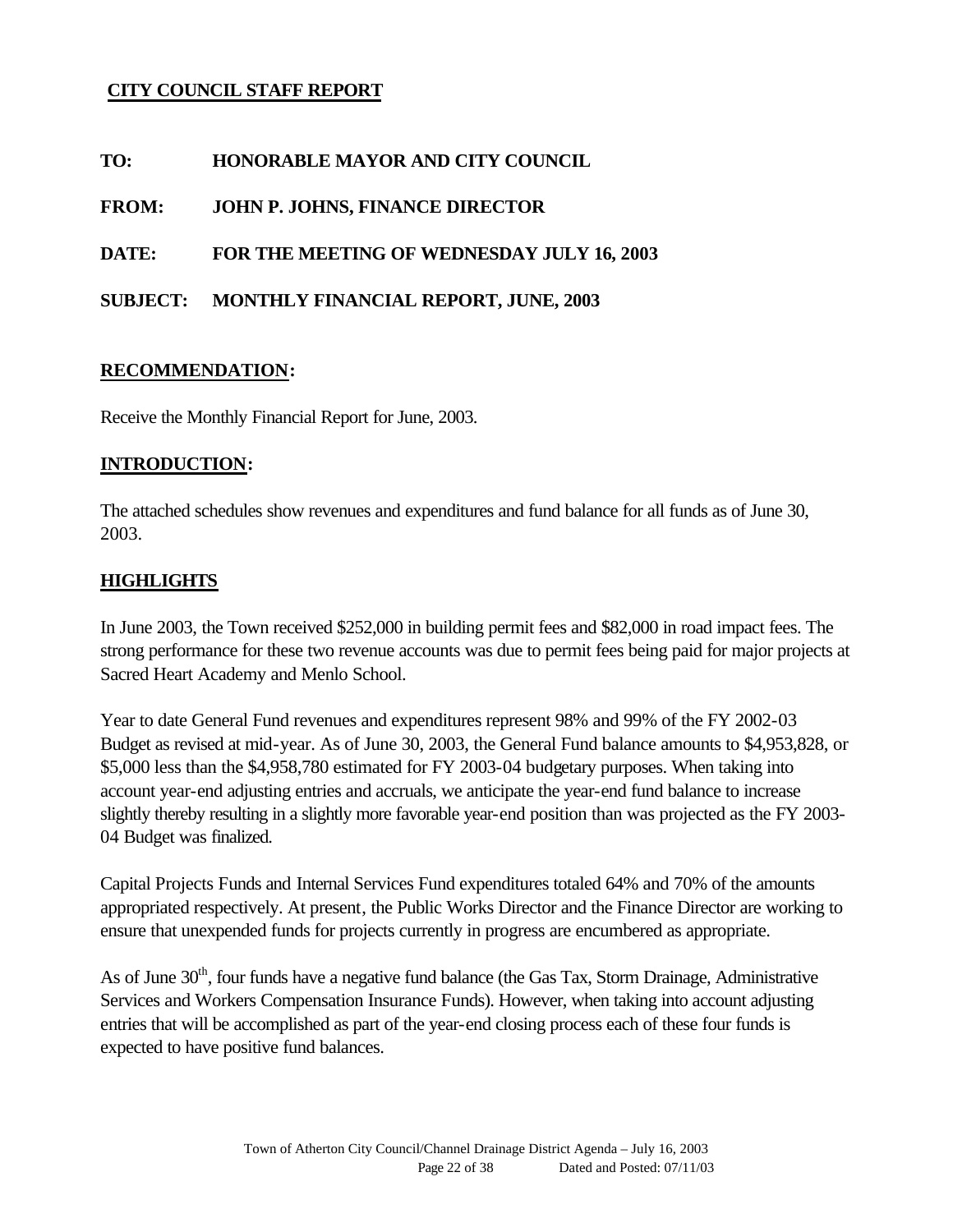**CITY COUNCIL STAFF REPORT**

**TO:** HONORABLE MAYOR AND CITY COUNCIL

**FROM:** JOHN P. JOHNS, FINANCE DIRECTOR

**DATE:** FOR THE MEETING OF WEDNESDAY JULY 16, 2003

**SUBJECT:** MONTHLY FINANCIAL REPORT, JUNE, 2003

## RECOMMENDATION:

Receive the Monthly Financial Report for June, 2003.

## INTRODUCTION:

The attached schedules show revenues and expenditures and fund balance for all funds as of June 30, 2003.

## HIGHLIGHTS

In June 2003, the Town received $252,000 in building permit fees and $82,000 in road impact fees. The strong performance for these two revenue accounts was due to permit fees being paid for major projects at Sacred Heart Academy and Menlo School.

Year to date General Fund revenues and expenditures represent 98% and 99% of the FY 2002-03 Budget as revised at mid-year. As of June 30, 2003, the General Fund balance amounts to $4,953,828, or $5,000 less than the $4,958,780 estimated for FY 2003-04 budgetary purposes. When taking into account year-end adjusting entries and accruals, we anticipate the year-end fund balance to increase slightly thereby resulting in a slightly more favorable year-end position than was projected as the FY 2003-04 Budget was finalized.

Capital Projects Funds and Internal Services Fund expenditures totaled 64% and 70% of the amounts appropriated respectively. At present, the Public Works Director and the Finance Director are working to ensure that unexpended funds for projects currently in progress are encumbered as appropriate.

As of June 30th, four funds have a negative fund balance (the Gas Tax, Storm Drainage, Administrative Services and Workers Compensation Insurance Funds). However, when taking into account adjusting entries that will be accomplished as part of the year-end closing process each of these four funds is expected to have positive fund balances.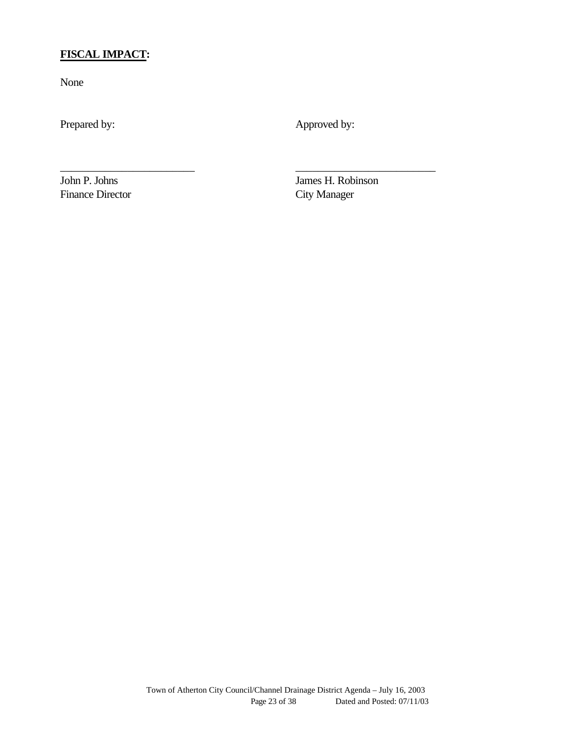**FISCAL IMPACT:**

None

| Prepared by: | Approved by: |
| --- | --- |
| \_\_\_\_\_\_\_\_\_\_\_\_\_\_\_\_\_\_\_\_\_\_\_\_ | \_\_\_\_\_\_\_\_\_\_\_\_\_\_\_\_\_\_\_\_\_\_\_\_\_\_ |
| John P. Johns<br>Finance Director | James H. Robinson<br>City Manager |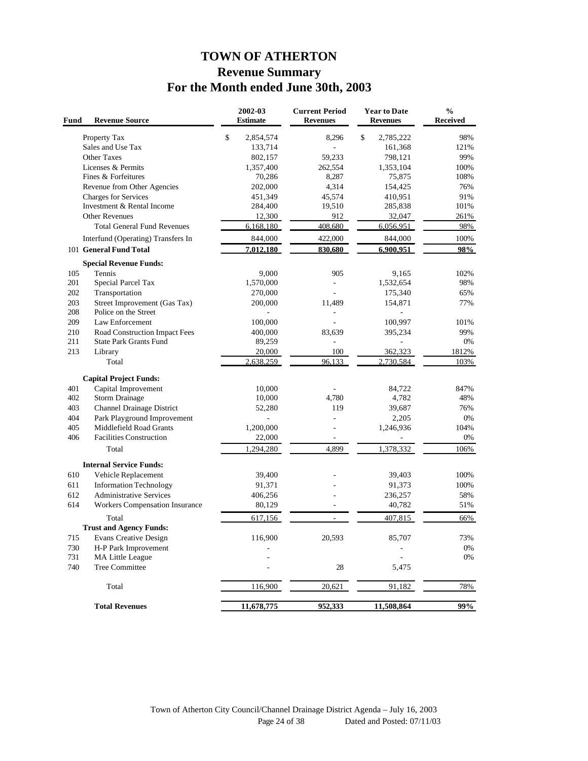# TOWN OF ATHERTON
## Revenue Summary
## For the Month ended June 30th, 2003

| Fund | Revenue Source | 2002-03 Estimate | Current Period Revenues | Year to Date Revenues | % Received |
|---|---|---|---|---|---|
| | Property Tax | $ 2,854,574 | 8,296 | $ 2,785,222 | 98% |
| | Sales and Use Tax | 133,714 | - | 161,368 | 121% |
| | Other Taxes | 802,157 | 59,233 | 798,121 | 99% |
| | Licenses & Permits | 1,357,400 | 262,554 | 1,353,104 | 100% |
| | Fines & Forfeitures | 70,286 | 8,287 | 75,875 | 108% |
| | Revenue from Other Agencies | 202,000 | 4,314 | 154,425 | 76% |
| | Charges for Services | 451,349 | 45,574 | 410,951 | 91% |
| | Investment & Rental Income | 284,400 | 19,510 | 285,838 | 101% |
| | Other Revenues | 12,300 | 912 | 32,047 | 261% |
| | Total General Fund Revenues | 6,168,180 | 408,680 | 6,056,951 | 98% |
| | Interfund (Operating) Transfers In | 844,000 | 422,000 | 844,000 | 100% |
| 101 | **General Fund Total** | **7,012,180** | **830,680** | **6,900,951** | **98%** |
| | **Special Revenue Funds:** | | | | |
| 105 | Tennis | 9,000 | 905 | 9,165 | 102% |
| 201 | Special Parcel Tax | 1,570,000 | - | 1,532,654 | 98% |
| 202 | Transportation | 270,000 | - | 175,340 | 65% |
| 203 | Street Improvement (Gas Tax) | 200,000 | 11,489 | 154,871 | 77% |
| 208 | Police on the Street | - | - | - | |
| 209 | Law Enforcement | 100,000 | - | 100,997 | 101% |
| 210 | Road Construction Impact Fees | 400,000 | 83,639 | 395,234 | 99% |
| 211 | State Park Grants Fund | 89,259 | - | - | 0% |
| 213 | Library | 20,000 | 100 | 362,323 | 1812% |
| | Total | 2,638,259 | 96,133 | 2,730,584 | 103% |
| | **Capital Project Funds:** | | | | |
| 401 | Capital Improvement | 10,000 | - | 84,722 | 847% |
| 402 | Storm Drainage | 10,000 | 4,780 | 4,782 | 48% |
| 403 | Channel Drainage District | 52,280 | 119 | 39,687 | 76% |
| 404 | Park Playground Improvement | - | - | 2,205 | 0% |
| 405 | Middlefield Road Grants | 1,200,000 | - | 1,246,936 | 104% |
| 406 | Facilities Construction | 22,000 | - | - | 0% |
| | Total | 1,294,280 | 4,899 | 1,378,332 | 106% |
| | **Internal Service Funds:** | | | | |
| 610 | Vehicle Replacement | 39,400 | - | 39,403 | 100% |
| 611 | Information Technology | 91,371 | - | 91,373 | 100% |
| 612 | Administrative Services | 406,256 | - | 236,257 | 58% |
| 614 | Workers Compensation Insurance | 80,129 | - | 40,782 | 51% |
| | Total | 617,156 | - | 407,815 | 66% |
| | **Trust and Agency Funds:** | | | | |
| 715 | Evans Creative Design | 116,900 | 20,593 | 85,707 | 73% |
| 730 | H-P Park Improvement | - | - | - | 0% |
| 731 | MA Little League | - | | - | 0% |
| 740 | Tree Committee | - | 28 | 5,475 | |
| | Total | 116,900 | 20,621 | 91,182 | 78% |
| | **Total Revenues** | **11,678,775** | **952,333** | **11,508,864** | **99%** |

Town of Atherton City Council/Channel Drainage District Agenda – July 16, 2003
Dated and Posted: 07/11/03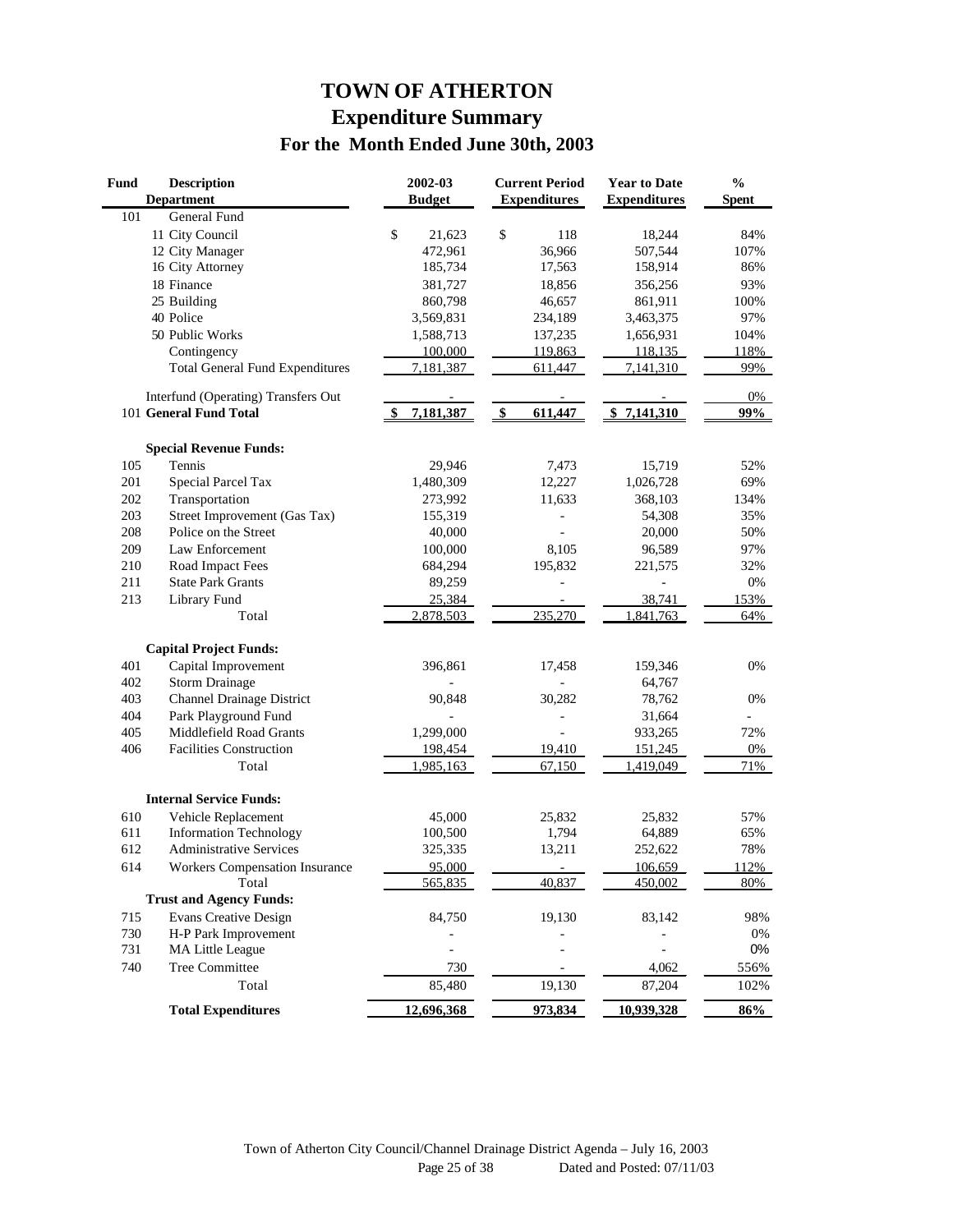# TOWN OF ATHERTON
## Expenditure Summary
### For the Month Ended June 30th, 2003

| Fund | Description<br>Department | 2002-03<br>Budget | Current Period<br>Expenditures | Year to Date<br>Expenditures | %<br>Spent |
|---|---|---|---|---|---|
| 101 | General Fund | | | | |
| | 11 City Council | $ 21,623 | $ 118 | 18,244 | 84% |
| | 12 City Manager | 472,961 | 36,966 | 507,544 | 107% |
| | 16 City Attorney | 185,734 | 17,563 | 158,914 | 86% |
| | 18 Finance | 381,727 | 18,856 | 356,256 | 93% |
| | 25 Building | 860,798 | 46,657 | 861,911 | 100% |
| | 40 Police | 3,569,831 | 234,189 | 3,463,375 | 97% |
| | 50 Public Works | 1,588,713 | 137,235 | 1,656,931 | 104% |
| | Contingency | 100,000 | 119,863 | 118,135 | 118% |
| | Total General Fund Expenditures | 7,181,387 | 611,447 | 7,141,310 | 99% |
| | Interfund (Operating) Transfers Out | - | - | - | 0% |
| 101 | **General Fund Total** | **$ 7,181,387** | **$ 611,447** | **$ 7,141,310** | **99%** |
| | **Special Revenue Funds:** | | | | |
| 105 | Tennis | 29,946 | 7,473 | 15,719 | 52% |
| 201 | Special Parcel Tax | 1,480,309 | 12,227 | 1,026,728 | 69% |
| 202 | Transportation | 273,992 | 11,633 | 368,103 | 134% |
| 203 | Street Improvement (Gas Tax) | 155,319 | - | 54,308 | 35% |
| 208 | Police on the Street | 40,000 | - | 20,000 | 50% |
| 209 | Law Enforcement | 100,000 | 8,105 | 96,589 | 97% |
| 210 | Road Impact Fees | 684,294 | 195,832 | 221,575 | 32% |
| 211 | State Park Grants | 89,259 | - | - | 0% |
| 213 | Library Fund | 25,384 | - | 38,741 | 153% |
| | Total | 2,878,503 | 235,270 | 1,841,763 | 64% |
| | **Capital Project Funds:** | | | | |
| 401 | Capital Improvement | 396,861 | 17,458 | 159,346 | 0% |
| 402 | Storm Drainage | - | - | 64,767 | |
| 403 | Channel Drainage District | 90,848 | 30,282 | 78,762 | 0% |
| 404 | Park Playground Fund | - | - | 31,664 | - |
| 405 | Middlefield Road Grants | 1,299,000 | - | 933,265 | 72% |
| 406 | Facilities Construction | 198,454 | 19,410 | 151,245 | 0% |
| | Total | 1,985,163 | 67,150 | 1,419,049 | 71% |
| | **Internal Service Funds:** | | | | |
| 610 | Vehicle Replacement | 45,000 | 25,832 | 25,832 | 57% |
| 611 | Information Technology | 100,500 | 1,794 | 64,889 | 65% |
| 612 | Administrative Services | 325,335 | 13,211 | 252,622 | 78% |
| 614 | Workers Compensation Insurance | 95,000 | - | 106,659 | 112% |
| | Total | 565,835 | 40,837 | 450,002 | 80% |
| | **Trust and Agency Funds:** | | | | |
| 715 | Evans Creative Design | 84,750 | 19,130 | 83,142 | 98% |
| 730 | H-P Park Improvement | - | - | - | 0% |
| 731 | MA Little League | - | - | - | 0% |
| 740 | Tree Committee | 730 | - | 4,062 | 556% |
| | Total | 85,480 | 19,130 | 87,204 | 102% |
| | **Total Expenditures** | **12,696,368** | **973,834** | **10,939,328** | **86%** |

Town of Atherton City Council/Channel Drainage District Agenda – July 16, 2003
Page 25 of 38 Dated and Posted: 07/11/03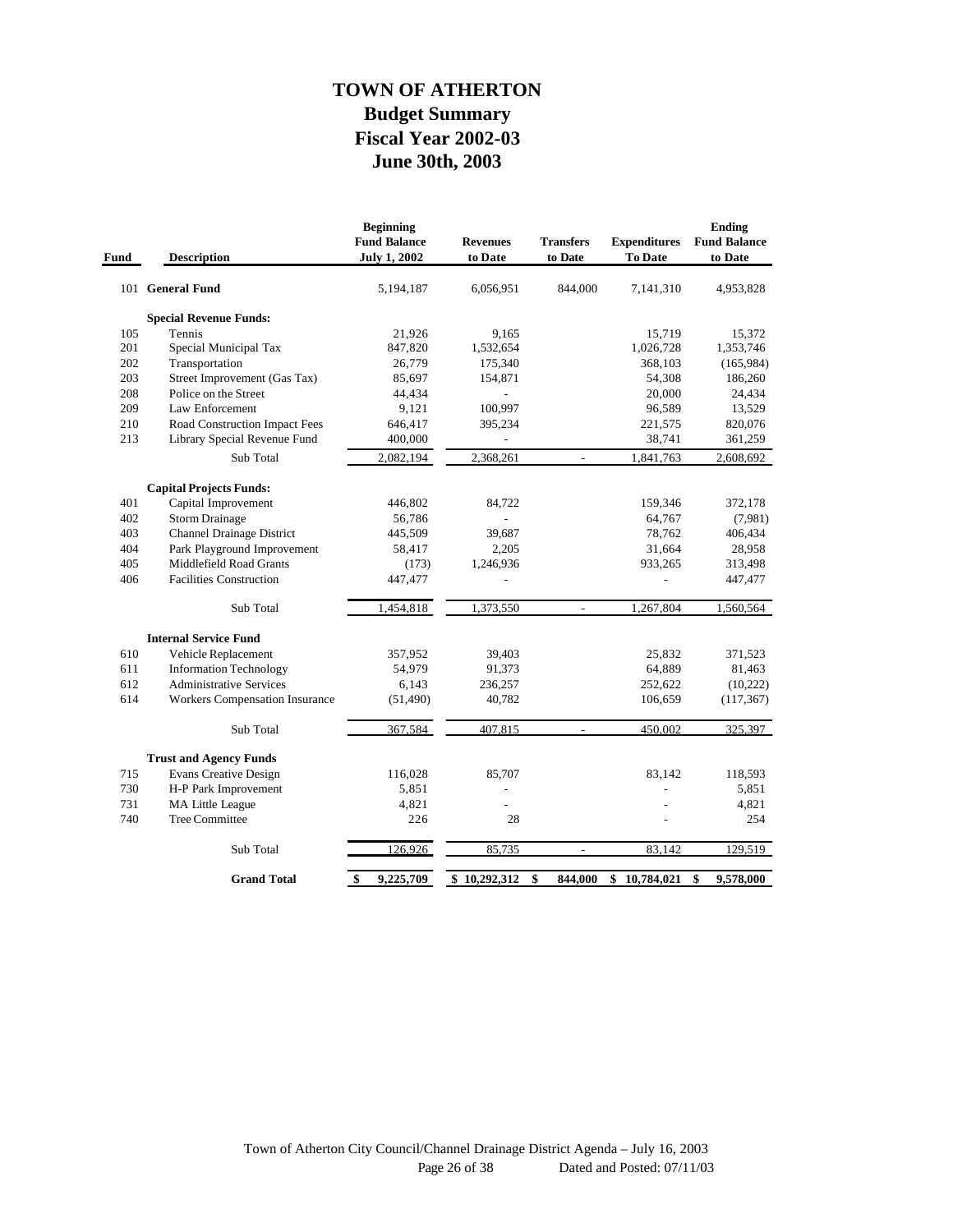# TOWN OF ATHERTON
## Budget Summary
## Fiscal Year 2002-03
## June 30th, 2003

| Fund | Description | Beginning Fund Balance July 1, 2002 | Revenues to Date | Transfers to Date | Expenditures To Date | Ending Fund Balance to Date |
|---|---|---|---|---|---|---|
| 101 | **General Fund** | 5,194,187 | 6,056,951 | 844,000 | 7,141,310 | 4,953,828 |
| | **Special Revenue Funds:** | | | | | |
| 105 | Tennis | 21,926 | 9,165 | | 15,719 | 15,372 |
| 201 | Special Municipal Tax | 847,820 | 1,532,654 | | 1,026,728 | 1,353,746 |
| 202 | Transportation | 26,779 | 175,340 | | 368,103 | (165,984) |
| 203 | Street Improvement (Gas Tax) | 85,697 | 154,871 | | 54,308 | 186,260 |
| 208 | Police on the Street | 44,434 | - | | 20,000 | 24,434 |
| 209 | Law Enforcement | 9,121 | 100,997 | | 96,589 | 13,529 |
| 210 | Road Construction Impact Fees | 646,417 | 395,234 | | 221,575 | 820,076 |
| 213 | Library Special Revenue Fund | 400,000 | - | | 38,741 | 361,259 |
| | Sub Total | 2,082,194 | 2,368,261 | - | 1,841,763 | 2,608,692 |
| | **Capital Projects Funds:** | | | | | |
| 401 | Capital Improvement | 446,802 | 84,722 | | 159,346 | 372,178 |
| 402 | Storm Drainage | 56,786 | - | | 64,767 | (7,981) |
| 403 | Channel Drainage District | 445,509 | 39,687 | | 78,762 | 406,434 |
| 404 | Park Playground Improvement | 58,417 | 2,205 | | 31,664 | 28,958 |
| 405 | Middlefield Road Grants | (173) | 1,246,936 | | 933,265 | 313,498 |
| 406 | Facilities Construction | 447,477 | - | | - | 447,477 |
| | Sub Total | 1,454,818 | 1,373,550 | - | 1,267,804 | 1,560,564 |
| | **Internal Service Fund** | | | | | |
| 610 | Vehicle Replacement | 357,952 | 39,403 | | 25,832 | 371,523 |
| 611 | Information Technology | 54,979 | 91,373 | | 64,889 | 81,463 |
| 612 | Administrative Services | 6,143 | 236,257 | | 252,622 | (10,222) |
| 614 | Workers Compensation Insurance | (51,490) | 40,782 | | 106,659 | (117,367) |
| | Sub Total | 367,584 | 407,815 | - | 450,002 | 325,397 |
| | **Trust and Agency Funds** | | | | | |
| 715 | Evans Creative Design | 116,028 | 85,707 | | 83,142 | 118,593 |
| 730 | H-P Park Improvement | 5,851 | - | | - | 5,851 |
| 731 | MA Little League | 4,821 | - | | - | 4,821 |
| 740 | Tree Committee | 226 | 28 | | - | 254 |
| | Sub Total | 126,926 | 85,735 | - | 83,142 | 129,519 |
| | **Grand Total** | **$ 9,225,709** | **$ 10,292,312** | **$ 844,000** | **$ 10,784,021** | **$ 9,578,000** |

Town of Atherton City Council/Channel Drainage District Agenda – July 16, 2003
Dated and Posted: 07/11/03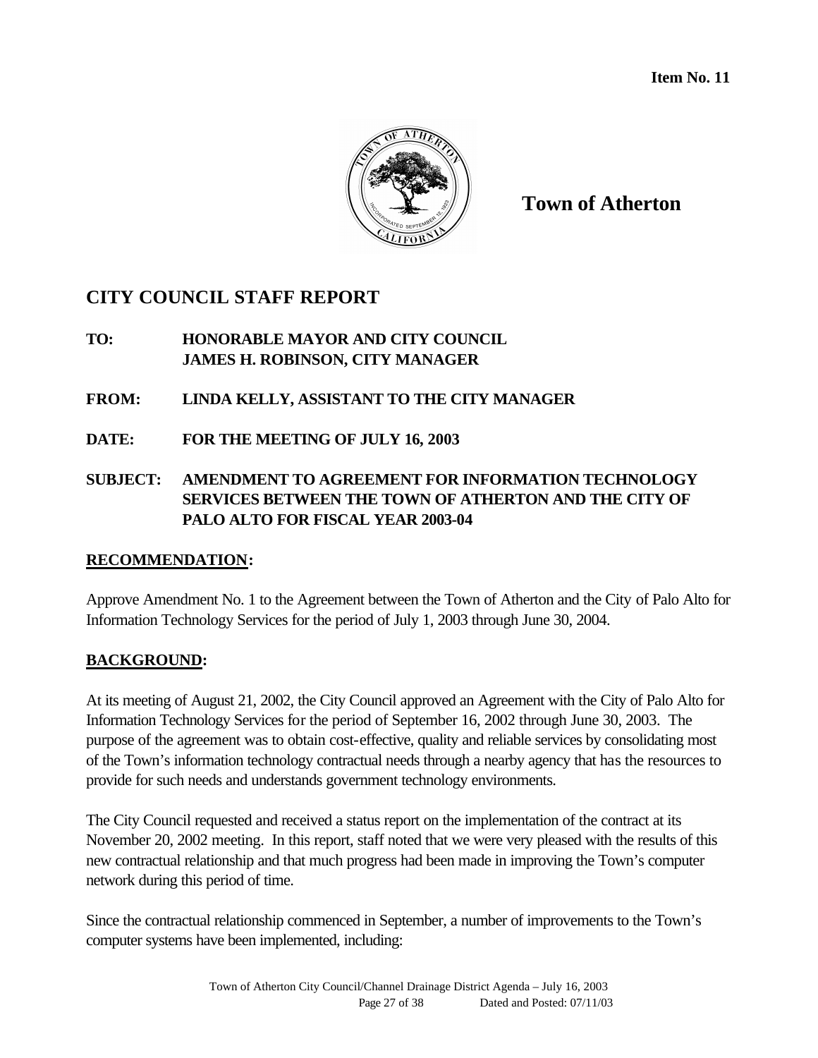**Item No. 11**

**Town of Atherton**

## CITY COUNCIL STAFF REPORT

**TO:** **HONORABLE MAYOR AND CITY COUNCIL**
**JAMES H. ROBINSON, CITY MANAGER**

**FROM:** **LINDA KELLY, ASSISTANT TO THE CITY MANAGER**

**DATE:** **FOR THE MEETING OF JULY 16, 2003**

**SUBJECT:** **AMENDMENT TO AGREEMENT FOR INFORMATION TECHNOLOGY SERVICES BETWEEN THE TOWN OF ATHERTON AND THE CITY OF PALO ALTO FOR FISCAL YEAR 2003-04**

### RECOMMENDATION:

Approve Amendment No. 1 to the Agreement between the Town of Atherton and the City of Palo Alto for Information Technology Services for the period of July 1, 2003 through June 30, 2004.

### BACKGROUND:

At its meeting of August 21, 2002, the City Council approved an Agreement with the City of Palo Alto for Information Technology Services for the period of September 16, 2002 through June 30, 2003. The purpose of the agreement was to obtain cost-effective, quality and reliable services by consolidating most of the Town's information technology contractual needs through a nearby agency that has the resources to provide for such needs and understands government technology environments.

The City Council requested and received a status report on the implementation of the contract at its November 20, 2002 meeting. In this report, staff noted that we were very pleased with the results of this new contractual relationship and that much progress had been made in improving the Town's computer network during this period of time.

Since the contractual relationship commenced in September, a number of improvements to the Town's computer systems have been implemented, including: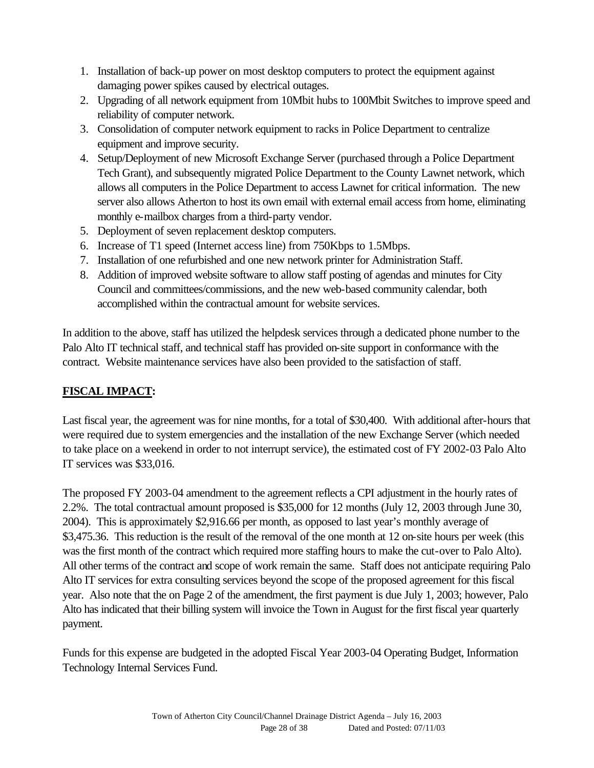1. Installation of back-up power on most desktop computers to protect the equipment against damaging power spikes caused by electrical outages.
2. Upgrading of all network equipment from 10Mbit hubs to 100Mbit Switches to improve speed and reliability of computer network.
3. Consolidation of computer network equipment to racks in Police Department to centralize equipment and improve security.
4. Setup/Deployment of new Microsoft Exchange Server (purchased through a Police Department Tech Grant), and subsequently migrated Police Department to the County Lawnet network, which allows all computers in the Police Department to access Lawnet for critical information. The new server also allows Atherton to host its own email with external email access from home, eliminating monthly e-mailbox charges from a third-party vendor.
5. Deployment of seven replacement desktop computers.
6. Increase of T1 speed (Internet access line) from 750Kbps to 1.5Mbps.
7. Installation of one refurbished and one new network printer for Administration Staff.
8. Addition of improved website software to allow staff posting of agendas and minutes for City Council and committees/commissions, and the new web-based community calendar, both accomplished within the contractual amount for website services.

In addition to the above, staff has utilized the helpdesk services through a dedicated phone number to the Palo Alto IT technical staff, and technical staff has provided on-site support in conformance with the contract. Website maintenance services have also been provided to the satisfaction of staff.

**FISCAL IMPACT:**

Last fiscal year, the agreement was for nine months, for a total of $30,400. With additional after-hours that were required due to system emergencies and the installation of the new Exchange Server (which needed to take place on a weekend in order to not interrupt service), the estimated cost of FY 2002-03 Palo Alto IT services was $33,016.

The proposed FY 2003-04 amendment to the agreement reflects a CPI adjustment in the hourly rates of 2.2%. The total contractual amount proposed is $35,000 for 12 months (July 12, 2003 through June 30, 2004). This is approximately $2,916.66 per month, as opposed to last year's monthly average of $3,475.36. This reduction is the result of the removal of the one month at 12 on-site hours per week (this was the first month of the contract which required more staffing hours to make the cut-over to Palo Alto). All other terms of the contract and scope of work remain the same. Staff does not anticipate requiring Palo Alto IT services for extra consulting services beyond the scope of the proposed agreement for this fiscal year. Also note that the on Page 2 of the amendment, the first payment is due July 1, 2003; however, Palo Alto has indicated that their billing system will invoice the Town in August for the first fiscal year quarterly payment.

Funds for this expense are budgeted in the adopted Fiscal Year 2003-04 Operating Budget, Information Technology Internal Services Fund.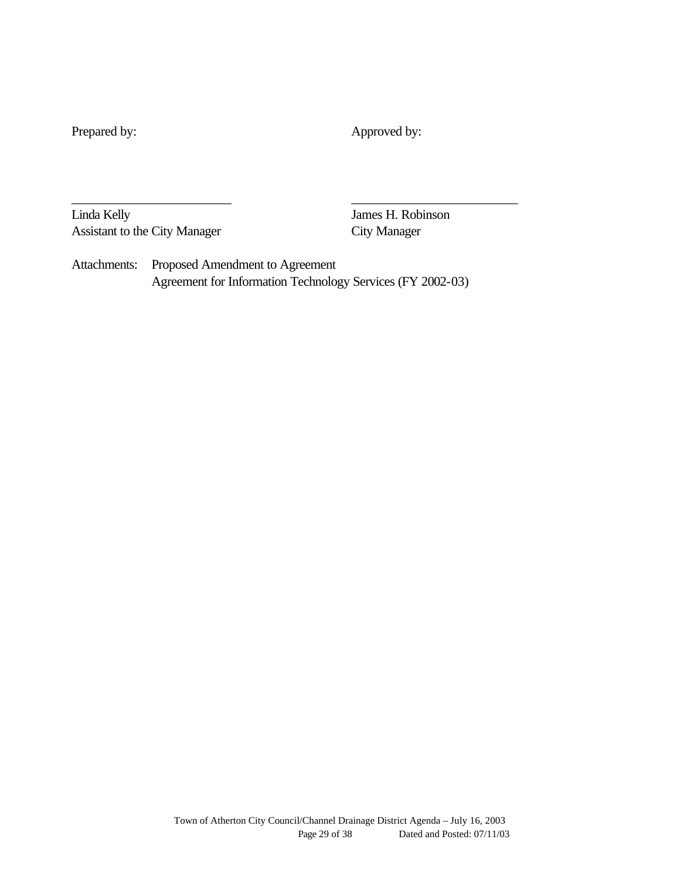Prepared by: Approved by:

\_\_\_\_\_\_\_\_\_\_\_\_\_\_\_\_\_\_\_\_\_\_\_\_\_ \_\_\_\_\_\_\_\_\_\_\_\_\_\_\_\_\_\_\_\_\_\_\_\_\_\_

Linda Kelly  
Assistant to the City Manager

James H. Robinson  
City Manager

Attachments: Proposed Amendment to Agreement  
Agreement for Information Technology Services (FY 2002-03)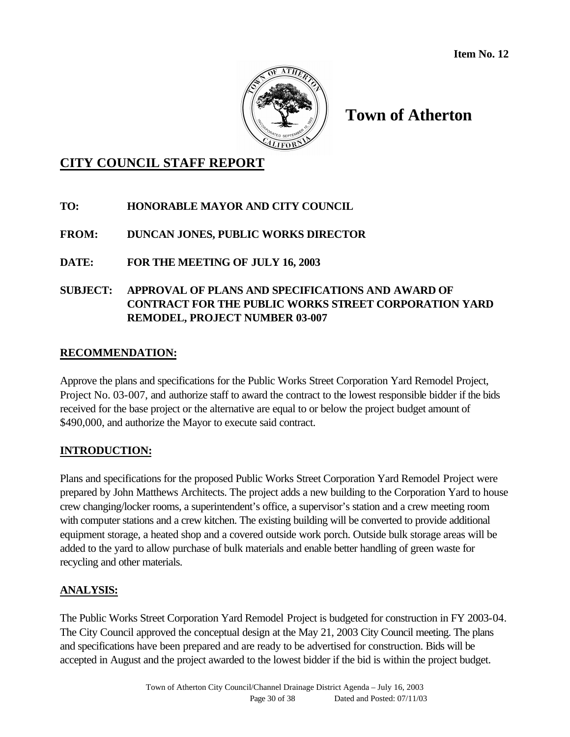**Item No. 12**

# Town of Atherton

## CITY COUNCIL STAFF REPORT

**TO:** HONORABLE MAYOR AND CITY COUNCIL

**FROM:** DUNCAN JONES, PUBLIC WORKS DIRECTOR

**DATE:** FOR THE MEETING OF JULY 16, 2003

**SUBJECT:** APPROVAL OF PLANS AND SPECIFICATIONS AND AWARD OF CONTRACT FOR THE PUBLIC WORKS STREET CORPORATION YARD REMODEL, PROJECT NUMBER 03-007

### RECOMMENDATION:

Approve the plans and specifications for the Public Works Street Corporation Yard Remodel Project, Project No. 03-007, and authorize staff to award the contract to the lowest responsible bidder if the bids received for the base project or the alternative are equal to or below the project budget amount of $490,000, and authorize the Mayor to execute said contract.

### INTRODUCTION:

Plans and specifications for the proposed Public Works Street Corporation Yard Remodel Project were prepared by John Matthews Architects. The project adds a new building to the Corporation Yard to house crew changing/locker rooms, a superintendent's office, a supervisor's station and a crew meeting room with computer stations and a crew kitchen. The existing building will be converted to provide additional equipment storage, a heated shop and a covered outside work porch. Outside bulk storage areas will be added to the yard to allow purchase of bulk materials and enable better handling of green waste for recycling and other materials.

### ANALYSIS:

The Public Works Street Corporation Yard Remodel Project is budgeted for construction in FY 2003-04. The City Council approved the conceptual design at the May 21, 2003 City Council meeting. The plans and specifications have been prepared and are ready to be advertised for construction. Bids will be accepted in August and the project awarded to the lowest bidder if the bid is within the project budget.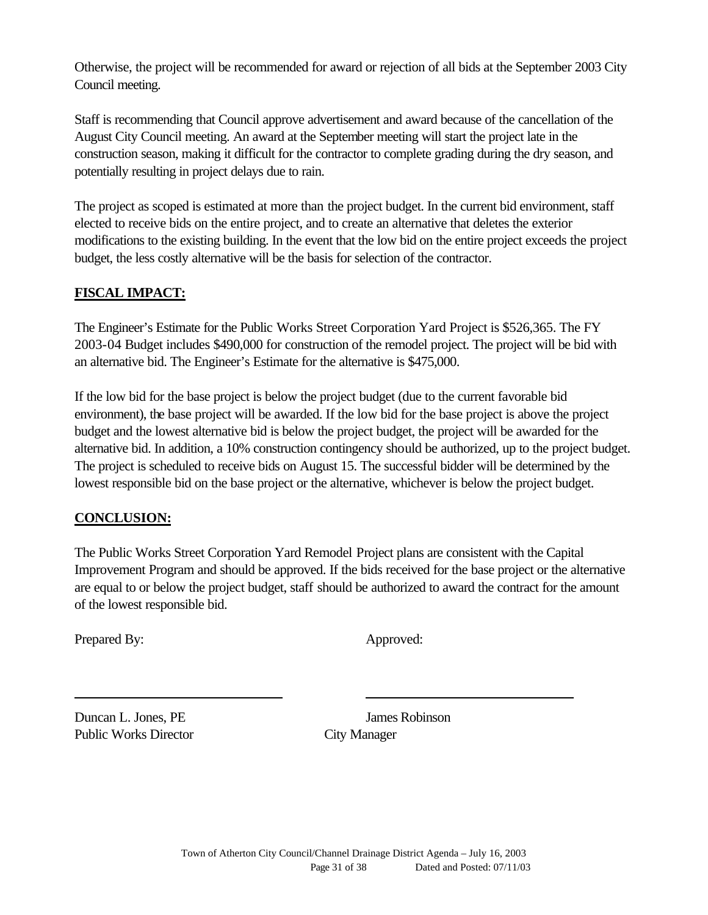Otherwise, the project will be recommended for award or rejection of all bids at the September 2003 City Council meeting.

Staff is recommending that Council approve advertisement and award because of the cancellation of the August City Council meeting. An award at the September meeting will start the project late in the construction season, making it difficult for the contractor to complete grading during the dry season, and potentially resulting in project delays due to rain.

The project as scoped is estimated at more than the project budget. In the current bid environment, staff elected to receive bids on the entire project, and to create an alternative that deletes the exterior modifications to the existing building. In the event that the low bid on the entire project exceeds the project budget, the less costly alternative will be the basis for selection of the contractor.

## **FISCAL IMPACT:**

The Engineer's Estimate for the Public Works Street Corporation Yard Project is $526,365. The FY 2003-04 Budget includes $490,000 for construction of the remodel project. The project will be bid with an alternative bid. The Engineer's Estimate for the alternative is $475,000.

If the low bid for the base project is below the project budget (due to the current favorable bid environment), the base project will be awarded. If the low bid for the base project is above the project budget and the lowest alternative bid is below the project budget, the project will be awarded for the alternative bid. In addition, a 10% construction contingency should be authorized, up to the project budget. The project is scheduled to receive bids on August 15. The successful bidder will be determined by the lowest responsible bid on the base project or the alternative, whichever is below the project budget.

## **CONCLUSION:**

The Public Works Street Corporation Yard Remodel Project plans are consistent with the Capital Improvement Program and should be approved. If the bids received for the base project or the alternative are equal to or below the project budget, staff should be authorized to award the contract for the amount of the lowest responsible bid.

Prepared By: Approved:

Duncan L. Jones, PE
Public Works Director

James Robinson
City Manager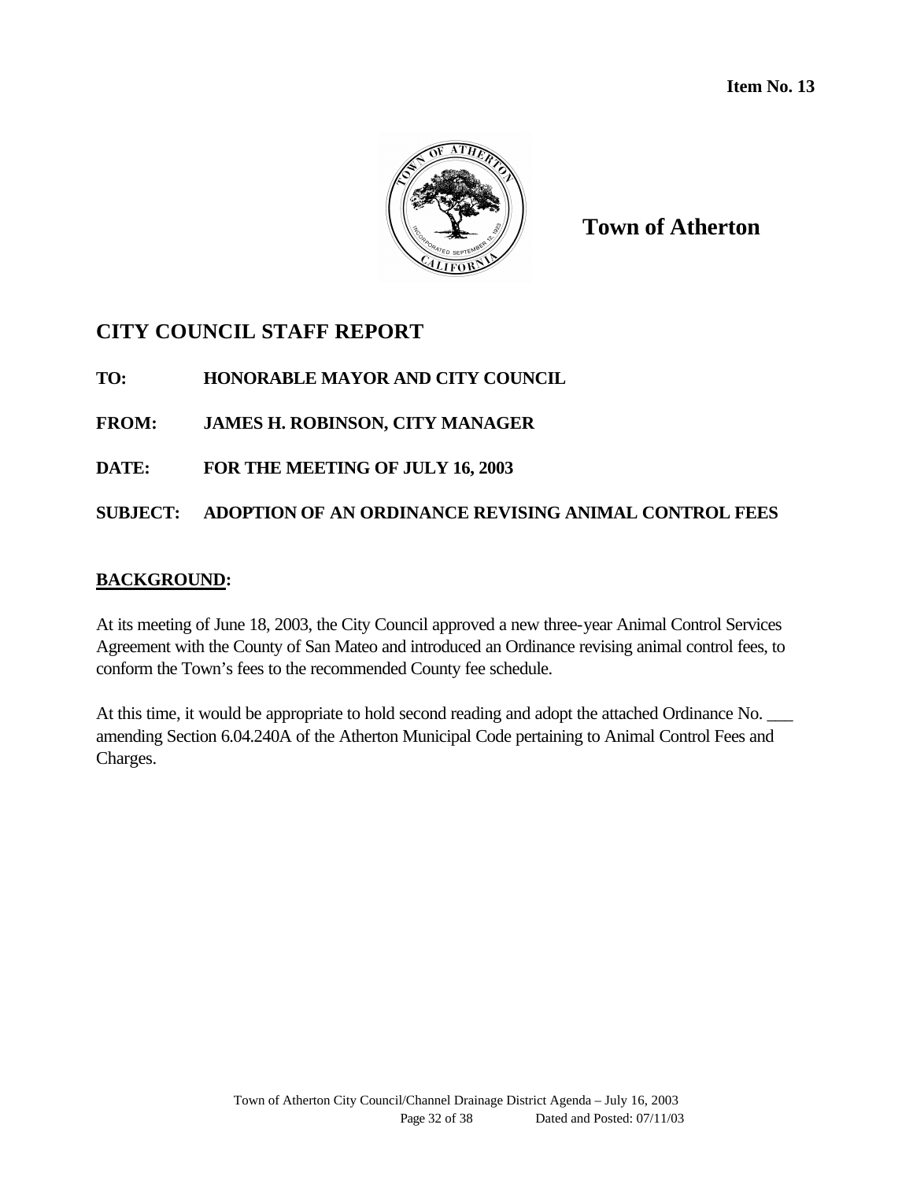**Item No. 13**

**Town of Atherton**

## CITY COUNCIL STAFF REPORT

**TO:** HONORABLE MAYOR AND CITY COUNCIL

**FROM:** JAMES H. ROBINSON, CITY MANAGER

**DATE:** FOR THE MEETING OF JULY 16, 2003

**SUBJECT:** ADOPTION OF AN ORDINANCE REVISING ANIMAL CONTROL FEES

### BACKGROUND:

At its meeting of June 18, 2003, the City Council approved a new three-year Animal Control Services Agreement with the County of San Mateo and introduced an Ordinance revising animal control fees, to conform the Town's fees to the recommended County fee schedule.

At this time, it would be appropriate to hold second reading and adopt the attached Ordinance No. ___ amending Section 6.04.240A of the Atherton Municipal Code pertaining to Animal Control Fees and Charges.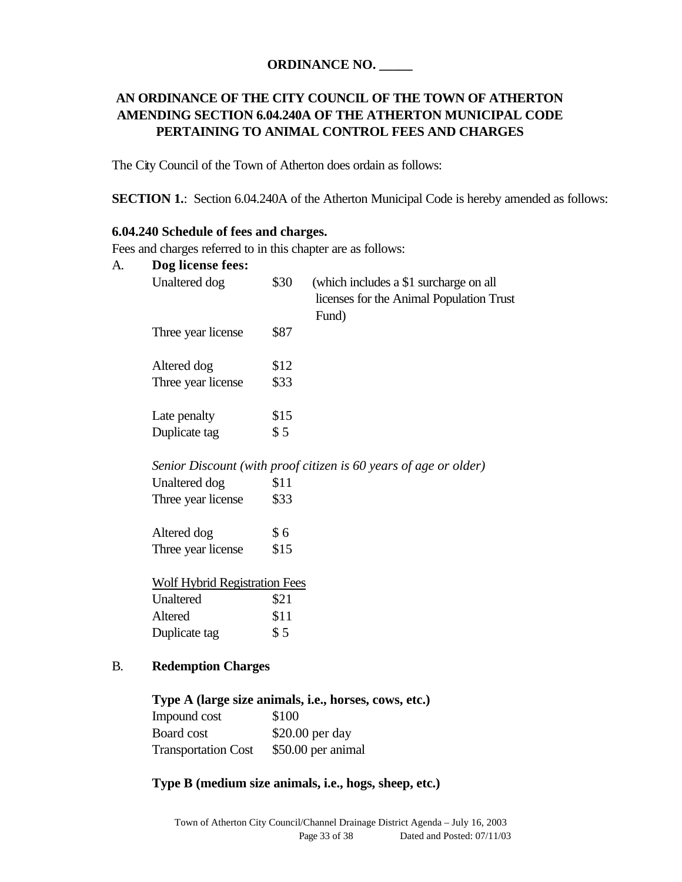**ORDINANCE NO. _____**

**AN ORDINANCE OF THE CITY COUNCIL OF THE TOWN OF ATHERTON AMENDING SECTION 6.04.240A OF THE ATHERTON MUNICIPAL CODE PERTAINING TO ANIMAL CONTROL FEES AND CHARGES**

The City Council of the Town of Atherton does ordain as follows:

**SECTION 1.**: Section 6.04.240A of the Atherton Municipal Code is hereby amended as follows:

**6.04.240 Schedule of fees and charges.**

Fees and charges referred to in this chapter are as follows:

A. **Dog license fees:**

| | | |
|---|---|---|
| Unaltered dog | $30 | (which includes a $1 surcharge on all licenses for the Animal Population Trust Fund) |
| Three year license | $87 | |
| Altered dog | $12 | |
| Three year license | $33 | |
| Late penalty | $15 | |
| Duplicate tag | $ 5 | |

*Senior Discount (with proof citizen is 60 years of age or older)*

| | |
|---|---|
| Unaltered dog | $11 |
| Three year license | $33 |
| Altered dog | $ 6 |
| Three year license | $15 |

Wolf Hybrid Registration Fees

| | |
|---|---|
| Unaltered | $21 |
| Altered | $11 |
| Duplicate tag | $ 5 |

B. **Redemption Charges**

**Type A (large size animals, i.e., horses, cows, etc.)**

| | |
|---|---|
| Impound cost | $100 |
| Board cost | $20.00 per day |
| Transportation Cost | $50.00 per animal |

**Type B (medium size animals, i.e., hogs, sheep, etc.)**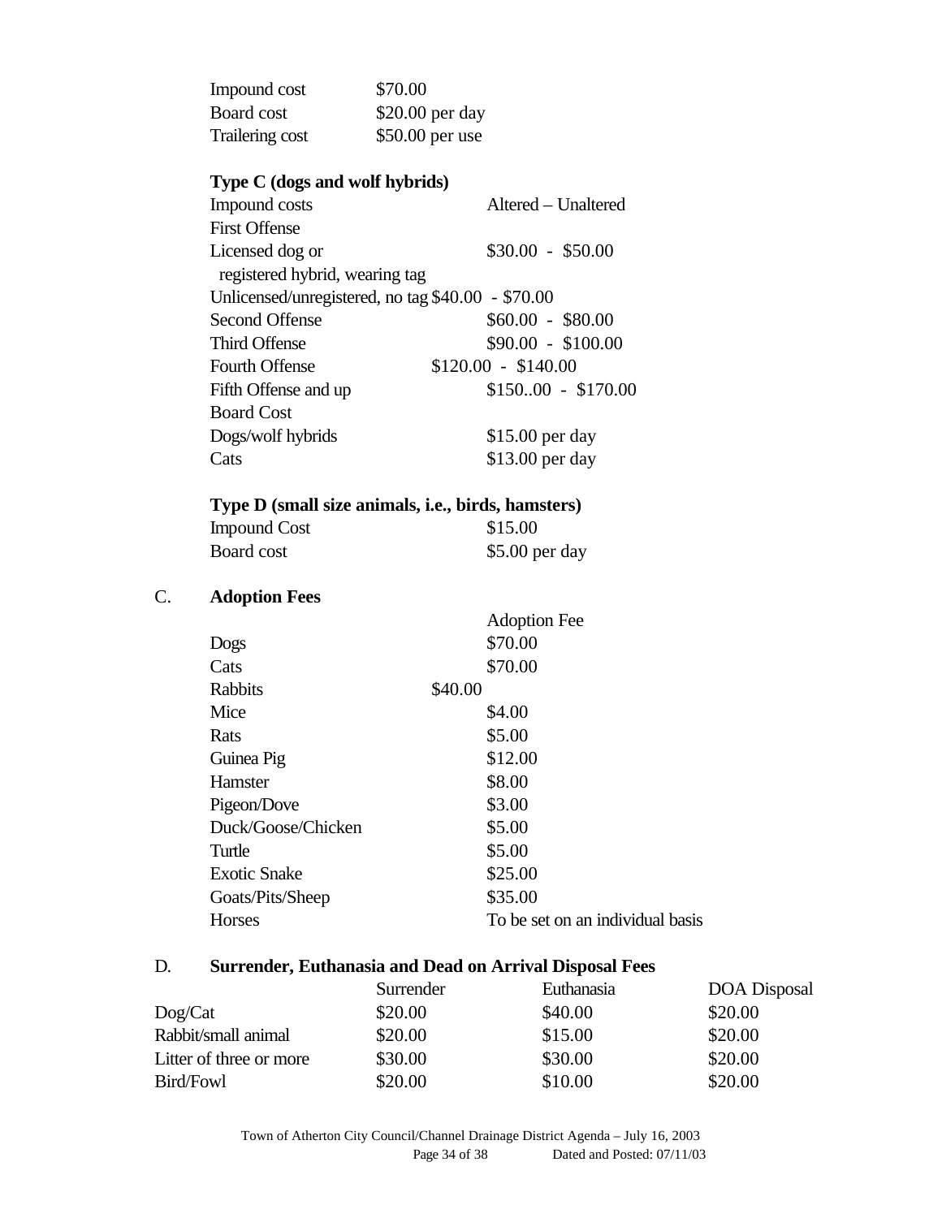| | |
|---|---|
| Impound cost | $70.00 |
| Board cost | $20.00 per day |
| Trailering cost | $50.00 per use |

**Type C (dogs and wolf hybrids)**

| Impound costs | Altered – Unaltered |
|---|---|
| First Offense | |
| Licensed dog or registered hybrid, wearing tag | $30.00 - $50.00 |
| Unlicensed/unregistered, no tag | $40.00 - $70.00 |
| Second Offense | $60.00 - $80.00 |
| Third Offense | $90.00 - $100.00 |
| Fourth Offense | $120.00 - $140.00 |
| Fifth Offense and up | $150..00 - $170.00 |
| Board Cost | |
| Dogs/wolf hybrids | $15.00 per day |
| Cats | $13.00 per day |

**Type D (small size animals, i.e., birds, hamsters)**

| | |
|---|---|
| Impound Cost | $15.00 |
| Board cost | $5.00 per day |

C. **Adoption Fees**

| | Adoption Fee |
|---|---|
| Dogs | $70.00 |
| Cats | $70.00 |
| Rabbits | $40.00 |
| Mice | $4.00 |
| Rats | $5.00 |
| Guinea Pig | $12.00 |
| Hamster | $8.00 |
| Pigeon/Dove | $3.00 |
| Duck/Goose/Chicken | $5.00 |
| Turtle | $5.00 |
| Exotic Snake | $25.00 |
| Goats/Pits/Sheep | $35.00 |
| Horses | To be set on an individual basis |

D. **Surrender, Euthanasia and Dead on Arrival Disposal Fees**

| | Surrender | Euthanasia | DOA Disposal |
|---|---|---|---|
| Dog/Cat | $20.00 | $40.00 | $20.00 |
| Rabbit/small animal | $20.00 | $15.00 | $20.00 |
| Litter of three or more | $30.00 | $30.00 | $20.00 |
| Bird/Fowl | $20.00 | $10.00 | $20.00 |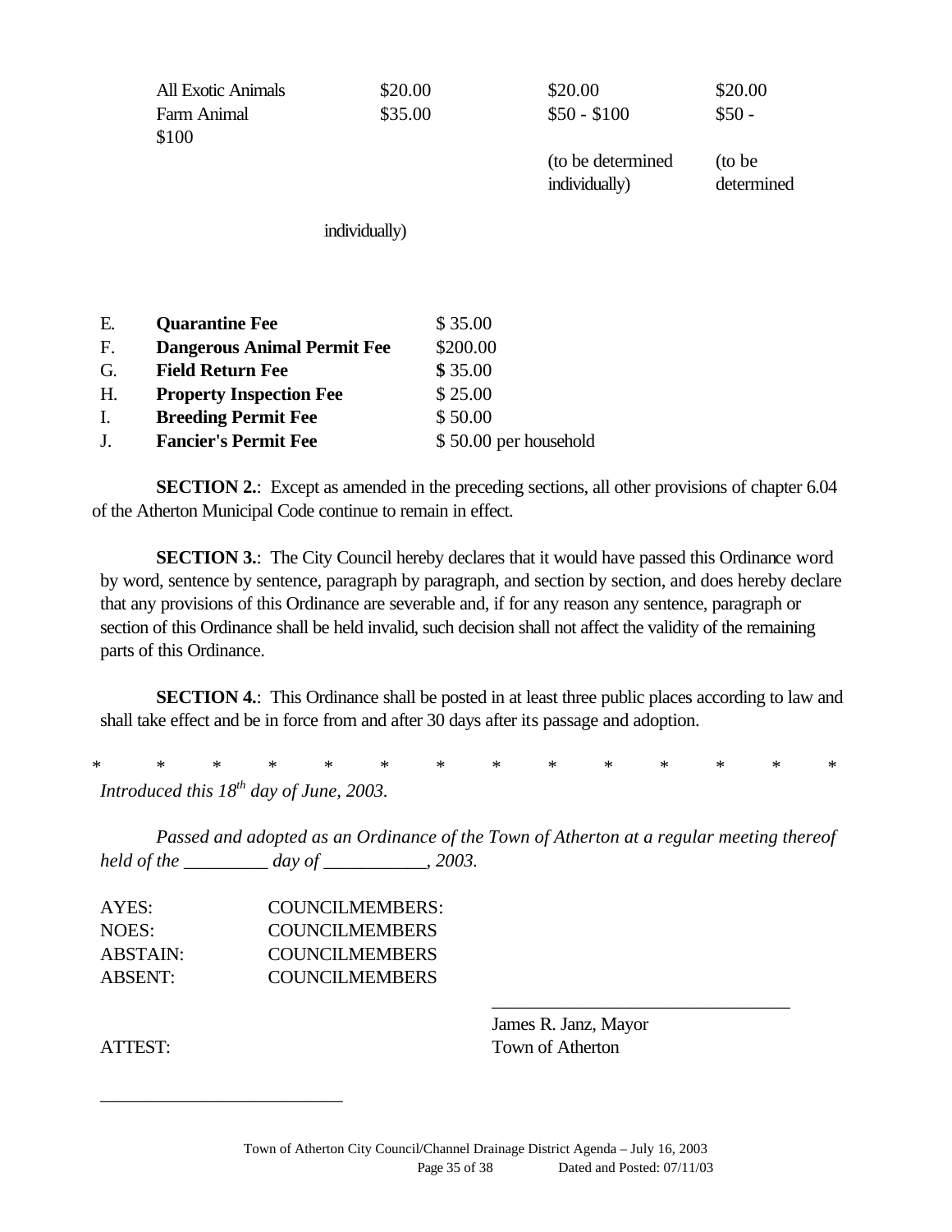| | | | |
|---|---|---|---|
| All Exotic Animals | $20.00 | $20.00 | $20.00 |
| Farm Animal | $35.00 | $50 - $100 (to be determined individually) | $50 - $100 (to be determined individually) |

| | | |
|---|---|---|
| E. | **Quarantine Fee** | $ 35.00 |
| F. | **Dangerous Animal Permit Fee** | $200.00 |
| G. | **Field Return Fee** | **$** 35.00 |
| H. | **Property Inspection Fee** | $ 25.00 |
| I. | **Breeding Permit Fee** | $ 50.00 |
| J. | **Fancier's Permit Fee** | $ 50.00 per household |

**SECTION 2.**: Except as amended in the preceding sections, all other provisions of chapter 6.04 of the Atherton Municipal Code continue to remain in effect.

**SECTION 3.**: The City Council hereby declares that it would have passed this Ordinance word by word, sentence by sentence, paragraph by paragraph, and section by section, and does hereby declare that any provisions of this Ordinance are severable and, if for any reason any sentence, paragraph or section of this Ordinance shall be held invalid, such decision shall not affect the validity of the remaining parts of this Ordinance.

**SECTION 4.**: This Ordinance shall be posted in at least three public places according to law and shall take effect and be in force from and after 30 days after its passage and adoption.

\* \* \* \* \* \* \* \* \* \* \* \* \* \*

*Introduced this 18th day of June, 2003.*

*Passed and adopted as an Ordinance of the Town of Atherton at a regular meeting thereof held of the _________ day of ___________, 2003.*

| | |
|---|---|
| AYES: | COUNCILMEMBERS: |
| NOES: | COUNCILMEMBERS |
| ABSTAIN: | COUNCILMEMBERS |
| ABSENT: | COUNCILMEMBERS |

_________________________________

James R. Janz, Mayor
Town of Atherton

ATTEST:

___________________________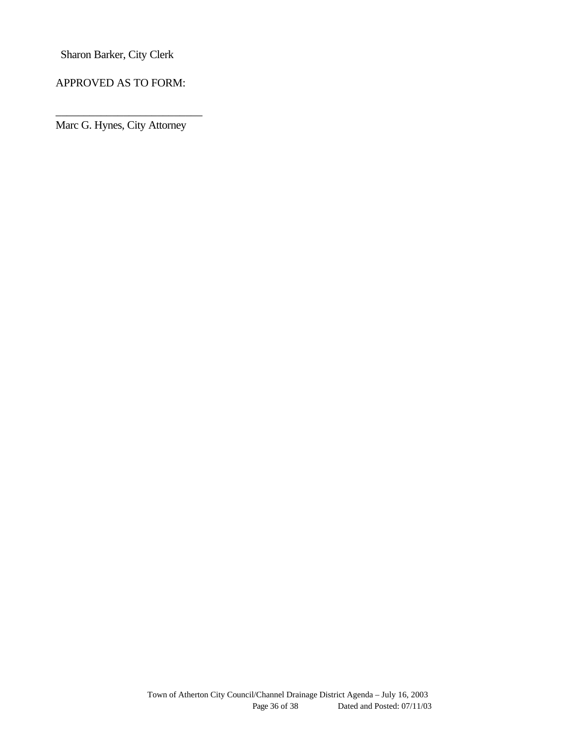Sharon Barker, City Clerk

APPROVED AS TO FORM:

___________________________

Marc G. Hynes, City Attorney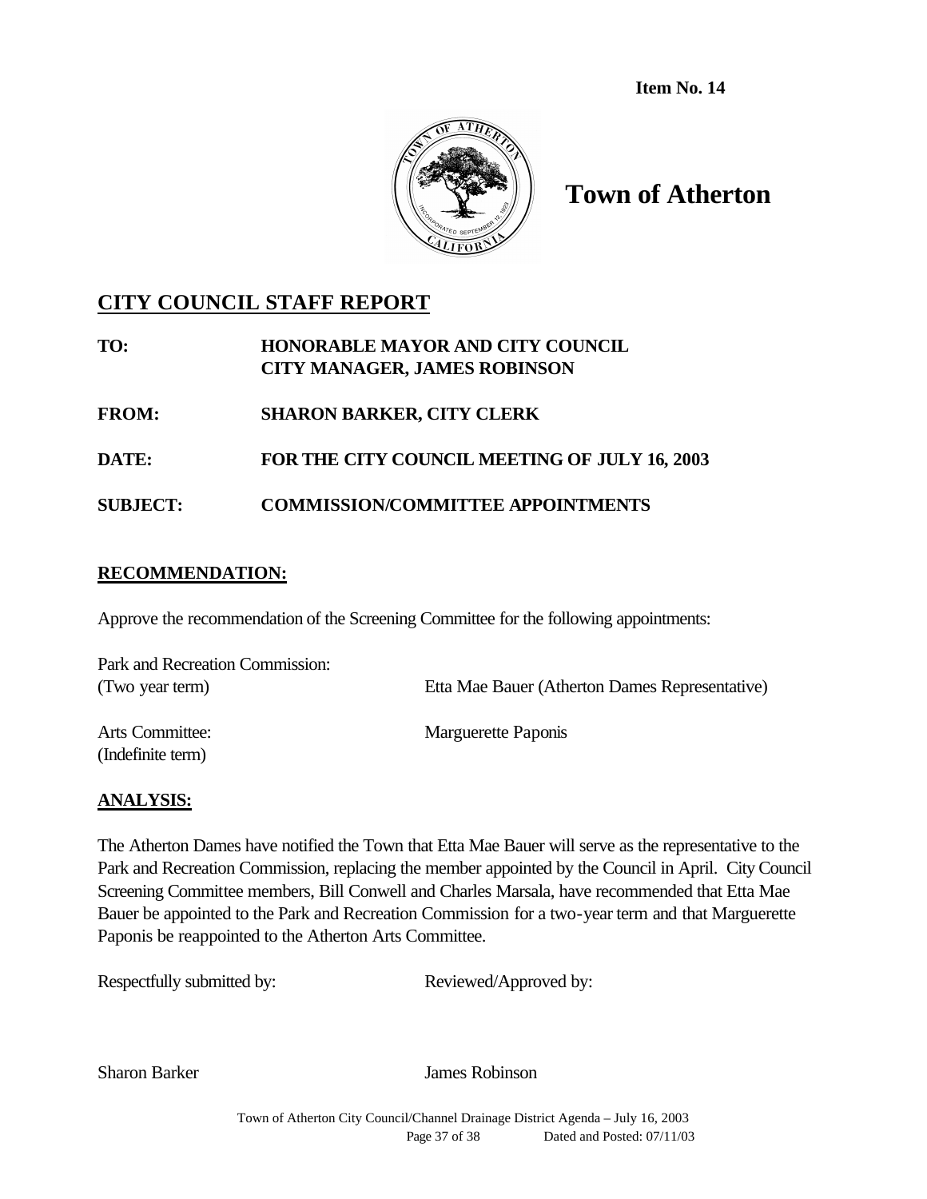**Item No. 14**

# Town of Atherton

## CITY COUNCIL STAFF REPORT

**TO:** **HONORABLE MAYOR AND CITY COUNCIL**
**CITY MANAGER, JAMES ROBINSON**

**FROM:** **SHARON BARKER, CITY CLERK**

**DATE:** **FOR THE CITY COUNCIL MEETING OF JULY 16, 2003**

**SUBJECT:** **COMMISSION/COMMITTEE APPOINTMENTS**

### RECOMMENDATION:

Approve the recommendation of the Screening Committee for the following appointments:

Park and Recreation Commission:
(Two year term) — Etta Mae Bauer (Atherton Dames Representative)

Arts Committee: — Marguerette Paponis
(Indefinite term)

### ANALYSIS:

The Atherton Dames have notified the Town that Etta Mae Bauer will serve as the representative to the Park and Recreation Commission, replacing the member appointed by the Council in April. City Council Screening Committee members, Bill Conwell and Charles Marsala, have recommended that Etta Mae Bauer be appointed to the Park and Recreation Commission for a two-year term and that Marguerette Paponis be reappointed to the Atherton Arts Committee.

Respectfully submitted by: Reviewed/Approved by:

Sharon Barker James Robinson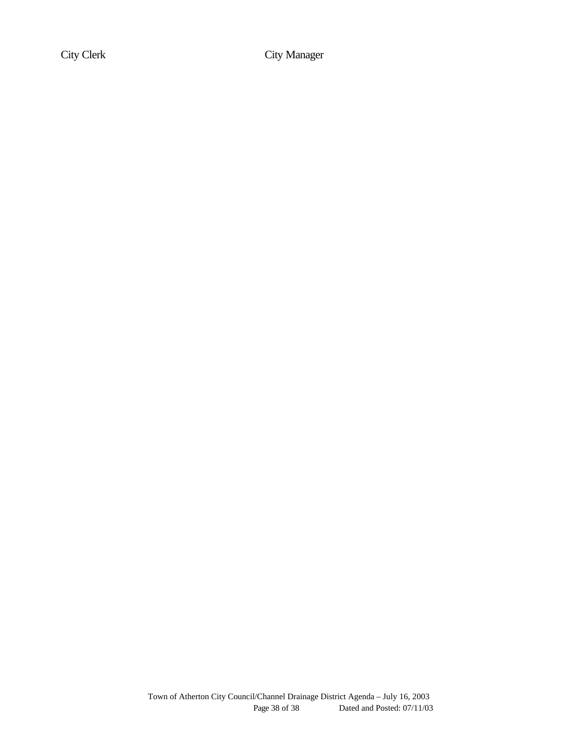City Clerk City Manager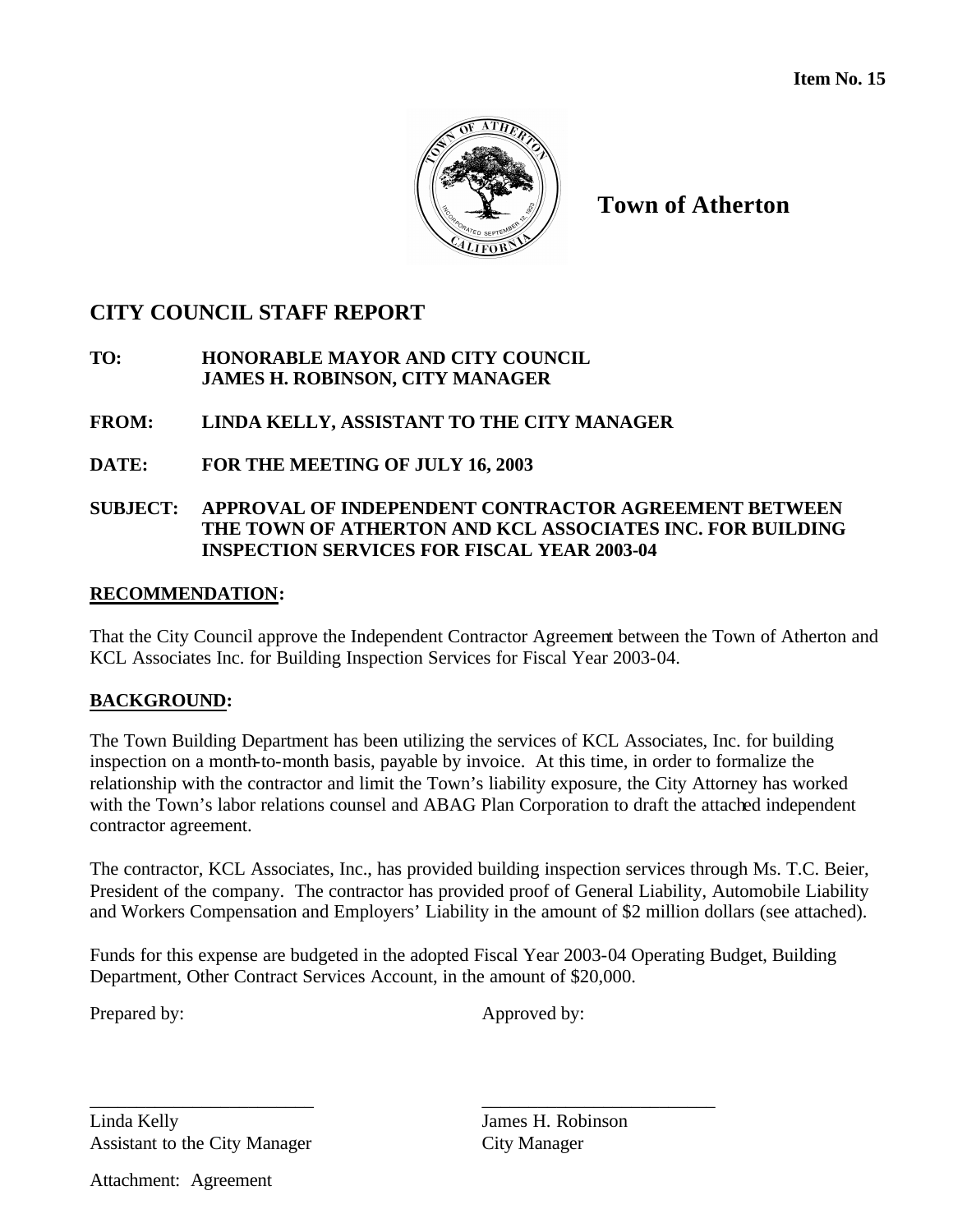Item No. 15

**Town of Atherton**

## CITY COUNCIL STAFF REPORT

**TO:** **HONORABLE MAYOR AND CITY COUNCIL**
**JAMES H. ROBINSON, CITY MANAGER**

**FROM:** **LINDA KELLY, ASSISTANT TO THE CITY MANAGER**

**DATE:** **FOR THE MEETING OF JULY 16, 2003**

**SUBJECT:** **APPROVAL OF INDEPENDENT CONTRACTOR AGREEMENT BETWEEN THE TOWN OF ATHERTON AND KCL ASSOCIATES INC. FOR BUILDING INSPECTION SERVICES FOR FISCAL YEAR 2003-04**

**RECOMMENDATION:**

That the City Council approve the Independent Contractor Agreement between the Town of Atherton and KCL Associates Inc. for Building Inspection Services for Fiscal Year 2003-04.

**BACKGROUND:**

The Town Building Department has been utilizing the services of KCL Associates, Inc. for building inspection on a month-to-month basis, payable by invoice. At this time, in order to formalize the relationship with the contractor and limit the Town's liability exposure, the City Attorney has worked with the Town's labor relations counsel and ABAG Plan Corporation to draft the attached independent contractor agreement.

The contractor, KCL Associates, Inc., has provided building inspection services through Ms. T.C. Beier, President of the company. The contractor has provided proof of General Liability, Automobile Liability and Workers Compensation and Employers' Liability in the amount of $2 million dollars (see attached).

Funds for this expense are budgeted in the adopted Fiscal Year 2003-04 Operating Budget, Building Department, Other Contract Services Account, in the amount of $20,000.

Prepared by: Approved by:

\_\_\_\_\_\_\_\_\_\_\_\_\_\_\_\_\_\_\_\_\_\_\_\_ \_\_\_\_\_\_\_\_\_\_\_\_\_\_\_\_\_\_\_\_\_\_\_\_
Linda Kelly James H. Robinson
Assistant to the City Manager City Manager

Attachment: Agreement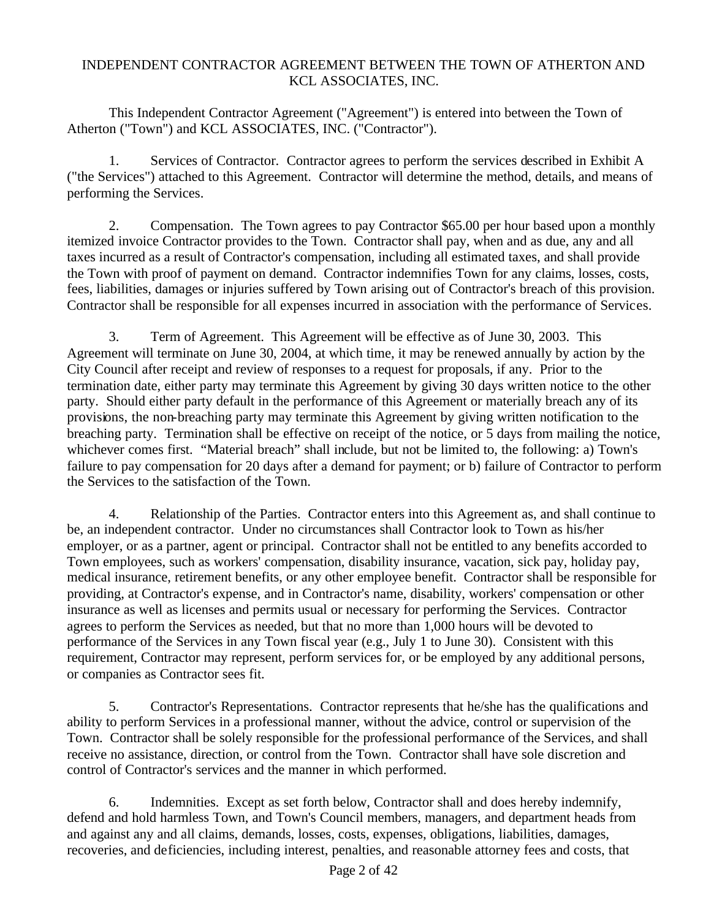INDEPENDENT CONTRACTOR AGREEMENT BETWEEN THE TOWN OF ATHERTON AND KCL ASSOCIATES, INC.

This Independent Contractor Agreement ("Agreement") is entered into between the Town of Atherton ("Town") and KCL ASSOCIATES, INC. ("Contractor").

1. Services of Contractor. Contractor agrees to perform the services described in Exhibit A ("the Services") attached to this Agreement. Contractor will determine the method, details, and means of performing the Services.

2. Compensation. The Town agrees to pay Contractor $65.00 per hour based upon a monthly itemized invoice Contractor provides to the Town. Contractor shall pay, when and as due, any and all taxes incurred as a result of Contractor's compensation, including all estimated taxes, and shall provide the Town with proof of payment on demand. Contractor indemnifies Town for any claims, losses, costs, fees, liabilities, damages or injuries suffered by Town arising out of Contractor's breach of this provision. Contractor shall be responsible for all expenses incurred in association with the performance of Services.

3. Term of Agreement. This Agreement will be effective as of June 30, 2003. This Agreement will terminate on June 30, 2004, at which time, it may be renewed annually by action by the City Council after receipt and review of responses to a request for proposals, if any. Prior to the termination date, either party may terminate this Agreement by giving 30 days written notice to the other party. Should either party default in the performance of this Agreement or materially breach any of its provisions, the non-breaching party may terminate this Agreement by giving written notification to the breaching party. Termination shall be effective on receipt of the notice, or 5 days from mailing the notice, whichever comes first. "Material breach" shall include, but not be limited to, the following: a) Town's failure to pay compensation for 20 days after a demand for payment; or b) failure of Contractor to perform the Services to the satisfaction of the Town.

4. Relationship of the Parties. Contractor enters into this Agreement as, and shall continue to be, an independent contractor. Under no circumstances shall Contractor look to Town as his/her employer, or as a partner, agent or principal. Contractor shall not be entitled to any benefits accorded to Town employees, such as workers' compensation, disability insurance, vacation, sick pay, holiday pay, medical insurance, retirement benefits, or any other employee benefit. Contractor shall be responsible for providing, at Contractor's expense, and in Contractor's name, disability, workers' compensation or other insurance as well as licenses and permits usual or necessary for performing the Services. Contractor agrees to perform the Services as needed, but that no more than 1,000 hours will be devoted to performance of the Services in any Town fiscal year (e.g., July 1 to June 30). Consistent with this requirement, Contractor may represent, perform services for, or be employed by any additional persons, or companies as Contractor sees fit.

5. Contractor's Representations. Contractor represents that he/she has the qualifications and ability to perform Services in a professional manner, without the advice, control or supervision of the Town. Contractor shall be solely responsible for the professional performance of the Services, and shall receive no assistance, direction, or control from the Town. Contractor shall have sole discretion and control of Contractor's services and the manner in which performed.

6. Indemnities. Except as set forth below, Contractor shall and does hereby indemnify, defend and hold harmless Town, and Town's Council members, managers, and department heads from and against any and all claims, demands, losses, costs, expenses, obligations, liabilities, damages, recoveries, and deficiencies, including interest, penalties, and reasonable attorney fees and costs, that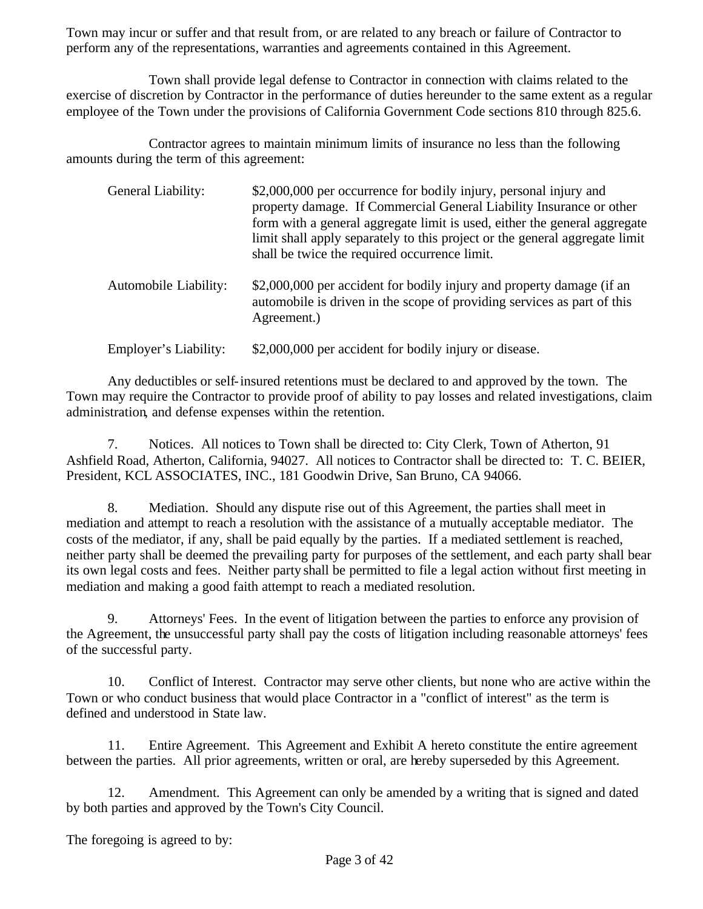Town may incur or suffer and that result from, or are related to any breach or failure of Contractor to perform any of the representations, warranties and agreements contained in this Agreement.

Town shall provide legal defense to Contractor in connection with claims related to the exercise of discretion by Contractor in the performance of duties hereunder to the same extent as a regular employee of the Town under the provisions of California Government Code sections 810 through 825.6.

Contractor agrees to maintain minimum limits of insurance no less than the following amounts during the term of this agreement:

| | |
|---|---|
| General Liability: | $2,000,000 per occurrence for bodily injury, personal injury and property damage. If Commercial General Liability Insurance or other form with a general aggregate limit is used, either the general aggregate limit shall apply separately to this project or the general aggregate limit shall be twice the required occurrence limit. |
| Automobile Liability: | $2,000,000 per accident for bodily injury and property damage (if an automobile is driven in the scope of providing services as part of this Agreement.) |
| Employer's Liability: | $2,000,000 per accident for bodily injury or disease. |

Any deductibles or self-insured retentions must be declared to and approved by the town. The Town may require the Contractor to provide proof of ability to pay losses and related investigations, claim administration, and defense expenses within the retention.

7. Notices. All notices to Town shall be directed to: City Clerk, Town of Atherton, 91 Ashfield Road, Atherton, California, 94027. All notices to Contractor shall be directed to: T. C. BEIER, President, KCL ASSOCIATES, INC., 181 Goodwin Drive, San Bruno, CA 94066.

8. Mediation. Should any dispute rise out of this Agreement, the parties shall meet in mediation and attempt to reach a resolution with the assistance of a mutually acceptable mediator. The costs of the mediator, if any, shall be paid equally by the parties. If a mediated settlement is reached, neither party shall be deemed the prevailing party for purposes of the settlement, and each party shall bear its own legal costs and fees. Neither party shall be permitted to file a legal action without first meeting in mediation and making a good faith attempt to reach a mediated resolution.

9. Attorneys' Fees. In the event of litigation between the parties to enforce any provision of the Agreement, the unsuccessful party shall pay the costs of litigation including reasonable attorneys' fees of the successful party.

10. Conflict of Interest. Contractor may serve other clients, but none who are active within the Town or who conduct business that would place Contractor in a "conflict of interest" as the term is defined and understood in State law.

11. Entire Agreement. This Agreement and Exhibit A hereto constitute the entire agreement between the parties. All prior agreements, written or oral, are hereby superseded by this Agreement.

12. Amendment. This Agreement can only be amended by a writing that is signed and dated by both parties and approved by the Town's City Council.

The foregoing is agreed to by: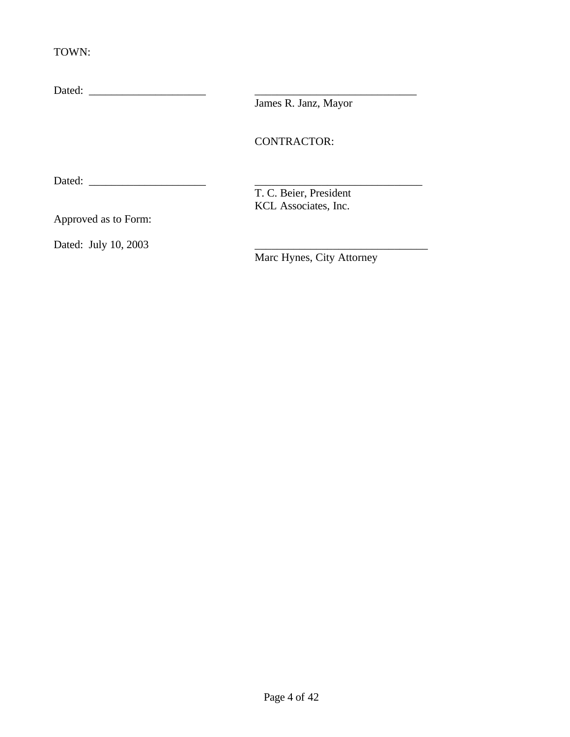TOWN:

Dated: _____________________ _____________________________
James R. Janz, Mayor

CONTRACTOR:

Dated: _____________________ ______________________________
T. C. Beier, President
KCL Associates, Inc.

Approved as to Form:

Dated: July 10, 2003 _______________________________
Marc Hynes, City Attorney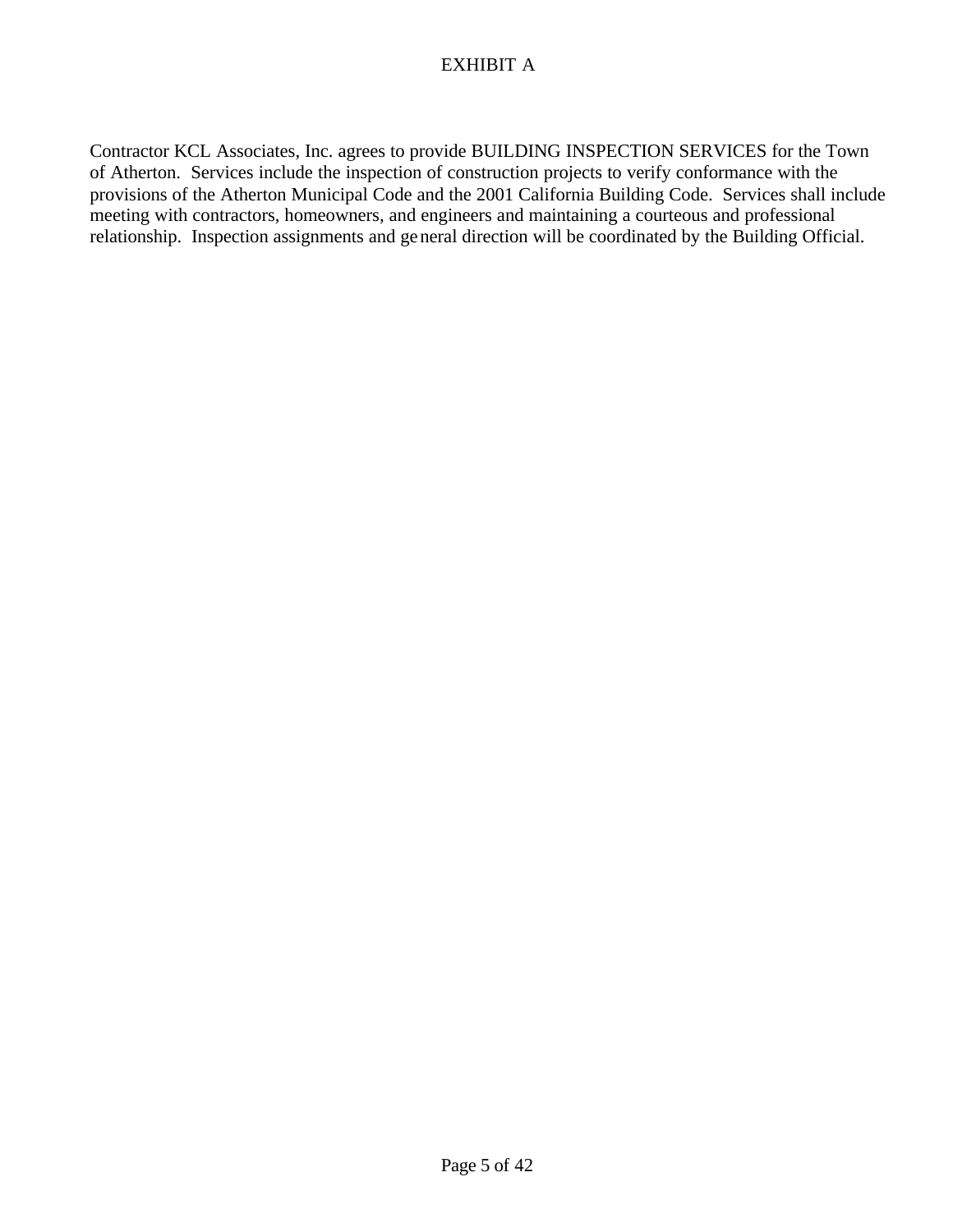# EXHIBIT A

Contractor KCL Associates, Inc. agrees to provide BUILDING INSPECTION SERVICES for the Town of Atherton. Services include the inspection of construction projects to verify conformance with the provisions of the Atherton Municipal Code and the 2001 California Building Code. Services shall include meeting with contractors, homeowners, and engineers and maintaining a courteous and professional relationship. Inspection assignments and general direction will be coordinated by the Building Official.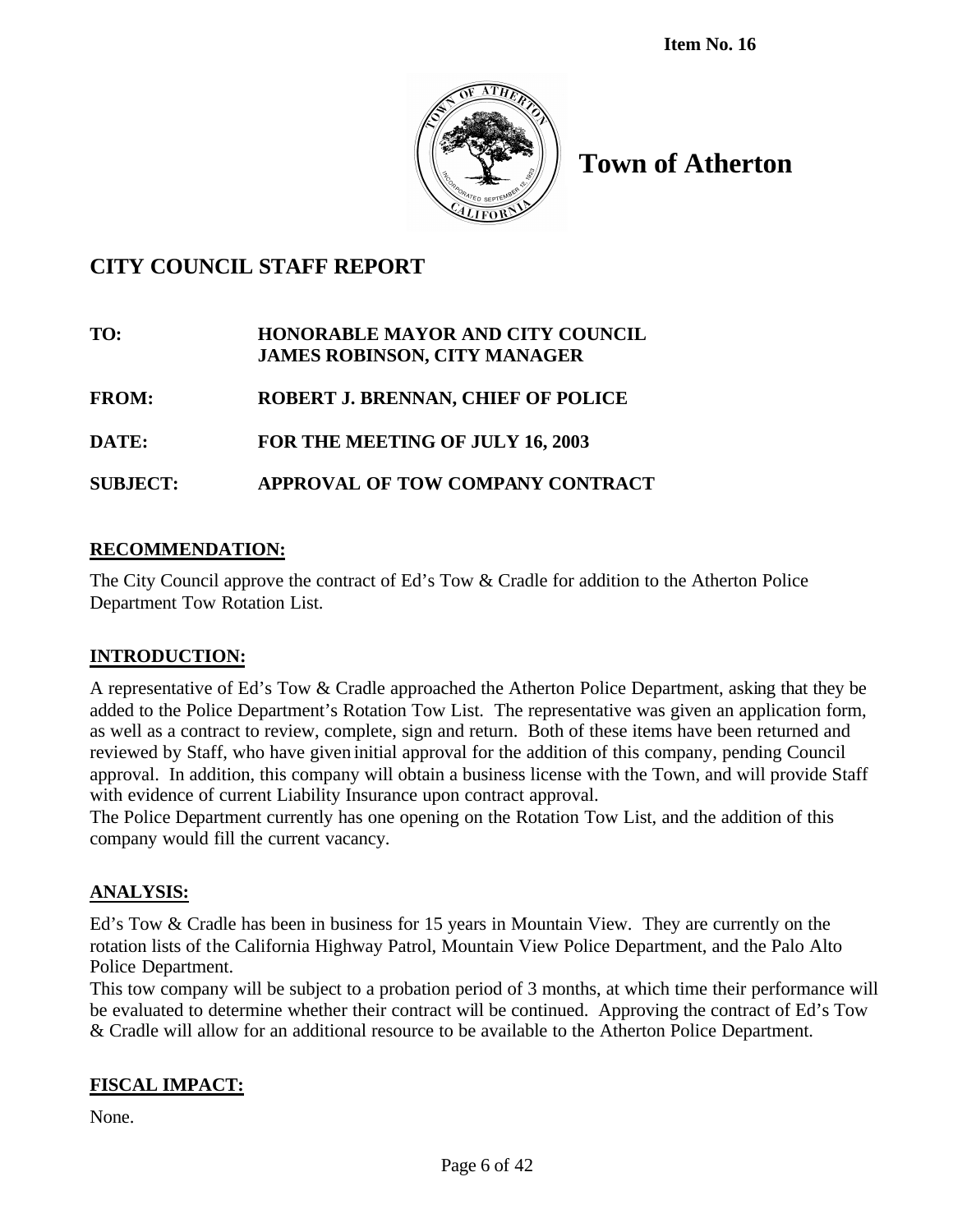**Item No. 16**

# Town of Atherton

## CITY COUNCIL STAFF REPORT

**TO:** HONORABLE MAYOR AND CITY COUNCIL
JAMES ROBINSON, CITY MANAGER

**FROM:** ROBERT J. BRENNAN, CHIEF OF POLICE

**DATE:** FOR THE MEETING OF JULY 16, 2003

**SUBJECT:** APPROVAL OF TOW COMPANY CONTRACT

### RECOMMENDATION:

The City Council approve the contract of Ed's Tow & Cradle for addition to the Atherton Police Department Tow Rotation List.

### INTRODUCTION:

A representative of Ed's Tow & Cradle approached the Atherton Police Department, asking that they be added to the Police Department's Rotation Tow List. The representative was given an application form, as well as a contract to review, complete, sign and return. Both of these items have been returned and reviewed by Staff, who have given initial approval for the addition of this company, pending Council approval. In addition, this company will obtain a business license with the Town, and will provide Staff with evidence of current Liability Insurance upon contract approval.

The Police Department currently has one opening on the Rotation Tow List, and the addition of this company would fill the current vacancy.

### ANALYSIS:

Ed's Tow & Cradle has been in business for 15 years in Mountain View. They are currently on the rotation lists of the California Highway Patrol, Mountain View Police Department, and the Palo Alto Police Department.

This tow company will be subject to a probation period of 3 months, at which time their performance will be evaluated to determine whether their contract will be continued. Approving the contract of Ed's Tow & Cradle will allow for an additional resource to be available to the Atherton Police Department.

### FISCAL IMPACT:

None.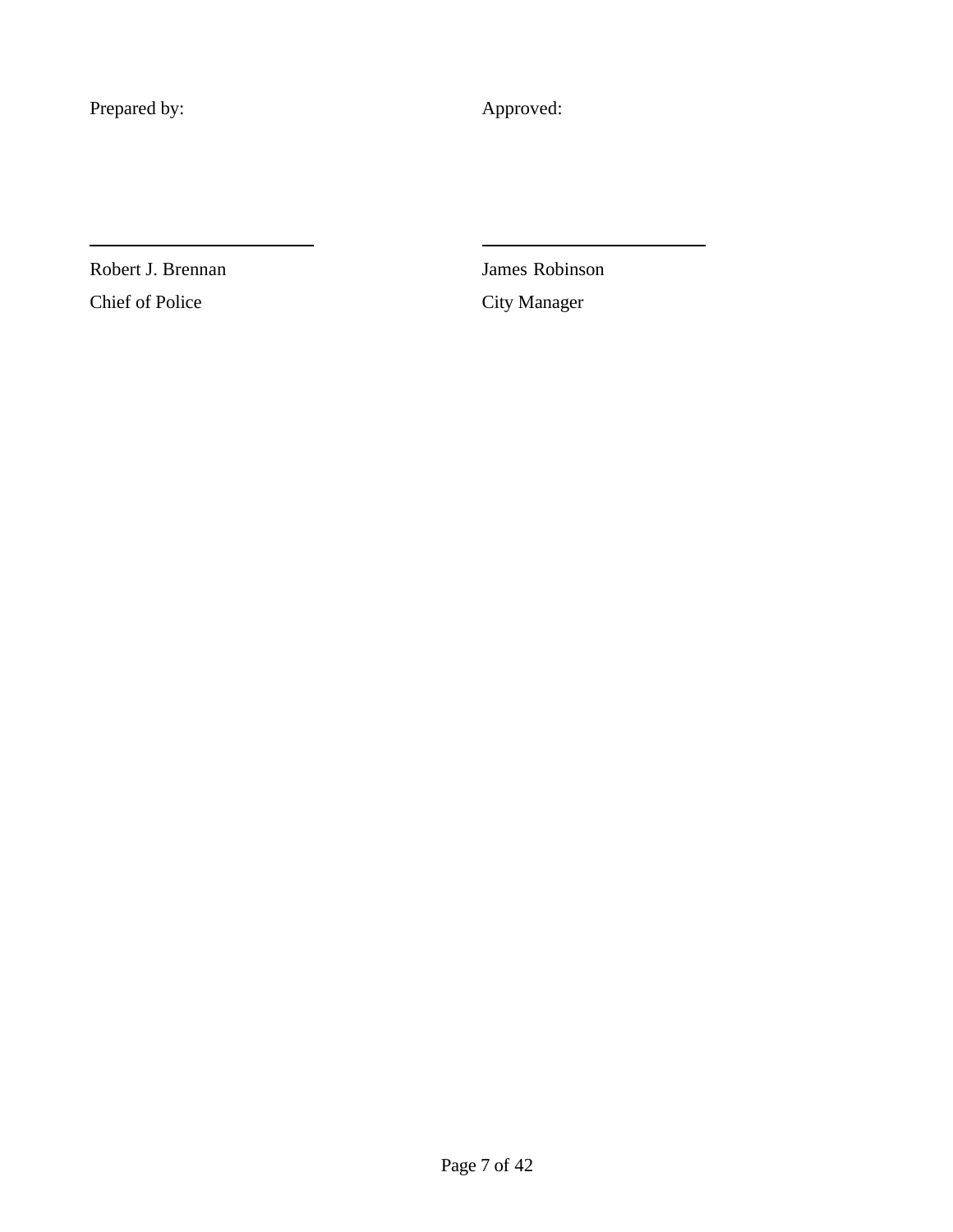Prepared by:

Robert J. Brennan
Chief of Police

Approved:

James Robinson
City Manager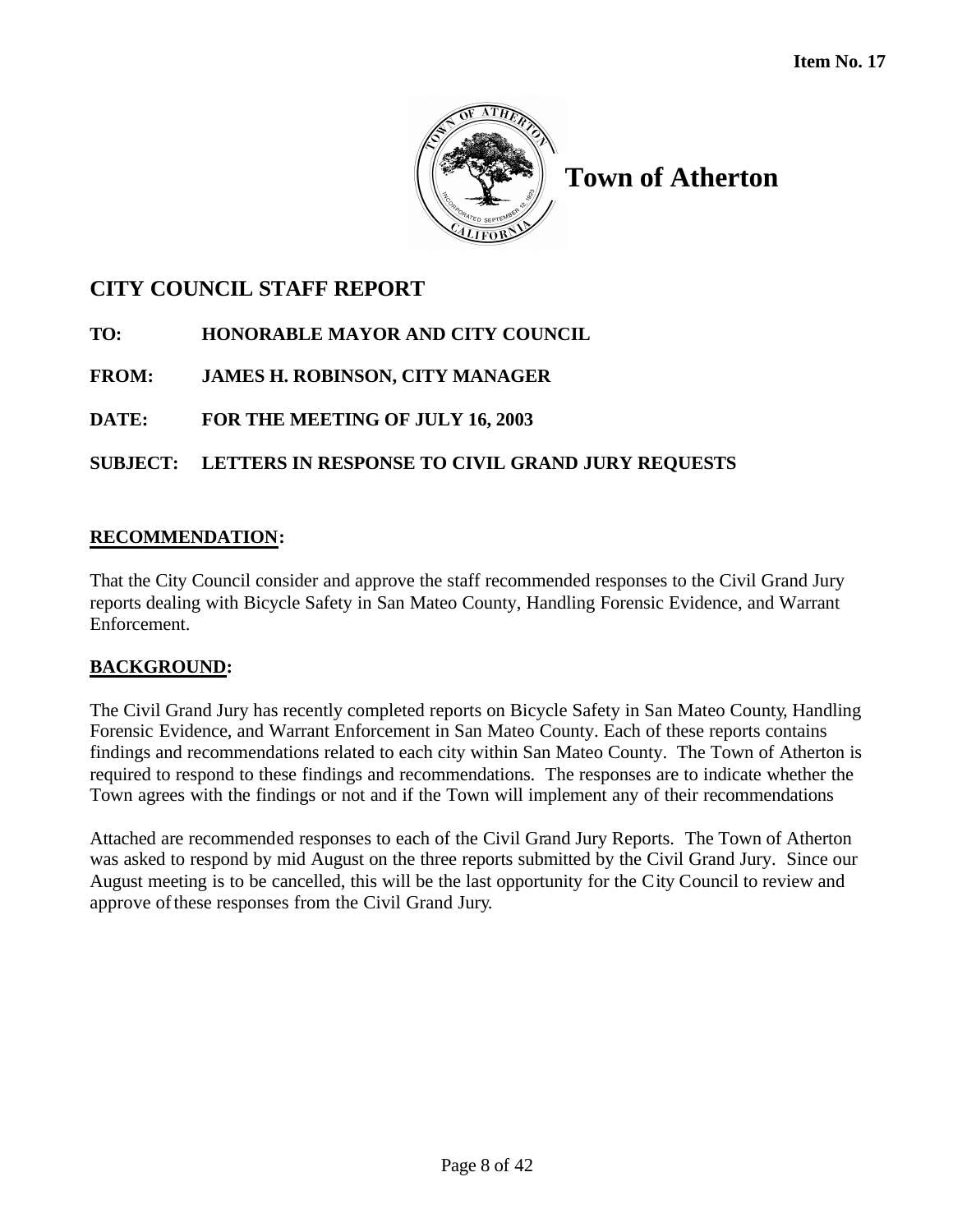Item No. 17

# Town of Atherton

## CITY COUNCIL STAFF REPORT

**TO:** HONORABLE MAYOR AND CITY COUNCIL

**FROM:** JAMES H. ROBINSON, CITY MANAGER

**DATE:** FOR THE MEETING OF JULY 16, 2003

**SUBJECT:** LETTERS IN RESPONSE TO CIVIL GRAND JURY REQUESTS

**RECOMMENDATION:**

That the City Council consider and approve the staff recommended responses to the Civil Grand Jury reports dealing with Bicycle Safety in San Mateo County, Handling Forensic Evidence, and Warrant Enforcement.

**BACKGROUND:**

The Civil Grand Jury has recently completed reports on Bicycle Safety in San Mateo County, Handling Forensic Evidence, and Warrant Enforcement in San Mateo County. Each of these reports contains findings and recommendations related to each city within San Mateo County. The Town of Atherton is required to respond to these findings and recommendations. The responses are to indicate whether the Town agrees with the findings or not and if the Town will implement any of their recommendations

Attached are recommended responses to each of the Civil Grand Jury Reports. The Town of Atherton was asked to respond by mid August on the three reports submitted by the Civil Grand Jury. Since our August meeting is to be cancelled, this will be the last opportunity for the City Council to review and approve of these responses from the Civil Grand Jury.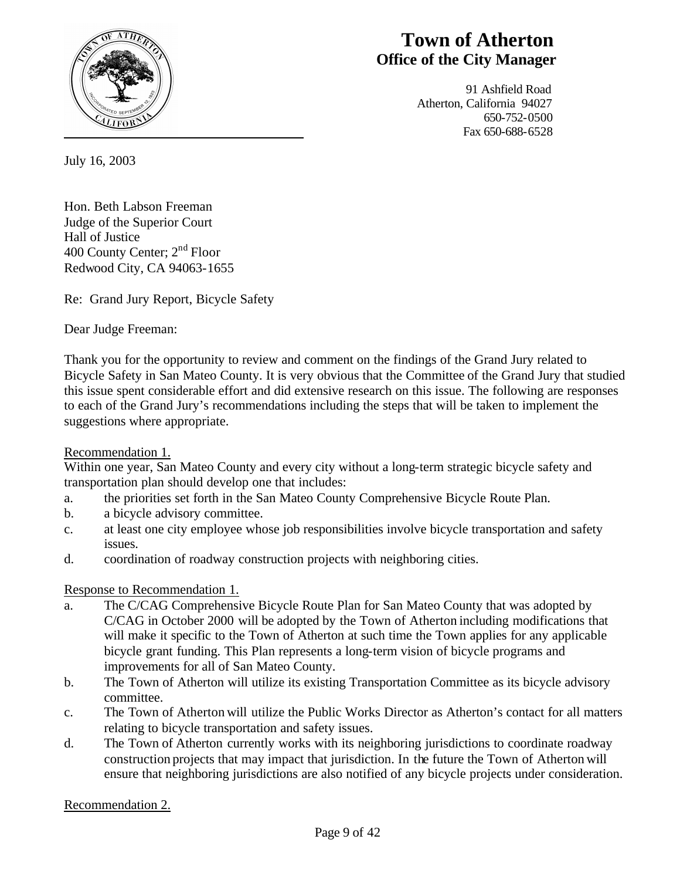# Town of Atherton
## Office of the City Manager

91 Ashfield Road
Atherton, California 94027
650-752-0500
Fax 650-688-6528

July 16, 2003

Hon. Beth Labson Freeman
Judge of the Superior Court
Hall of Justice
400 County Center; 2nd Floor
Redwood City, CA 94063-1655

Re: Grand Jury Report, Bicycle Safety

Dear Judge Freeman:

Thank you for the opportunity to review and comment on the findings of the Grand Jury related to Bicycle Safety in San Mateo County. It is very obvious that the Committee of the Grand Jury that studied this issue spent considerable effort and did extensive research on this issue. The following are responses to each of the Grand Jury's recommendations including the steps that will be taken to implement the suggestions where appropriate.

Recommendation 1.

Within one year, San Mateo County and every city without a long-term strategic bicycle safety and transportation plan should develop one that includes:

a. the priorities set forth in the San Mateo County Comprehensive Bicycle Route Plan.
b. a bicycle advisory committee.
c. at least one city employee whose job responsibilities involve bicycle transportation and safety issues.
d. coordination of roadway construction projects with neighboring cities.

Response to Recommendation 1.

a. The C/CAG Comprehensive Bicycle Route Plan for San Mateo County that was adopted by C/CAG in October 2000 will be adopted by the Town of Atherton including modifications that will make it specific to the Town of Atherton at such time the Town applies for any applicable bicycle grant funding. This Plan represents a long-term vision of bicycle programs and improvements for all of San Mateo County.
b. The Town of Atherton will utilize its existing Transportation Committee as its bicycle advisory committee.
c. The Town of Atherton will utilize the Public Works Director as Atherton's contact for all matters relating to bicycle transportation and safety issues.
d. The Town of Atherton currently works with its neighboring jurisdictions to coordinate roadway construction projects that may impact that jurisdiction. In the future the Town of Atherton will ensure that neighboring jurisdictions are also notified of any bicycle projects under consideration.

Recommendation 2.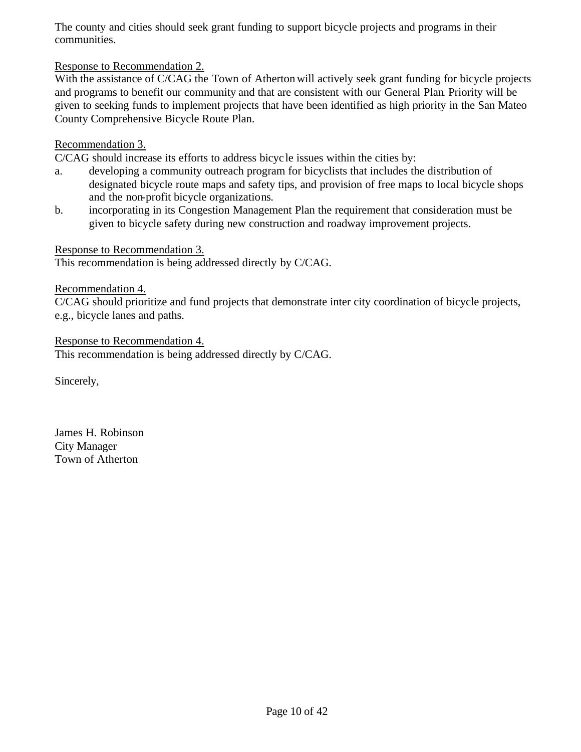The county and cities should seek grant funding to support bicycle projects and programs in their communities.

Response to Recommendation 2.

With the assistance of C/CAG the Town of Atherton will actively seek grant funding for bicycle projects and programs to benefit our community and that are consistent with our General Plan. Priority will be given to seeking funds to implement projects that have been identified as high priority in the San Mateo County Comprehensive Bicycle Route Plan.

Recommendation 3.

C/CAG should increase its efforts to address bicycle issues within the cities by:

a. developing a community outreach program for bicyclists that includes the distribution of designated bicycle route maps and safety tips, and provision of free maps to local bicycle shops and the non-profit bicycle organizations.
b. incorporating in its Congestion Management Plan the requirement that consideration must be given to bicycle safety during new construction and roadway improvement projects.

Response to Recommendation 3.

This recommendation is being addressed directly by C/CAG.

Recommendation 4.

C/CAG should prioritize and fund projects that demonstrate inter city coordination of bicycle projects, e.g., bicycle lanes and paths.

Response to Recommendation 4.

This recommendation is being addressed directly by C/CAG.

Sincerely,

James H. Robinson
City Manager
Town of Atherton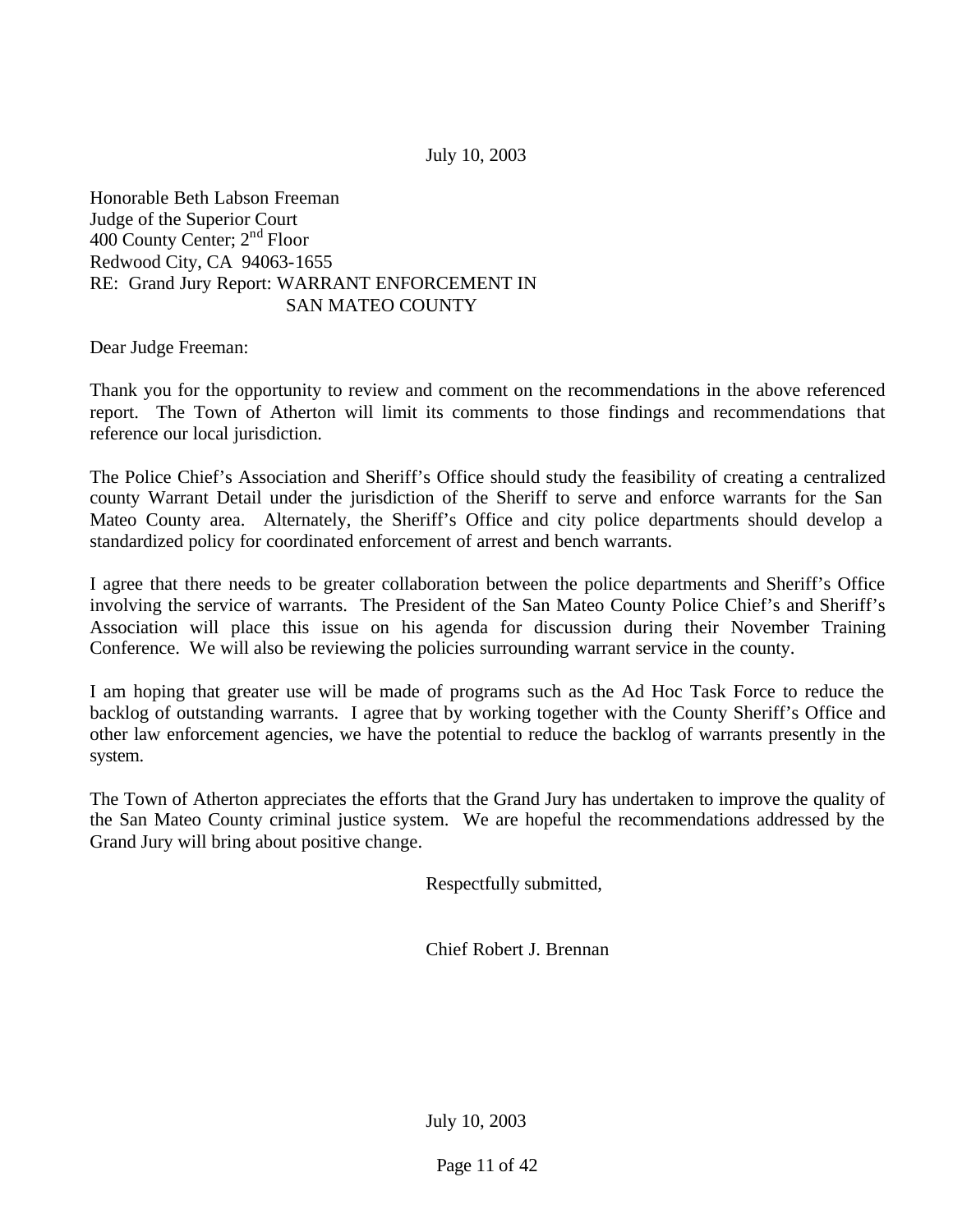July 10, 2003

Honorable Beth Labson Freeman
Judge of the Superior Court
400 County Center; 2nd Floor
Redwood City, CA 94063-1655
RE: Grand Jury Report: WARRANT ENFORCEMENT IN
SAN MATEO COUNTY

Dear Judge Freeman:

Thank you for the opportunity to review and comment on the recommendations in the above referenced report. The Town of Atherton will limit its comments to those findings and recommendations that reference our local jurisdiction.

The Police Chief's Association and Sheriff's Office should study the feasibility of creating a centralized county Warrant Detail under the jurisdiction of the Sheriff to serve and enforce warrants for the San Mateo County area. Alternately, the Sheriff's Office and city police departments should develop a standardized policy for coordinated enforcement of arrest and bench warrants.

I agree that there needs to be greater collaboration between the police departments and Sheriff's Office involving the service of warrants. The President of the San Mateo County Police Chief's and Sheriff's Association will place this issue on his agenda for discussion during their November Training Conference. We will also be reviewing the policies surrounding warrant service in the county.

I am hoping that greater use will be made of programs such as the Ad Hoc Task Force to reduce the backlog of outstanding warrants. I agree that by working together with the County Sheriff's Office and other law enforcement agencies, we have the potential to reduce the backlog of warrants presently in the system.

The Town of Atherton appreciates the efforts that the Grand Jury has undertaken to improve the quality of the San Mateo County criminal justice system. We are hopeful the recommendations addressed by the Grand Jury will bring about positive change.

Respectfully submitted,

Chief Robert J. Brennan

July 10, 2003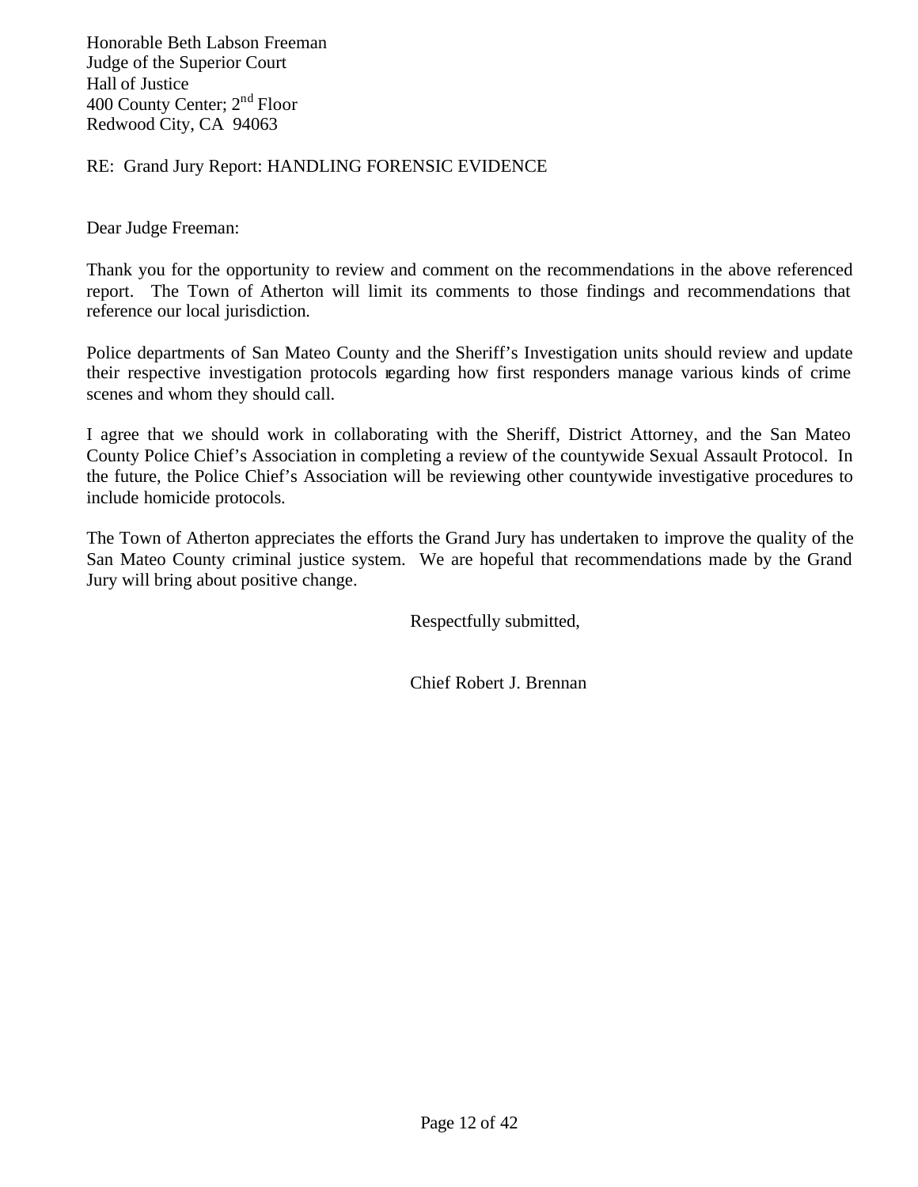Honorable Beth Labson Freeman
Judge of the Superior Court
Hall of Justice
400 County Center; 2nd Floor
Redwood City, CA 94063

RE: Grand Jury Report: HANDLING FORENSIC EVIDENCE

Dear Judge Freeman:

Thank you for the opportunity to review and comment on the recommendations in the above referenced report. The Town of Atherton will limit its comments to those findings and recommendations that reference our local jurisdiction.

Police departments of San Mateo County and the Sheriff's Investigation units should review and update their respective investigation protocols regarding how first responders manage various kinds of crime scenes and whom they should call.

I agree that we should work in collaborating with the Sheriff, District Attorney, and the San Mateo County Police Chief's Association in completing a review of the countywide Sexual Assault Protocol. In the future, the Police Chief's Association will be reviewing other countywide investigative procedures to include homicide protocols.

The Town of Atherton appreciates the efforts the Grand Jury has undertaken to improve the quality of the San Mateo County criminal justice system. We are hopeful that recommendations made by the Grand Jury will bring about positive change.

Respectfully submitted,

Chief Robert J. Brennan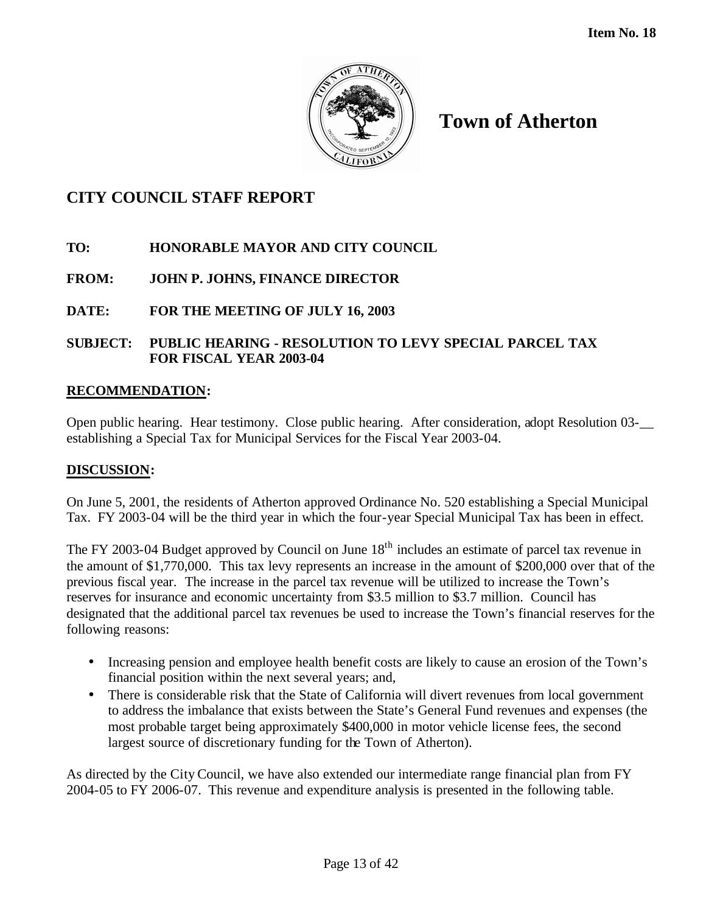Item No. 18

# Town of Atherton

## CITY COUNCIL STAFF REPORT

**TO:** HONORABLE MAYOR AND CITY COUNCIL

**FROM:** JOHN P. JOHNS, FINANCE DIRECTOR

**DATE:** FOR THE MEETING OF JULY 16, 2003

**SUBJECT:** PUBLIC HEARING - RESOLUTION TO LEVY SPECIAL PARCEL TAX FOR FISCAL YEAR 2003-04

**RECOMMENDATION:**

Open public hearing. Hear testimony. Close public hearing. After consideration, adopt Resolution 03-__ establishing a Special Tax for Municipal Services for the Fiscal Year 2003-04.

**DISCUSSION:**

On June 5, 2001, the residents of Atherton approved Ordinance No. 520 establishing a Special Municipal Tax. FY 2003-04 will be the third year in which the four-year Special Municipal Tax has been in effect.

The FY 2003-04 Budget approved by Council on June 18th includes an estimate of parcel tax revenue in the amount of $1,770,000. This tax levy represents an increase in the amount of $200,000 over that of the previous fiscal year. The increase in the parcel tax revenue will be utilized to increase the Town's reserves for insurance and economic uncertainty from $3.5 million to $3.7 million. Council has designated that the additional parcel tax revenues be used to increase the Town's financial reserves for the following reasons:

- Increasing pension and employee health benefit costs are likely to cause an erosion of the Town's financial position within the next several years; and,
- There is considerable risk that the State of California will divert revenues from local government to address the imbalance that exists between the State's General Fund revenues and expenses (the most probable target being approximately $400,000 in motor vehicle license fees, the second largest source of discretionary funding for the Town of Atherton).

As directed by the City Council, we have also extended our intermediate range financial plan from FY 2004-05 to FY 2006-07. This revenue and expenditure analysis is presented in the following table.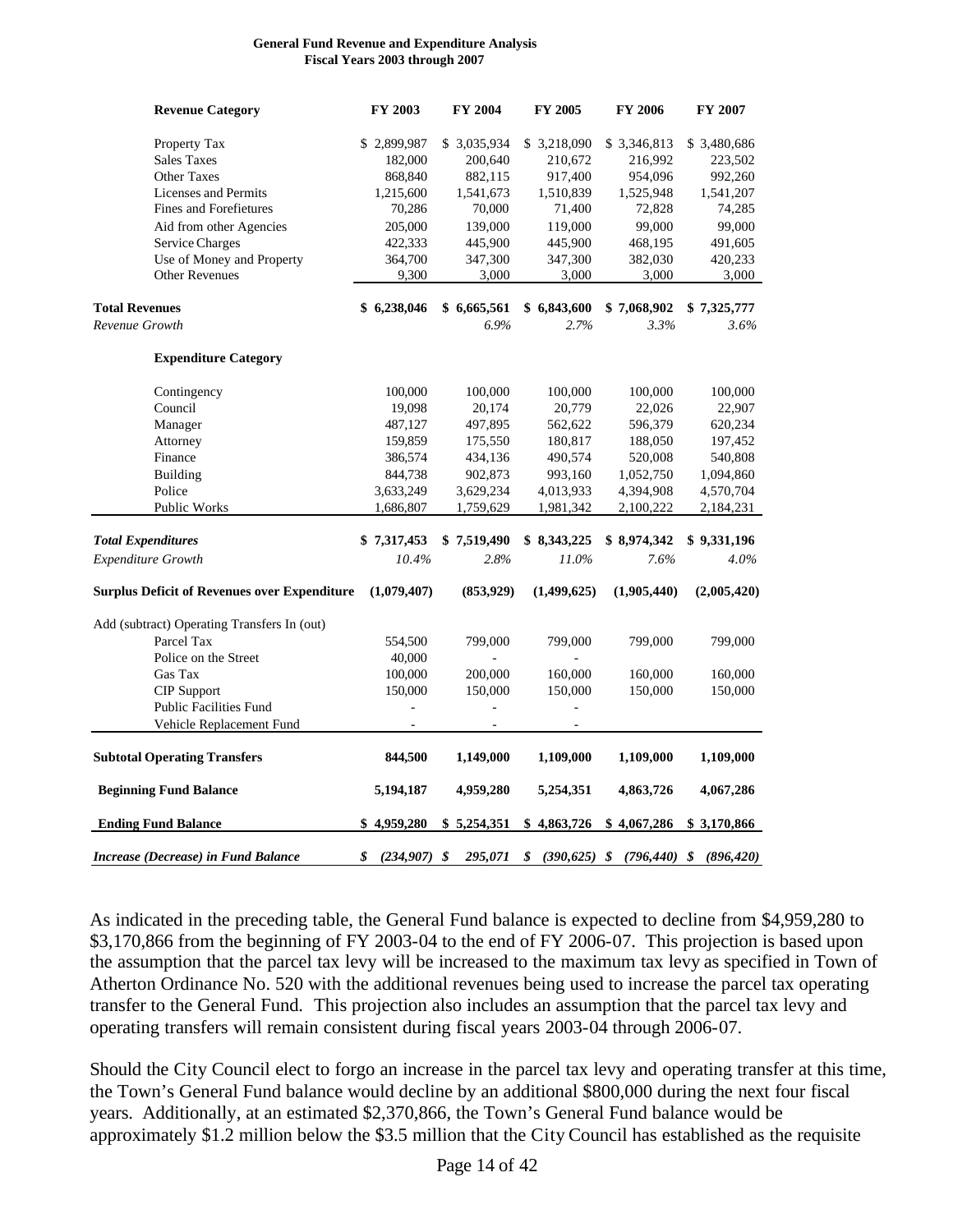**General Fund Revenue and Expenditure Analysis**
**Fiscal Years 2003 through 2007**

| Revenue Category | FY 2003 | FY 2004 | FY 2005 | FY 2006 | FY 2007 |
|---|---|---|---|---|---|
| Property Tax | $ 2,899,987 | $ 3,035,934 | $ 3,218,090 | $ 3,346,813 | $ 3,480,686 |
| Sales Taxes | 182,000 | 200,640 | 210,672 | 216,992 | 223,502 |
| Other Taxes | 868,840 | 882,115 | 917,400 | 954,096 | 992,260 |
| Licenses and Permits | 1,215,600 | 1,541,673 | 1,510,839 | 1,525,948 | 1,541,207 |
| Fines and Forefietures | 70,286 | 70,000 | 71,400 | 72,828 | 74,285 |
| Aid from other Agencies | 205,000 | 139,000 | 119,000 | 99,000 | 99,000 |
| Service Charges | 422,333 | 445,900 | 445,900 | 468,195 | 491,605 |
| Use of Money and Property | 364,700 | 347,300 | 347,300 | 382,030 | 420,233 |
| Other Revenues | 9,300 | 3,000 | 3,000 | 3,000 | 3,000 |
| **Total Revenues** | **$ 6,238,046** | **$ 6,665,561** | **$ 6,843,600** | **$ 7,068,902** | **$ 7,325,777** |
| *Revenue Growth* | | *6.9%* | *2.7%* | *3.3%* | *3.6%* |
| **Expenditure Category** | | | | | |
| Contingency | 100,000 | 100,000 | 100,000 | 100,000 | 100,000 |
| Council | 19,098 | 20,174 | 20,779 | 22,026 | 22,907 |
| Manager | 487,127 | 497,895 | 562,622 | 596,379 | 620,234 |
| Attorney | 159,859 | 175,550 | 180,817 | 188,050 | 197,452 |
| Finance | 386,574 | 434,136 | 490,574 | 520,008 | 540,808 |
| Building | 844,738 | 902,873 | 993,160 | 1,052,750 | 1,094,860 |
| Police | 3,633,249 | 3,629,234 | 4,013,933 | 4,394,908 | 4,570,704 |
| Public Works | 1,686,807 | 1,759,629 | 1,981,342 | 2,100,222 | 2,184,231 |
| ***Total Expenditures*** | **$ 7,317,453** | **$ 7,519,490** | **$ 8,343,225** | **$ 8,974,342** | **$ 9,331,196** |
| *Expenditure Growth* | *10.4%* | *2.8%* | *11.0%* | *7.6%* | *4.0%* |
| **Surplus Deficit of Revenues over Expenditure** | **(1,079,407)** | **(853,929)** | **(1,499,625)** | **(1,905,440)** | **(2,005,420)** |
| Add (subtract) Operating Transfers In (out) | | | | | |
| Parcel Tax | 554,500 | 799,000 | 799,000 | 799,000 | 799,000 |
| Police on the Street | 40,000 | - | - | | |
| Gas Tax | 100,000 | 200,000 | 160,000 | 160,000 | 160,000 |
| CIP Support | 150,000 | 150,000 | 150,000 | 150,000 | 150,000 |
| Public Facilities Fund | - | - | - | | |
| Vehicle Replacement Fund | - | - | - | | |
| **Subtotal Operating Transfers** | **844,500** | **1,149,000** | **1,109,000** | **1,109,000** | **1,109,000** |
| **Beginning Fund Balance** | **5,194,187** | **4,959,280** | **5,254,351** | **4,863,726** | **4,067,286** |
| **Ending Fund Balance** | **$ 4,959,280** | **$ 5,254,351** | **$ 4,863,726** | **$ 4,067,286** | **$ 3,170,866** |
| ***Increase (Decrease) in Fund Balance*** | ***$ (234,907)*** | ***$ 295,071*** | ***$ (390,625)*** | ***$ (796,440)*** | ***$ (896,420)*** |

As indicated in the preceding table, the General Fund balance is expected to decline from $4,959,280 to $3,170,866 from the beginning of FY 2003-04 to the end of FY 2006-07. This projection is based upon the assumption that the parcel tax levy will be increased to the maximum tax levy as specified in Town of Atherton Ordinance No. 520 with the additional revenues being used to increase the parcel tax operating transfer to the General Fund. This projection also includes an assumption that the parcel tax levy and operating transfers will remain consistent during fiscal years 2003-04 through 2006-07.

Should the City Council elect to forgo an increase in the parcel tax levy and operating transfer at this time, the Town's General Fund balance would decline by an additional $800,000 during the next four fiscal years. Additionally, at an estimated $2,370,866, the Town's General Fund balance would be approximately $1.2 million below the $3.5 million that the City Council has established as the requisite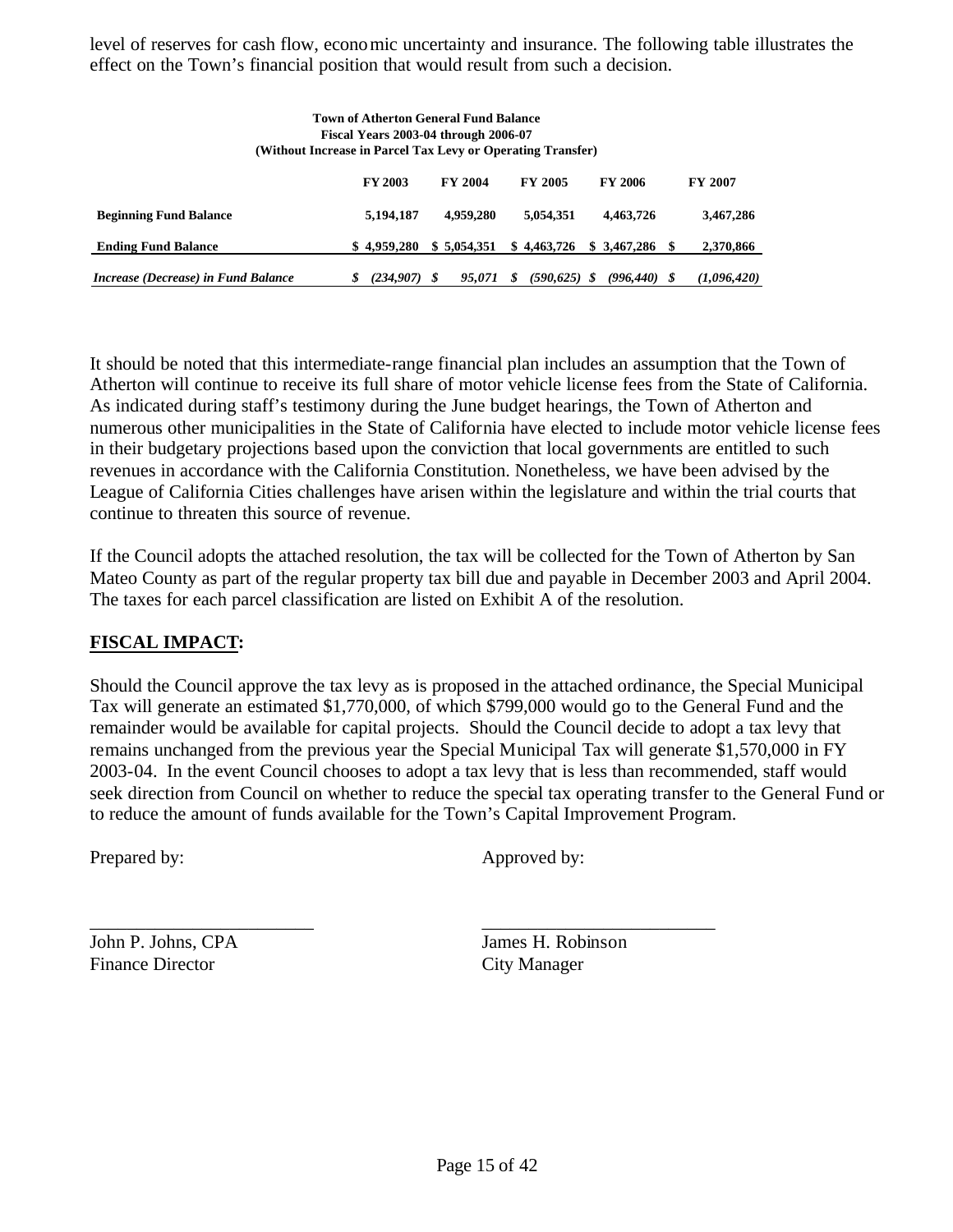level of reserves for cash flow, economic uncertainty and insurance. The following table illustrates the effect on the Town's financial position that would result from such a decision.

**Town of Atherton General Fund Balance**
**Fiscal Years 2003-04 through 2006-07**
**(Without Increase in Parcel Tax Levy or Operating Transfer)**

| | FY 2003 | FY 2004 | FY 2005 | FY 2006 | FY 2007 |
|---|---|---|---|---|---|
| **Beginning Fund Balance** | 5,194,187 | 4,959,280 | 5,054,351 | 4,463,726 | 3,467,286 |
| **Ending Fund Balance** | $ 4,959,280 | $ 5,054,351 | $ 4,463,726 | $ 3,467,286 | $ 2,370,866 |
| ***Increase (Decrease) in Fund Balance*** | *$ (234,907)* | *$ 95,071* | *$ (590,625)* | *$ (996,440)* | *$ (1,096,420)* |

It should be noted that this intermediate-range financial plan includes an assumption that the Town of Atherton will continue to receive its full share of motor vehicle license fees from the State of California. As indicated during staff's testimony during the June budget hearings, the Town of Atherton and numerous other municipalities in the State of California have elected to include motor vehicle license fees in their budgetary projections based upon the conviction that local governments are entitled to such revenues in accordance with the California Constitution. Nonetheless, we have been advised by the League of California Cities challenges have arisen within the legislature and within the trial courts that continue to threaten this source of revenue.

If the Council adopts the attached resolution, the tax will be collected for the Town of Atherton by San Mateo County as part of the regular property tax bill due and payable in December 2003 and April 2004. The taxes for each parcel classification are listed on Exhibit A of the resolution.

## FISCAL IMPACT:

Should the Council approve the tax levy as is proposed in the attached ordinance, the Special Municipal Tax will generate an estimated $1,770,000, of which $799,000 would go to the General Fund and the remainder would be available for capital projects. Should the Council decide to adopt a tax levy that remains unchanged from the previous year the Special Municipal Tax will generate $1,570,000 in FY 2003-04. In the event Council chooses to adopt a tax levy that is less than recommended, staff would seek direction from Council on whether to reduce the special tax operating transfer to the General Fund or to reduce the amount of funds available for the Town's Capital Improvement Program.

Prepared by: Approved by:

\_\_\_\_\_\_\_\_\_\_\_\_\_\_\_\_\_\_\_\_\_\_\_\_ \_\_\_\_\_\_\_\_\_\_\_\_\_\_\_\_\_\_\_\_\_\_\_\_

John P. Johns, CPA
Finance Director

James H. Robinson
City Manager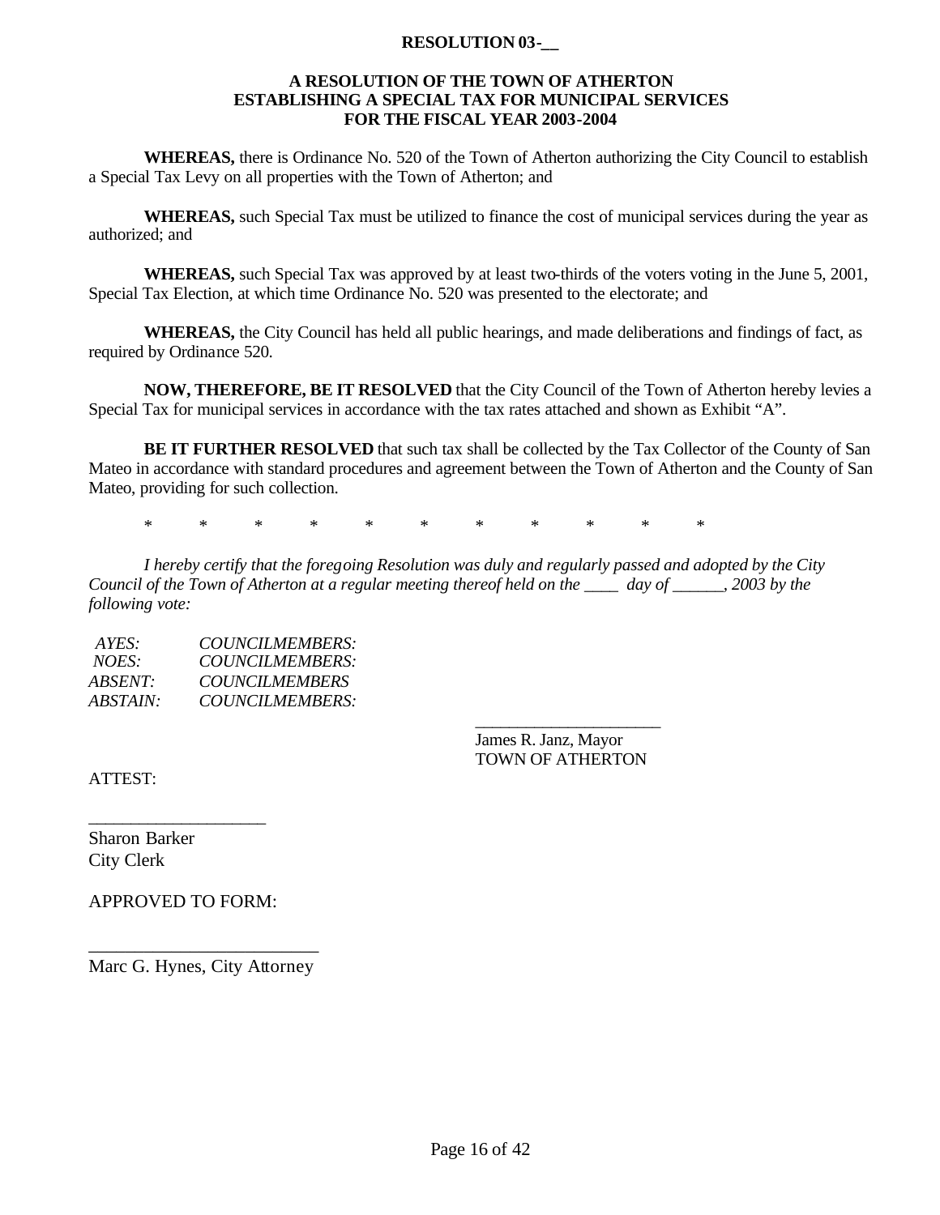**RESOLUTION 03-__**

**A RESOLUTION OF THE TOWN OF ATHERTON ESTABLISHING A SPECIAL TAX FOR MUNICIPAL SERVICES FOR THE FISCAL YEAR 2003-2004**

**WHEREAS,** there is Ordinance No. 520 of the Town of Atherton authorizing the City Council to establish a Special Tax Levy on all properties with the Town of Atherton; and

**WHEREAS,** such Special Tax must be utilized to finance the cost of municipal services during the year as authorized; and

**WHEREAS,** such Special Tax was approved by at least two-thirds of the voters voting in the June 5, 2001, Special Tax Election, at which time Ordinance No. 520 was presented to the electorate; and

**WHEREAS,** the City Council has held all public hearings, and made deliberations and findings of fact, as required by Ordinance 520.

**NOW, THEREFORE, BE IT RESOLVED** that the City Council of the Town of Atherton hereby levies a Special Tax for municipal services in accordance with the tax rates attached and shown as Exhibit "A".

**BE IT FURTHER RESOLVED** that such tax shall be collected by the Tax Collector of the County of San Mateo in accordance with standard procedures and agreement between the Town of Atherton and the County of San Mateo, providing for such collection.

\* \* \* \* \* \* \* \* \* \* \*

*I hereby certify that the foregoing Resolution was duly and regularly passed and adopted by the City Council of the Town of Atherton at a regular meeting thereof held on the ____ day of ______, 2003 by the following vote:*

*AYES: COUNCILMEMBERS:*
*NOES: COUNCILMEMBERS:*
*ABSENT: COUNCILMEMBERS*
*ABSTAIN: COUNCILMEMBERS:*

_____________________
James R. Janz, Mayor
TOWN OF ATHERTON

ATTEST:

___________________
Sharon Barker
City Clerk

APPROVED TO FORM:

________________________
Marc G. Hynes, City Attorney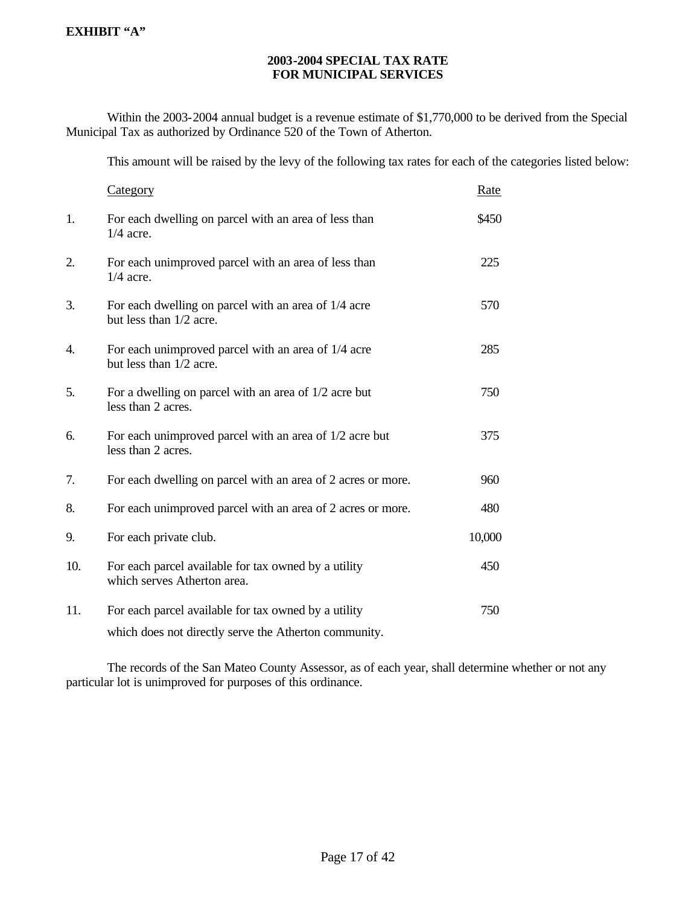**EXHIBIT "A"**

## 2003-2004 SPECIAL TAX RATE
## FOR MUNICIPAL SERVICES

Within the 2003-2004 annual budget is a revenue estimate of $1,770,000 to be derived from the Special Municipal Tax as authorized by Ordinance 520 of the Town of Atherton.

This amount will be raised by the levy of the following tax rates for each of the categories listed below:

| | Category | Rate |
|---|---|---|
| 1. | For each dwelling on parcel with an area of less than 1/4 acre. | $450 |
| 2. | For each unimproved parcel with an area of less than 1/4 acre. | 225 |
| 3. | For each dwelling on parcel with an area of 1/4 acre but less than 1/2 acre. | 570 |
| 4. | For each unimproved parcel with an area of 1/4 acre but less than 1/2 acre. | 285 |
| 5. | For a dwelling on parcel with an area of 1/2 acre but less than 2 acres. | 750 |
| 6. | For each unimproved parcel with an area of 1/2 acre but less than 2 acres. | 375 |
| 7. | For each dwelling on parcel with an area of 2 acres or more. | 960 |
| 8. | For each unimproved parcel with an area of 2 acres or more. | 480 |
| 9. | For each private club. | 10,000 |
| 10. | For each parcel available for tax owned by a utility which serves Atherton area. | 450 |
| 11. | For each parcel available for tax owned by a utility which does not directly serve the Atherton community. | 750 |

The records of the San Mateo County Assessor, as of each year, shall determine whether or not any particular lot is unimproved for purposes of this ordinance.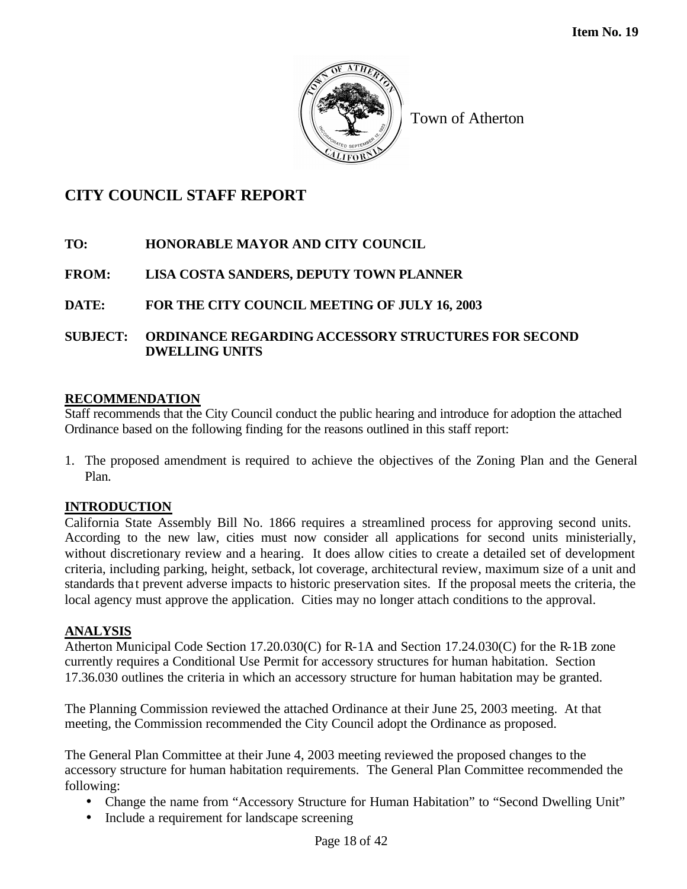**Item No. 19**

Town of Atherton

# CITY COUNCIL STAFF REPORT

**TO:** HONORABLE MAYOR AND CITY COUNCIL

**FROM:** LISA COSTA SANDERS, DEPUTY TOWN PLANNER

**DATE:** FOR THE CITY COUNCIL MEETING OF JULY 16, 2003

**SUBJECT:** ORDINANCE REGARDING ACCESSORY STRUCTURES FOR SECOND DWELLING UNITS

## RECOMMENDATION

Staff recommends that the City Council conduct the public hearing and introduce for adoption the attached Ordinance based on the following finding for the reasons outlined in this staff report:

1. The proposed amendment is required to achieve the objectives of the Zoning Plan and the General Plan.

## INTRODUCTION

California State Assembly Bill No. 1866 requires a streamlined process for approving second units. According to the new law, cities must now consider all applications for second units ministerially, without discretionary review and a hearing. It does allow cities to create a detailed set of development criteria, including parking, height, setback, lot coverage, architectural review, maximum size of a unit and standards that prevent adverse impacts to historic preservation sites. If the proposal meets the criteria, the local agency must approve the application. Cities may no longer attach conditions to the approval.

## ANALYSIS

Atherton Municipal Code Section 17.20.030(C) for R-1A and Section 17.24.030(C) for the R-1B zone currently requires a Conditional Use Permit for accessory structures for human habitation. Section 17.36.030 outlines the criteria in which an accessory structure for human habitation may be granted.

The Planning Commission reviewed the attached Ordinance at their June 25, 2003 meeting. At that meeting, the Commission recommended the City Council adopt the Ordinance as proposed.

The General Plan Committee at their June 4, 2003 meeting reviewed the proposed changes to the accessory structure for human habitation requirements. The General Plan Committee recommended the following:

- Change the name from "Accessory Structure for Human Habitation" to "Second Dwelling Unit"
- Include a requirement for landscape screening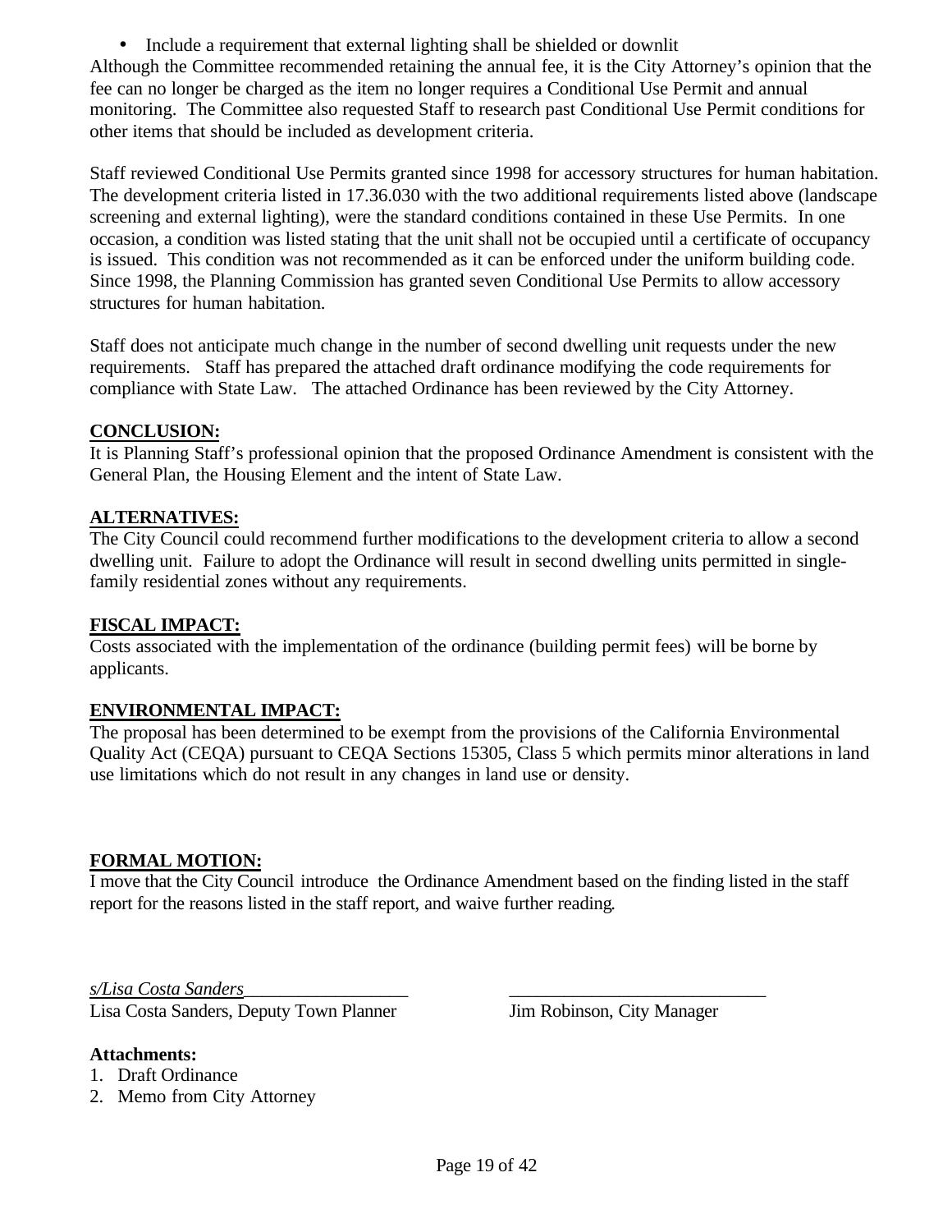- Include a requirement that external lighting shall be shielded or downlit

Although the Committee recommended retaining the annual fee, it is the City Attorney's opinion that the fee can no longer be charged as the item no longer requires a Conditional Use Permit and annual monitoring. The Committee also requested Staff to research past Conditional Use Permit conditions for other items that should be included as development criteria.

Staff reviewed Conditional Use Permits granted since 1998 for accessory structures for human habitation. The development criteria listed in 17.36.030 with the two additional requirements listed above (landscape screening and external lighting), were the standard conditions contained in these Use Permits. In one occasion, a condition was listed stating that the unit shall not be occupied until a certificate of occupancy is issued. This condition was not recommended as it can be enforced under the uniform building code. Since 1998, the Planning Commission has granted seven Conditional Use Permits to allow accessory structures for human habitation.

Staff does not anticipate much change in the number of second dwelling unit requests under the new requirements. Staff has prepared the attached draft ordinance modifying the code requirements for compliance with State Law. The attached Ordinance has been reviewed by the City Attorney.

**CONCLUSION:**

It is Planning Staff's professional opinion that the proposed Ordinance Amendment is consistent with the General Plan, the Housing Element and the intent of State Law.

**ALTERNATIVES:**

The City Council could recommend further modifications to the development criteria to allow a second dwelling unit. Failure to adopt the Ordinance will result in second dwelling units permitted in single-family residential zones without any requirements.

**FISCAL IMPACT:**

Costs associated with the implementation of the ordinance (building permit fees) will be borne by applicants.

**ENVIRONMENTAL IMPACT:**

The proposal has been determined to be exempt from the provisions of the California Environmental Quality Act (CEQA) pursuant to CEQA Sections 15305, Class 5 which permits minor alterations in land use limitations which do not result in any changes in land use or density.

**FORMAL MOTION:**

I move that the City Council introduce the Ordinance Amendment based on the finding listed in the staff report for the reasons listed in the staff report, and waive further reading.

*s/Lisa Costa Sanders*\_\_\_\_\_\_\_\_\_\_\_\_\_\_\_\_\_\_
Lisa Costa Sanders, Deputy Town Planner

\_\_\_\_\_\_\_\_\_\_\_\_\_\_\_\_\_\_\_\_\_\_\_\_\_\_\_\_
Jim Robinson, City Manager

**Attachments:**

1. Draft Ordinance
2. Memo from City Attorney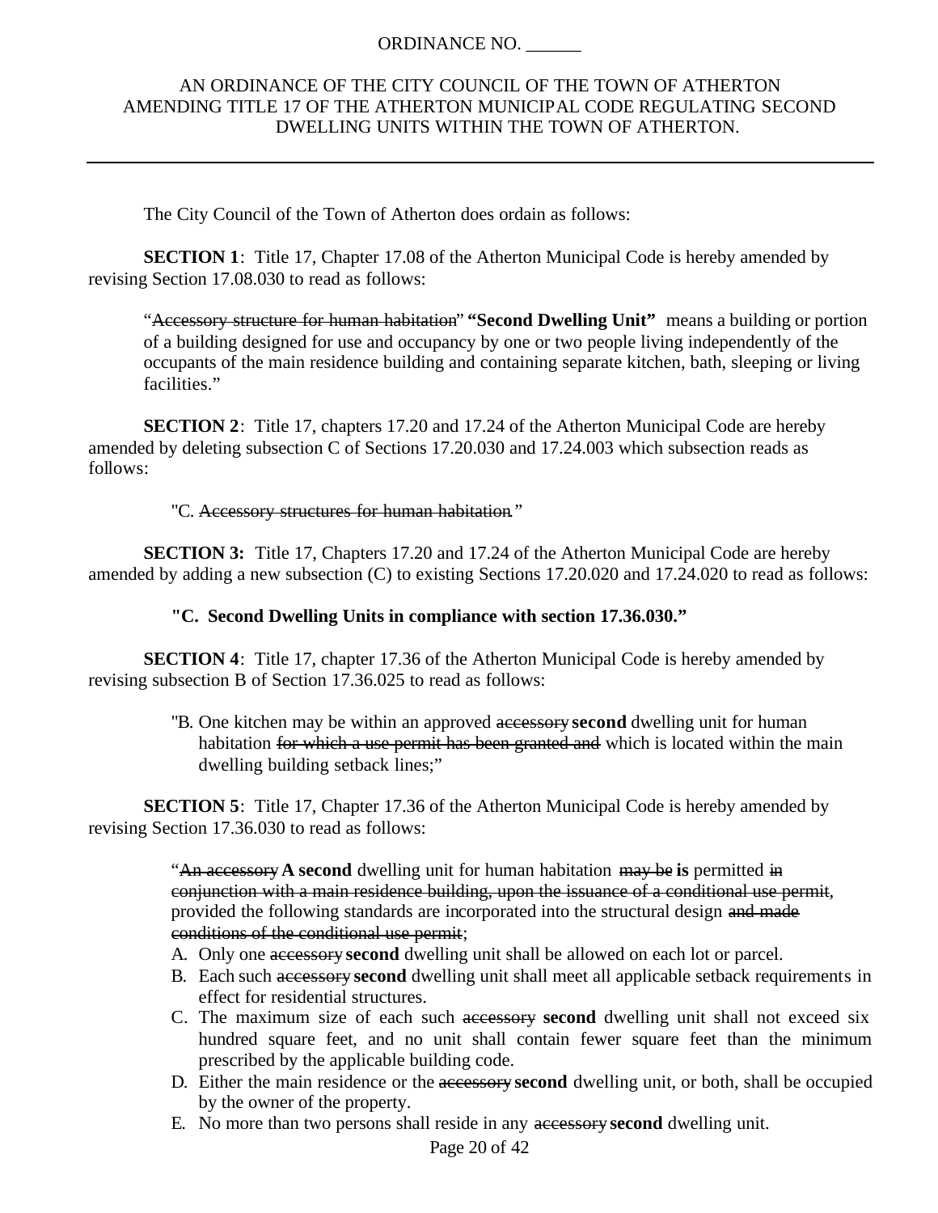ORDINANCE NO. ______

AN ORDINANCE OF THE CITY COUNCIL OF THE TOWN OF ATHERTON AMENDING TITLE 17 OF THE ATHERTON MUNICIPAL CODE REGULATING SECOND DWELLING UNITS WITHIN THE TOWN OF ATHERTON.

---

The City Council of the Town of Atherton does ordain as follows:

**SECTION 1**: Title 17, Chapter 17.08 of the Atherton Municipal Code is hereby amended by revising Section 17.08.030 to read as follows:

> "~~Accessory structure for human habitation~~" **"Second Dwelling Unit"** means a building or portion of a building designed for use and occupancy by one or two people living independently of the occupants of the main residence building and containing separate kitchen, bath, sleeping or living facilities."

**SECTION 2**: Title 17, chapters 17.20 and 17.24 of the Atherton Municipal Code are hereby amended by deleting subsection C of Sections 17.20.030 and 17.24.003 which subsection reads as follows:

> "C. ~~Accessory structures for human habitation~~."

**SECTION 3:** Title 17, Chapters 17.20 and 17.24 of the Atherton Municipal Code are hereby amended by adding a new subsection (C) to existing Sections 17.20.020 and 17.24.020 to read as follows:

> **"C. Second Dwelling Units in compliance with section 17.36.030."**

**SECTION 4**: Title 17, chapter 17.36 of the Atherton Municipal Code is hereby amended by revising subsection B of Section 17.36.025 to read as follows:

> "B. One kitchen may be within an approved ~~accessory~~ **second** dwelling unit for human habitation ~~for which a use permit has been granted and~~ which is located within the main dwelling building setback lines;"

**SECTION 5**: Title 17, Chapter 17.36 of the Atherton Municipal Code is hereby amended by revising Section 17.36.030 to read as follows:

> "~~An accessory~~ **A second** dwelling unit for human habitation ~~may be~~ **is** permitted ~~in conjunction with a main residence building, upon the issuance of a conditional use permit~~, provided the following standards are incorporated into the structural design ~~and made conditions of the conditional use permit~~;
>
> A. Only one ~~accessory~~ **second** dwelling unit shall be allowed on each lot or parcel.
> B. Each such ~~accessory~~ **second** dwelling unit shall meet all applicable setback requirements in effect for residential structures.
> C. The maximum size of each such ~~accessory~~ **second** dwelling unit shall not exceed six hundred square feet, and no unit shall contain fewer square feet than the minimum prescribed by the applicable building code.
> D. Either the main residence or the ~~accessory~~ **second** dwelling unit, or both, shall be occupied by the owner of the property.
> E. No more than two persons shall reside in any ~~accessory~~ **second** dwelling unit.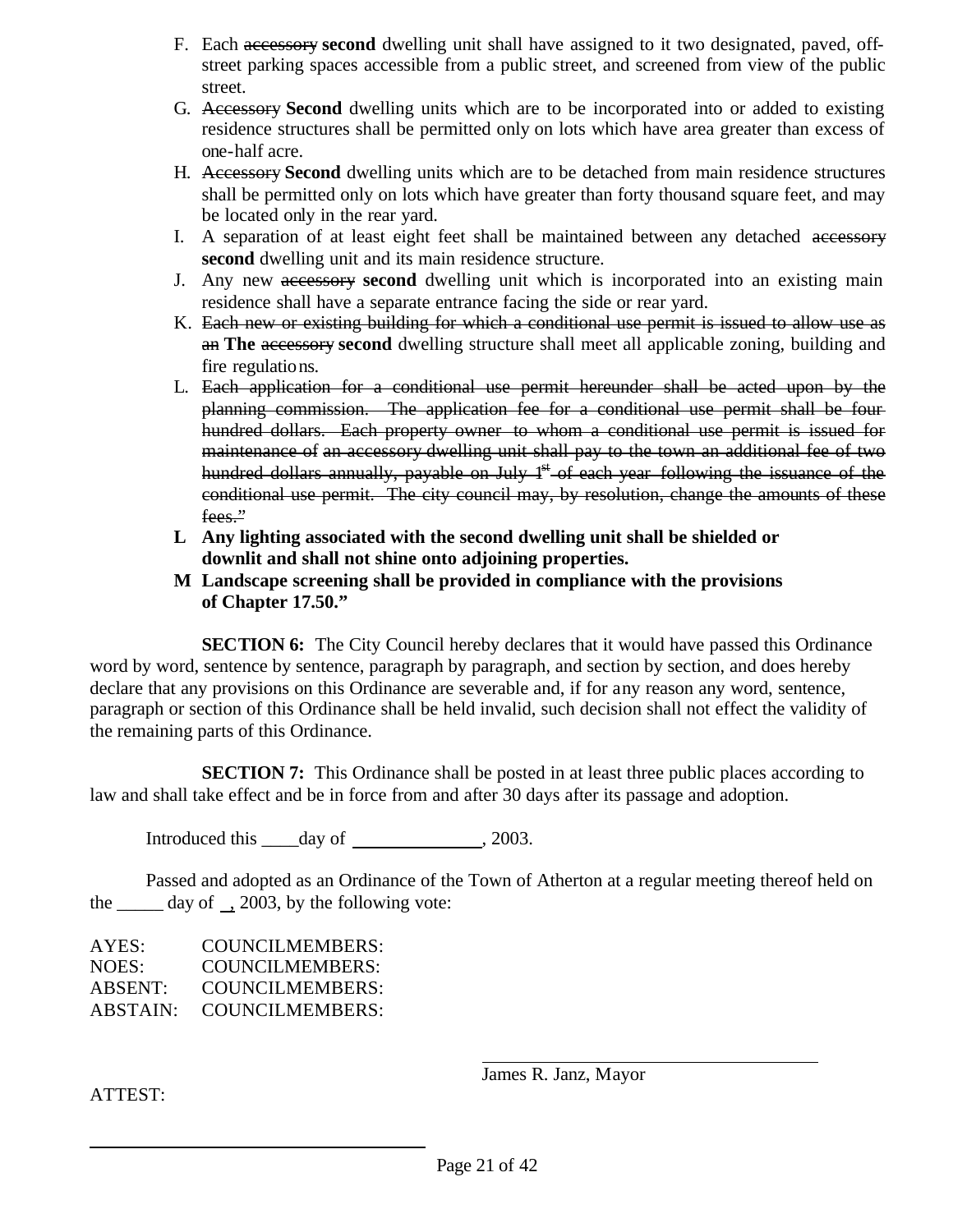F. Each ~~accessory~~ **second** dwelling unit shall have assigned to it two designated, paved, off-street parking spaces accessible from a public street, and screened from view of the public street.

G. ~~Accessory~~ **Second** dwelling units which are to be incorporated into or added to existing residence structures shall be permitted only on lots which have area greater than excess of one-half acre.

H. ~~Accessory~~ **Second** dwelling units which are to be detached from main residence structures shall be permitted only on lots which have greater than forty thousand square feet, and may be located only in the rear yard.

I. A separation of at least eight feet shall be maintained between any detached ~~accessory~~ **second** dwelling unit and its main residence structure.

J. Any new ~~accessory~~ **second** dwelling unit which is incorporated into an existing main residence shall have a separate entrance facing the side or rear yard.

K. ~~Each new or existing building for which a conditional use permit is issued to allow use as an~~ **The** ~~accessory~~ **second** dwelling structure shall meet all applicable zoning, building and fire regulations.

L. ~~Each application for a conditional use permit hereunder shall be acted upon by the planning commission. The application fee for a conditional use permit shall be four hundred dollars. Each property owner to whom a conditional use permit is issued for maintenance of an accessory dwelling unit shall pay to the town an additional fee of two hundred dollars annually, payable on July 1st of each year following the issuance of the conditional use permit. The city council may, by resolution, change the amounts of these fees."~~

**L Any lighting associated with the second dwelling unit shall be shielded or downlit and shall not shine onto adjoining properties.**

**M Landscape screening shall be provided in compliance with the provisions of Chapter 17.50."**

**SECTION 6:** The City Council hereby declares that it would have passed this Ordinance word by word, sentence by sentence, paragraph by paragraph, and section by section, and does hereby declare that any provisions on this Ordinance are severable and, if for any reason any word, sentence, paragraph or section of this Ordinance shall be held invalid, such decision shall not effect the validity of the remaining parts of this Ordinance.

**SECTION 7:** This Ordinance shall be posted in at least three public places according to law and shall take effect and be in force from and after 30 days after its passage and adoption.

Introduced this ____day of ______________, 2003.

Passed and adopted as an Ordinance of the Town of Atherton at a regular meeting thereof held on the _____ day of _, 2003, by the following vote:

AYES: COUNCILMEMBERS:
NOES: COUNCILMEMBERS:
ABSENT: COUNCILMEMBERS:
ABSTAIN: COUNCILMEMBERS:

James R. Janz, Mayor

ATTEST: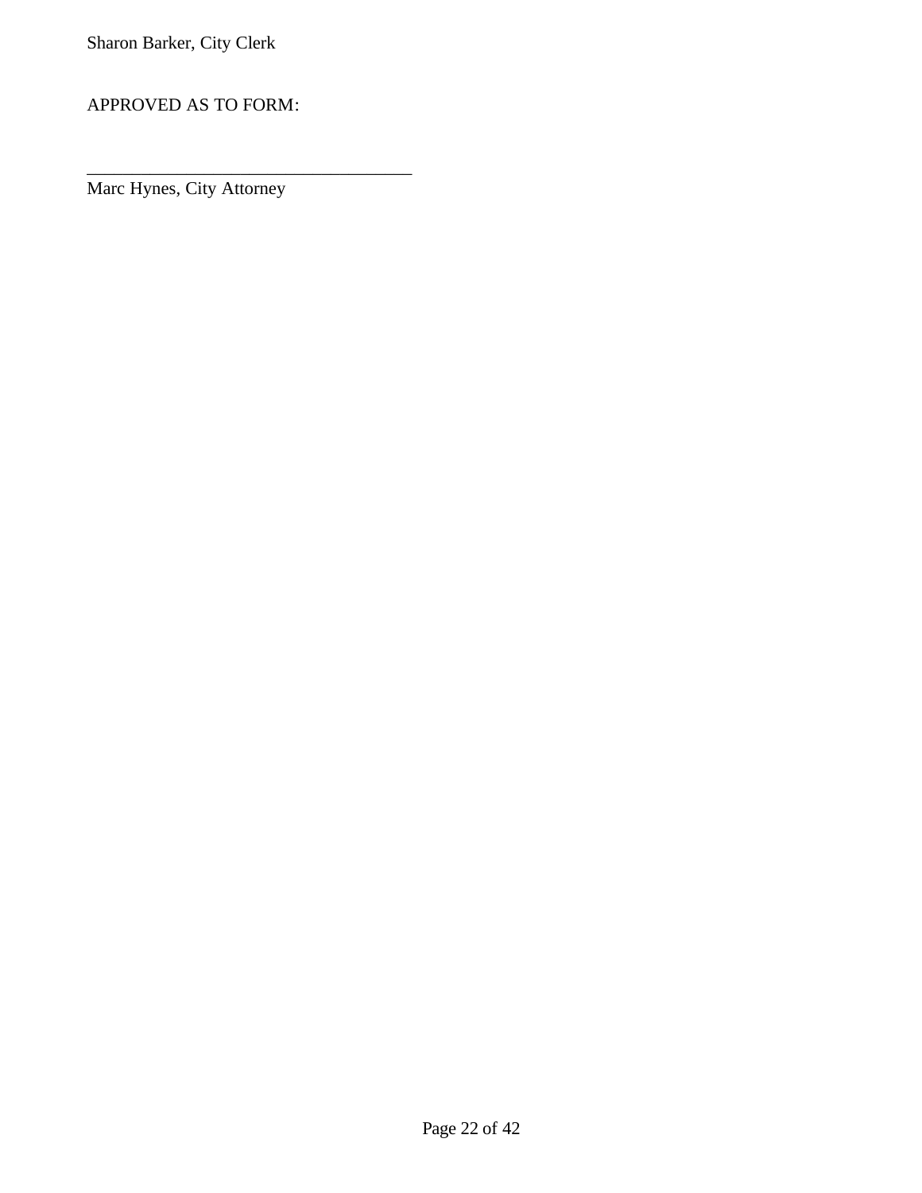Sharon Barker, City Clerk

APPROVED AS TO FORM:

_____________________________________
Marc Hynes, City Attorney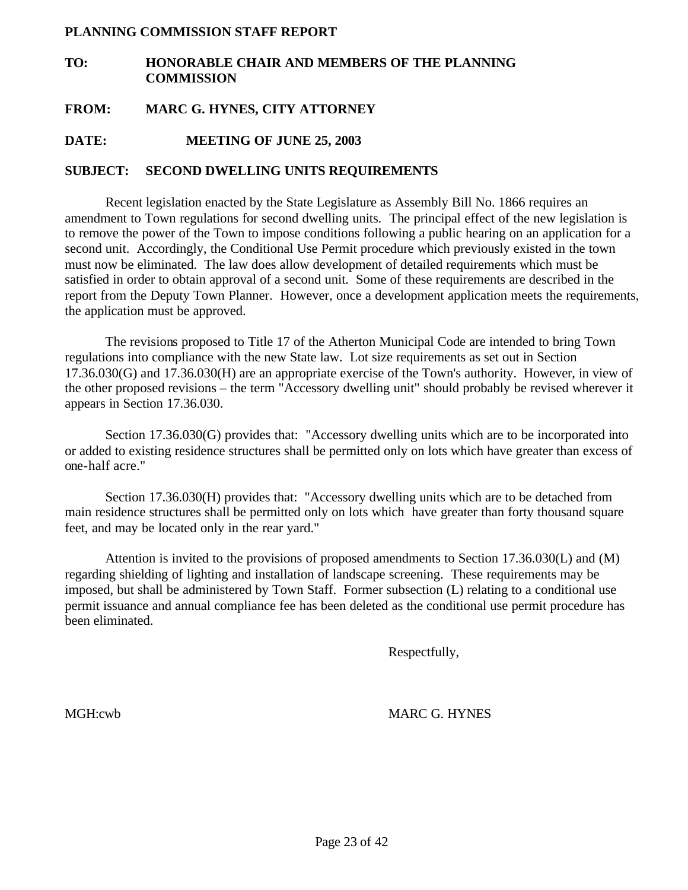**PLANNING COMMISSION STAFF REPORT**

**TO:** **HONORABLE CHAIR AND MEMBERS OF THE PLANNING COMMISSION**

**FROM:** **MARC G. HYNES, CITY ATTORNEY**

**DATE:** **MEETING OF JUNE 25, 2003**

**SUBJECT:** **SECOND DWELLING UNITS REQUIREMENTS**

Recent legislation enacted by the State Legislature as Assembly Bill No. 1866 requires an amendment to Town regulations for second dwelling units. The principal effect of the new legislation is to remove the power of the Town to impose conditions following a public hearing on an application for a second unit. Accordingly, the Conditional Use Permit procedure which previously existed in the town must now be eliminated. The law does allow development of detailed requirements which must be satisfied in order to obtain approval of a second unit. Some of these requirements are described in the report from the Deputy Town Planner. However, once a development application meets the requirements, the application must be approved.

The revisions proposed to Title 17 of the Atherton Municipal Code are intended to bring Town regulations into compliance with the new State law. Lot size requirements as set out in Section 17.36.030(G) and 17.36.030(H) are an appropriate exercise of the Town's authority. However, in view of the other proposed revisions – the term "Accessory dwelling unit" should probably be revised wherever it appears in Section 17.36.030.

Section 17.36.030(G) provides that: "Accessory dwelling units which are to be incorporated into or added to existing residence structures shall be permitted only on lots which have greater than excess of one-half acre."

Section 17.36.030(H) provides that: "Accessory dwelling units which are to be detached from main residence structures shall be permitted only on lots which have greater than forty thousand square feet, and may be located only in the rear yard."

Attention is invited to the provisions of proposed amendments to Section 17.36.030(L) and (M) regarding shielding of lighting and installation of landscape screening. These requirements may be imposed, but shall be administered by Town Staff. Former subsection (L) relating to a conditional use permit issuance and annual compliance fee has been deleted as the conditional use permit procedure has been eliminated.

Respectfully,

MGH:cwb

MARC G. HYNES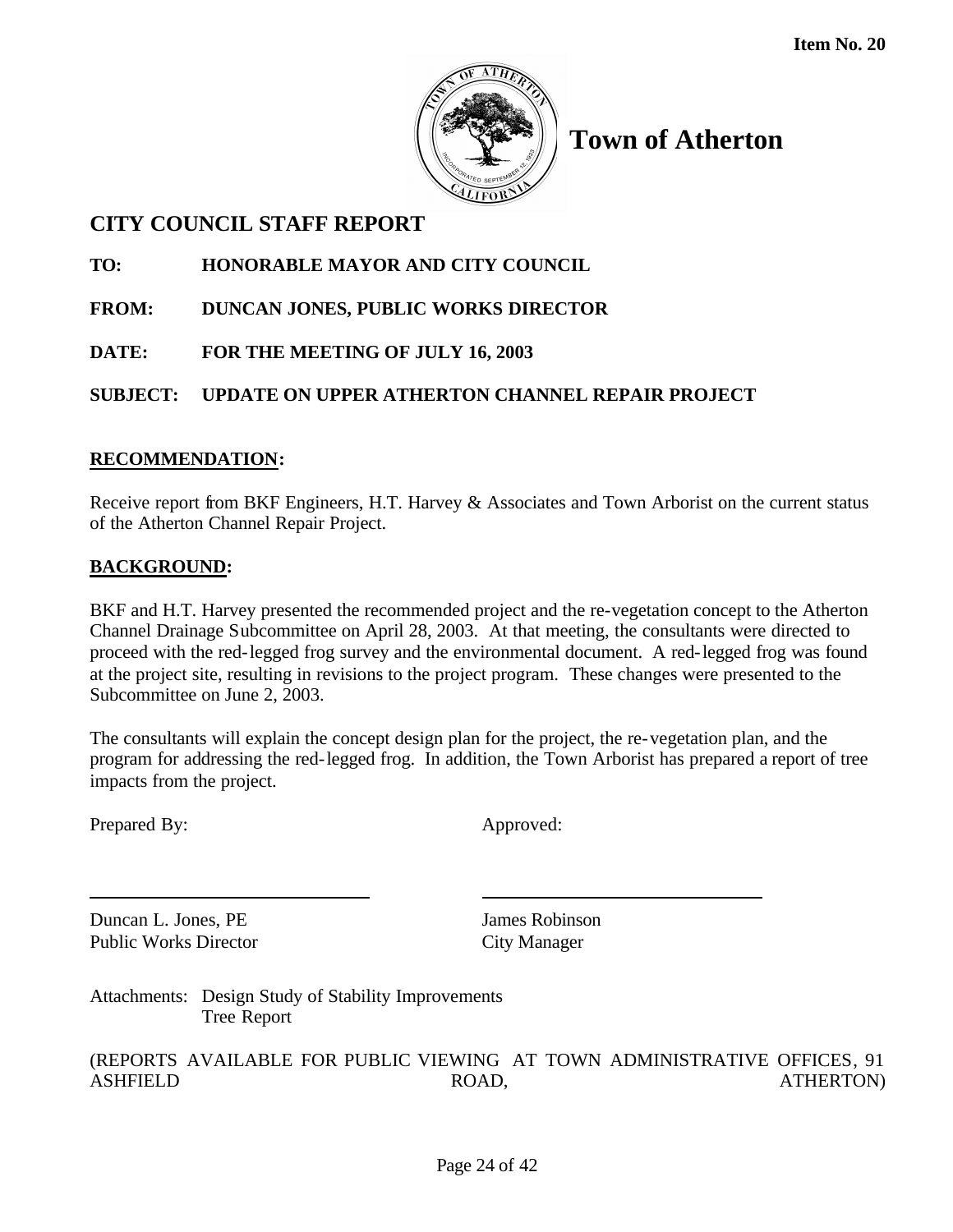**Item No. 20**

# Town of Atherton

## CITY COUNCIL STAFF REPORT

**TO: HONORABLE MAYOR AND CITY COUNCIL**

**FROM: DUNCAN JONES, PUBLIC WORKS DIRECTOR**

**DATE: FOR THE MEETING OF JULY 16, 2003**

**SUBJECT: UPDATE ON UPPER ATHERTON CHANNEL REPAIR PROJECT**

**RECOMMENDATION:**

Receive report from BKF Engineers, H.T. Harvey & Associates and Town Arborist on the current status of the Atherton Channel Repair Project.

**BACKGROUND:**

BKF and H.T. Harvey presented the recommended project and the re-vegetation concept to the Atherton Channel Drainage Subcommittee on April 28, 2003. At that meeting, the consultants were directed to proceed with the red-legged frog survey and the environmental document. A red-legged frog was found at the project site, resulting in revisions to the project program. These changes were presented to the Subcommittee on June 2, 2003.

The consultants will explain the concept design plan for the project, the re-vegetation plan, and the program for addressing the red-legged frog. In addition, the Town Arborist has prepared a report of tree impacts from the project.

Prepared By: Approved:

Duncan L. Jones, PE
Public Works Director

James Robinson
City Manager

Attachments: Design Study of Stability Improvements
Tree Report

(REPORTS AVAILABLE FOR PUBLIC VIEWING AT TOWN ADMINISTRATIVE OFFICES, 91 ASHFIELD ROAD, ATHERTON)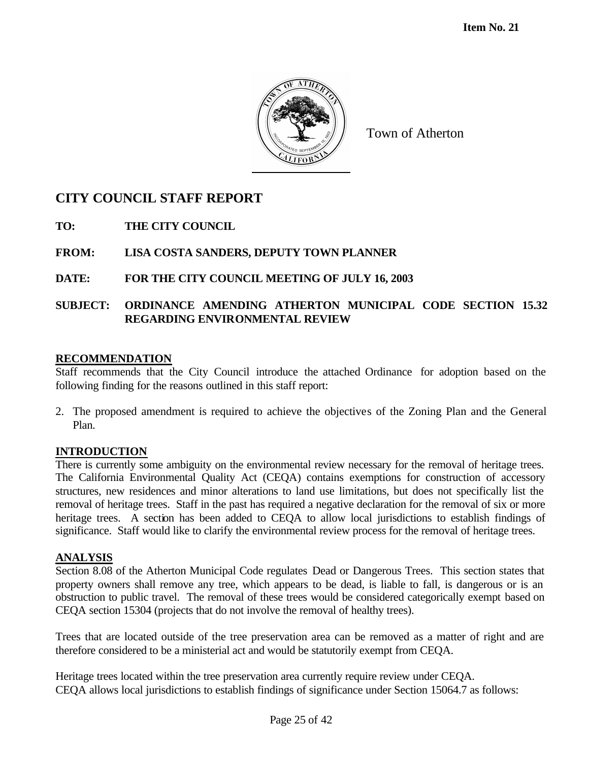Item No. 21

Town of Atherton

# CITY COUNCIL STAFF REPORT

**TO:** THE CITY COUNCIL

**FROM:** LISA COSTA SANDERS, DEPUTY TOWN PLANNER

**DATE:** FOR THE CITY COUNCIL MEETING OF JULY 16, 2003

**SUBJECT:** ORDINANCE AMENDING ATHERTON MUNICIPAL CODE SECTION 15.32 REGARDING ENVIRONMENTAL REVIEW

## RECOMMENDATION

Staff recommends that the City Council introduce the attached Ordinance for adoption based on the following finding for the reasons outlined in this staff report:

2. The proposed amendment is required to achieve the objectives of the Zoning Plan and the General Plan.

## INTRODUCTION

There is currently some ambiguity on the environmental review necessary for the removal of heritage trees. The California Environmental Quality Act (CEQA) contains exemptions for construction of accessory structures, new residences and minor alterations to land use limitations, but does not specifically list the removal of heritage trees. Staff in the past has required a negative declaration for the removal of six or more heritage trees. A section has been added to CEQA to allow local jurisdictions to establish findings of significance. Staff would like to clarify the environmental review process for the removal of heritage trees.

## ANALYSIS

Section 8.08 of the Atherton Municipal Code regulates Dead or Dangerous Trees. This section states that property owners shall remove any tree, which appears to be dead, is liable to fall, is dangerous or is an obstruction to public travel. The removal of these trees would be considered categorically exempt based on CEQA section 15304 (projects that do not involve the removal of healthy trees).

Trees that are located outside of the tree preservation area can be removed as a matter of right and are therefore considered to be a ministerial act and would be statutorily exempt from CEQA.

Heritage trees located within the tree preservation area currently require review under CEQA.
CEQA allows local jurisdictions to establish findings of significance under Section 15064.7 as follows: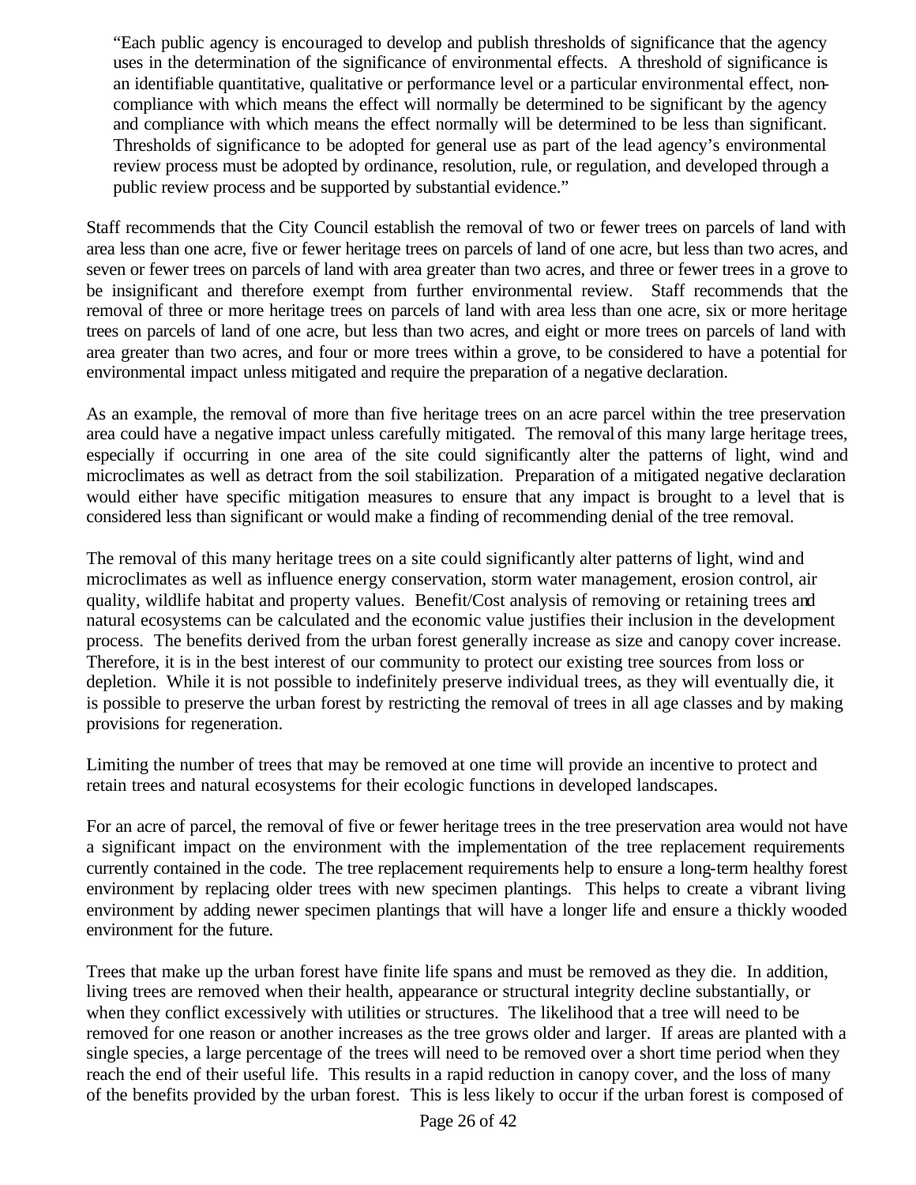> "Each public agency is encouraged to develop and publish thresholds of significance that the agency uses in the determination of the significance of environmental effects. A threshold of significance is an identifiable quantitative, qualitative or performance level or a particular environmental effect, non-compliance with which means the effect will normally be determined to be significant by the agency and compliance with which means the effect normally will be determined to be less than significant. Thresholds of significance to be adopted for general use as part of the lead agency's environmental review process must be adopted by ordinance, resolution, rule, or regulation, and developed through a public review process and be supported by substantial evidence."

Staff recommends that the City Council establish the removal of two or fewer trees on parcels of land with area less than one acre, five or fewer heritage trees on parcels of land of one acre, but less than two acres, and seven or fewer trees on parcels of land with area greater than two acres, and three or fewer trees in a grove to be insignificant and therefore exempt from further environmental review. Staff recommends that the removal of three or more heritage trees on parcels of land with area less than one acre, six or more heritage trees on parcels of land of one acre, but less than two acres, and eight or more trees on parcels of land with area greater than two acres, and four or more trees within a grove, to be considered to have a potential for environmental impact unless mitigated and require the preparation of a negative declaration.

As an example, the removal of more than five heritage trees on an acre parcel within the tree preservation area could have a negative impact unless carefully mitigated. The removal of this many large heritage trees, especially if occurring in one area of the site could significantly alter the patterns of light, wind and microclimates as well as detract from the soil stabilization. Preparation of a mitigated negative declaration would either have specific mitigation measures to ensure that any impact is brought to a level that is considered less than significant or would make a finding of recommending denial of the tree removal.

The removal of this many heritage trees on a site could significantly alter patterns of light, wind and microclimates as well as influence energy conservation, storm water management, erosion control, air quality, wildlife habitat and property values. Benefit/Cost analysis of removing or retaining trees and natural ecosystems can be calculated and the economic value justifies their inclusion in the development process. The benefits derived from the urban forest generally increase as size and canopy cover increase. Therefore, it is in the best interest of our community to protect our existing tree sources from loss or depletion. While it is not possible to indefinitely preserve individual trees, as they will eventually die, it is possible to preserve the urban forest by restricting the removal of trees in all age classes and by making provisions for regeneration.

Limiting the number of trees that may be removed at one time will provide an incentive to protect and retain trees and natural ecosystems for their ecologic functions in developed landscapes.

For an acre of parcel, the removal of five or fewer heritage trees in the tree preservation area would not have a significant impact on the environment with the implementation of the tree replacement requirements currently contained in the code. The tree replacement requirements help to ensure a long-term healthy forest environment by replacing older trees with new specimen plantings. This helps to create a vibrant living environment by adding newer specimen plantings that will have a longer life and ensure a thickly wooded environment for the future.

Trees that make up the urban forest have finite life spans and must be removed as they die. In addition, living trees are removed when their health, appearance or structural integrity decline substantially, or when they conflict excessively with utilities or structures. The likelihood that a tree will need to be removed for one reason or another increases as the tree grows older and larger. If areas are planted with a single species, a large percentage of the trees will need to be removed over a short time period when they reach the end of their useful life. This results in a rapid reduction in canopy cover, and the loss of many of the benefits provided by the urban forest. This is less likely to occur if the urban forest is composed of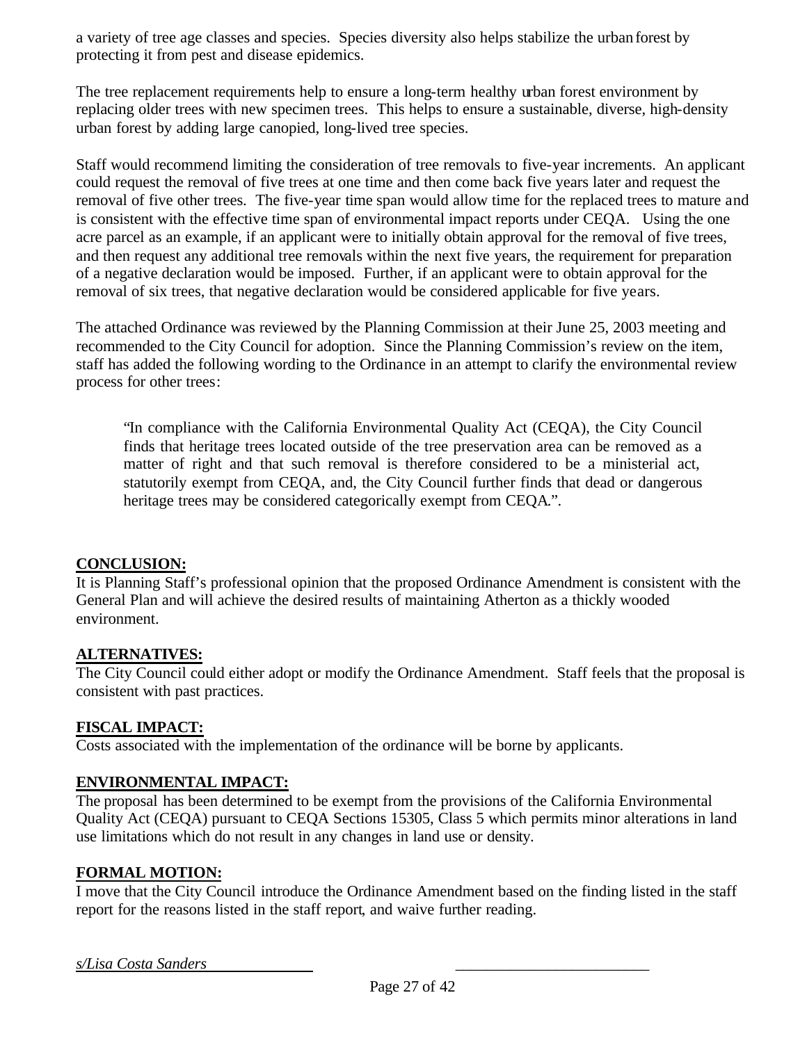a variety of tree age classes and species. Species diversity also helps stabilize the urban forest by protecting it from pest and disease epidemics.

The tree replacement requirements help to ensure a long-term healthy urban forest environment by replacing older trees with new specimen trees. This helps to ensure a sustainable, diverse, high-density urban forest by adding large canopied, long-lived tree species.

Staff would recommend limiting the consideration of tree removals to five-year increments. An applicant could request the removal of five trees at one time and then come back five years later and request the removal of five other trees. The five-year time span would allow time for the replaced trees to mature and is consistent with the effective time span of environmental impact reports under CEQA. Using the one acre parcel as an example, if an applicant were to initially obtain approval for the removal of five trees, and then request any additional tree removals within the next five years, the requirement for preparation of a negative declaration would be imposed. Further, if an applicant were to obtain approval for the removal of six trees, that negative declaration would be considered applicable for five years.

The attached Ordinance was reviewed by the Planning Commission at their June 25, 2003 meeting and recommended to the City Council for adoption. Since the Planning Commission's review on the item, staff has added the following wording to the Ordinance in an attempt to clarify the environmental review process for other trees:

> "In compliance with the California Environmental Quality Act (CEQA), the City Council finds that heritage trees located outside of the tree preservation area can be removed as a matter of right and that such removal is therefore considered to be a ministerial act, statutorily exempt from CEQA, and, the City Council further finds that dead or dangerous heritage trees may be considered categorically exempt from CEQA.".

**CONCLUSION:**

It is Planning Staff's professional opinion that the proposed Ordinance Amendment is consistent with the General Plan and will achieve the desired results of maintaining Atherton as a thickly wooded environment.

**ALTERNATIVES:**

The City Council could either adopt or modify the Ordinance Amendment. Staff feels that the proposal is consistent with past practices.

**FISCAL IMPACT:**

Costs associated with the implementation of the ordinance will be borne by applicants.

**ENVIRONMENTAL IMPACT:**

The proposal has been determined to be exempt from the provisions of the California Environmental Quality Act (CEQA) pursuant to CEQA Sections 15305, Class 5 which permits minor alterations in land use limitations which do not result in any changes in land use or density.

**FORMAL MOTION:**

I move that the City Council introduce the Ordinance Amendment based on the finding listed in the staff report for the reasons listed in the staff report, and waive further reading.

*s/Lisa Costa Sanders* \_\_\_\_\_\_\_\_\_\_\_\_\_\_\_\_\_\_\_\_\_\_\_\_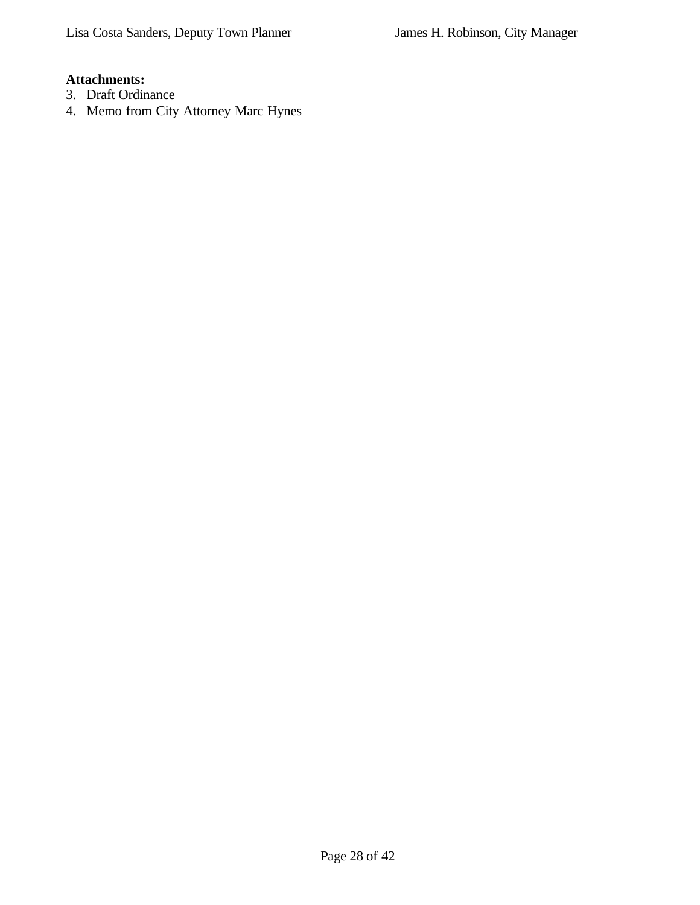Lisa Costa Sanders, Deputy Town Planner　　　　James H. Robinson, City Manager

**Attachments:**

3. Draft Ordinance
4. Memo from City Attorney Marc Hynes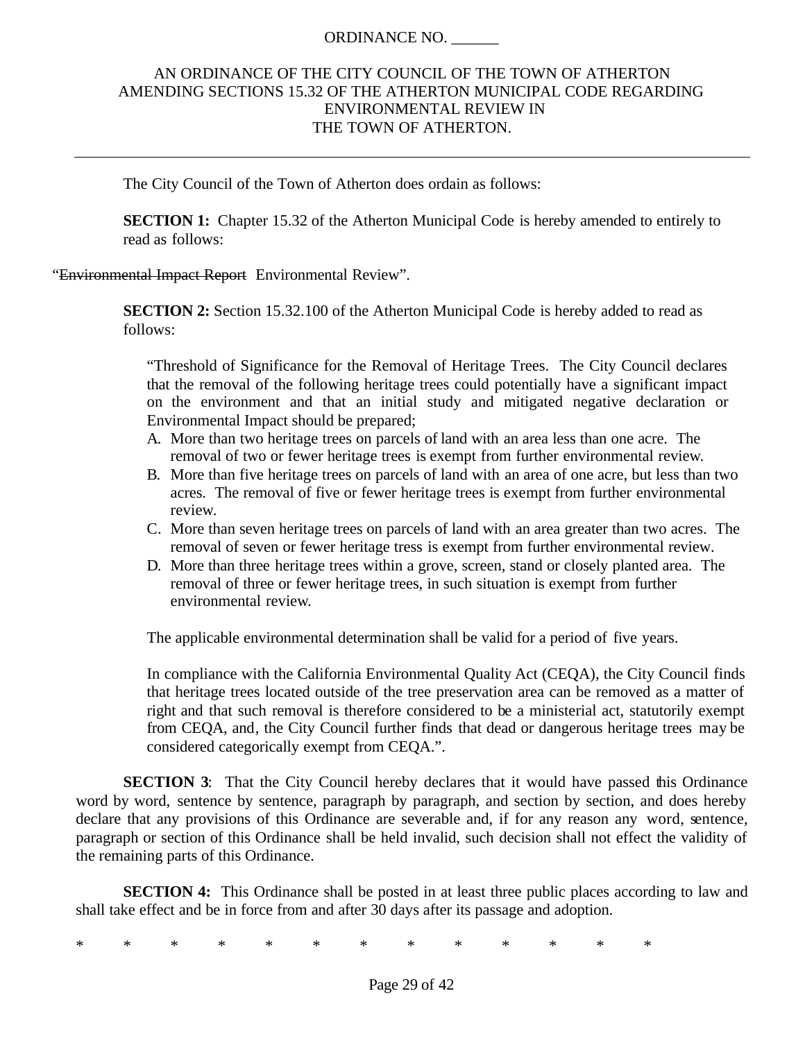ORDINANCE NO. ______

AN ORDINANCE OF THE CITY COUNCIL OF THE TOWN OF ATHERTON AMENDING SECTIONS 15.32 OF THE ATHERTON MUNICIPAL CODE REGARDING ENVIRONMENTAL REVIEW IN THE TOWN OF ATHERTON.

---

The City Council of the Town of Atherton does ordain as follows:

**SECTION 1:** Chapter 15.32 of the Atherton Municipal Code is hereby amended to entirely to read as follows:

"~~Environmental Impact Report~~ Environmental Review".

**SECTION 2:** Section 15.32.100 of the Atherton Municipal Code is hereby added to read as follows:

> "Threshold of Significance for the Removal of Heritage Trees. The City Council declares that the removal of the following heritage trees could potentially have a significant impact on the environment and that an initial study and mitigated negative declaration or Environmental Impact should be prepared;
>
> A. More than two heritage trees on parcels of land with an area less than one acre. The removal of two or fewer heritage trees is exempt from further environmental review.
> B. More than five heritage trees on parcels of land with an area of one acre, but less than two acres. The removal of five or fewer heritage trees is exempt from further environmental review.
> C. More than seven heritage trees on parcels of land with an area greater than two acres. The removal of seven or fewer heritage tress is exempt from further environmental review.
> D. More than three heritage trees within a grove, screen, stand or closely planted area. The removal of three or fewer heritage trees, in such situation is exempt from further environmental review.
>
> The applicable environmental determination shall be valid for a period of five years.
>
> In compliance with the California Environmental Quality Act (CEQA), the City Council finds that heritage trees located outside of the tree preservation area can be removed as a matter of right and that such removal is therefore considered to be a ministerial act, statutorily exempt from CEQA, and, the City Council further finds that dead or dangerous heritage trees may be considered categorically exempt from CEQA.".

**SECTION 3**: That the City Council hereby declares that it would have passed this Ordinance word by word, sentence by sentence, paragraph by paragraph, and section by section, and does hereby declare that any provisions of this Ordinance are severable and, if for any reason any word, sentence, paragraph or section of this Ordinance shall be held invalid, such decision shall not effect the validity of the remaining parts of this Ordinance.

**SECTION 4:** This Ordinance shall be posted in at least three public places according to law and shall take effect and be in force from and after 30 days after its passage and adoption.

* * * * * * * * * * * * *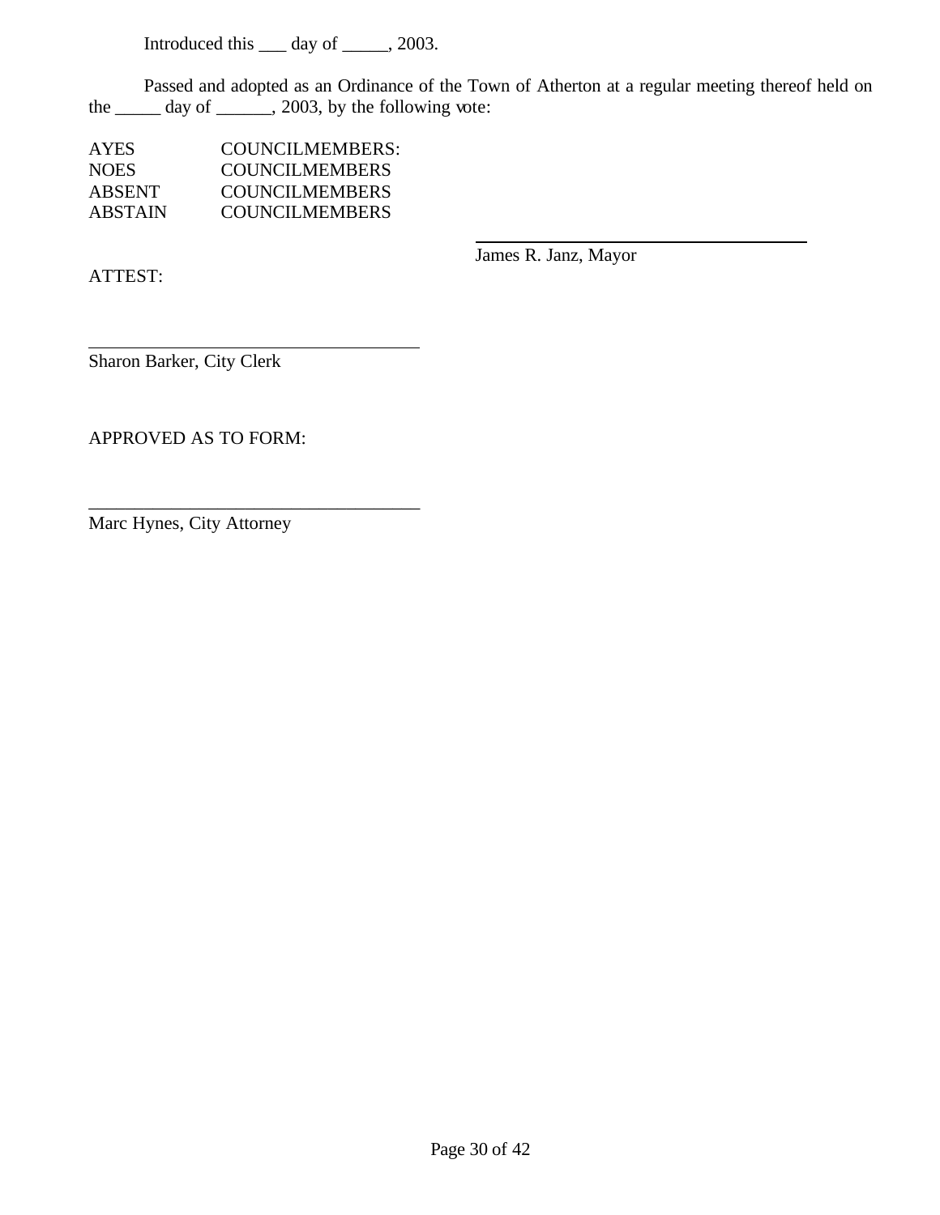Introduced this ___ day of _____, 2003.

Passed and adopted as an Ordinance of the Town of Atherton at a regular meeting thereof held on the _____ day of ______, 2003, by the following vote:

AYES COUNCILMEMBERS:
NOES COUNCILMEMBERS
ABSENT COUNCILMEMBERS
ABSTAIN COUNCILMEMBERS

\_\_\_\_\_\_\_\_\_\_\_\_\_\_\_\_\_\_\_\_\_\_\_\_\_\_\_\_\_\_\_\_\_\_\_\_
James R. Janz, Mayor

ATTEST:

\_\_\_\_\_\_\_\_\_\_\_\_\_\_\_\_\_\_\_\_\_\_\_\_\_\_\_\_\_\_\_\_\_\_\_\_
Sharon Barker, City Clerk

APPROVED AS TO FORM:

\_\_\_\_\_\_\_\_\_\_\_\_\_\_\_\_\_\_\_\_\_\_\_\_\_\_\_\_\_\_\_\_\_\_\_\_
Marc Hynes, City Attorney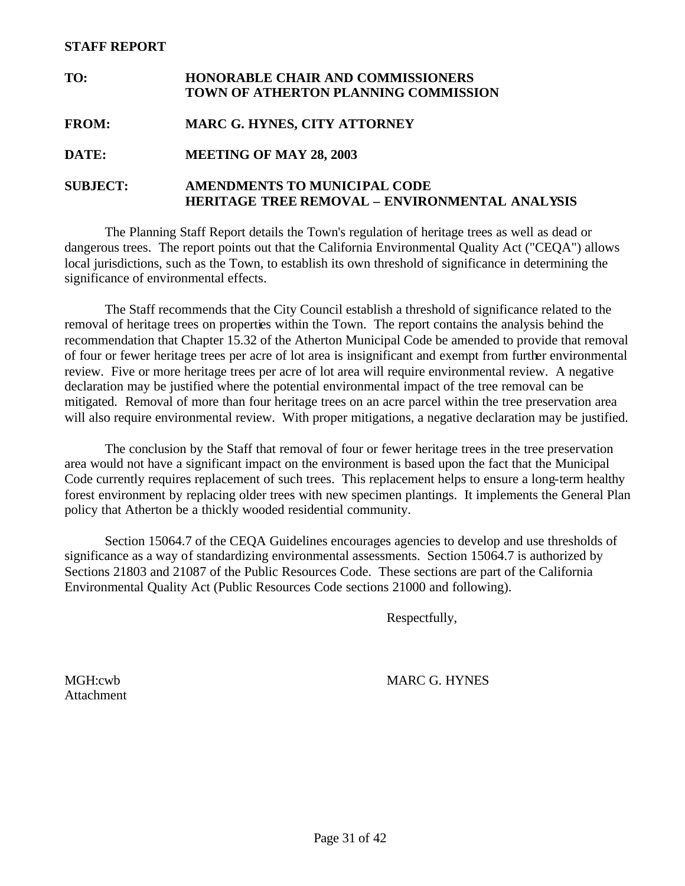**STAFF REPORT**

**TO:** **HONORABLE CHAIR AND COMMISSIONERS**
**TOWN OF ATHERTON PLANNING COMMISSION**

**FROM:** **MARC G. HYNES, CITY ATTORNEY**

**DATE:** **MEETING OF MAY 28, 2003**

**SUBJECT:** **AMENDMENTS TO MUNICIPAL CODE**
**HERITAGE TREE REMOVAL – ENVIRONMENTAL ANALYSIS**

The Planning Staff Report details the Town's regulation of heritage trees as well as dead or dangerous trees. The report points out that the California Environmental Quality Act ("CEQA") allows local jurisdictions, such as the Town, to establish its own threshold of significance in determining the significance of environmental effects.

The Staff recommends that the City Council establish a threshold of significance related to the removal of heritage trees on properties within the Town. The report contains the analysis behind the recommendation that Chapter 15.32 of the Atherton Municipal Code be amended to provide that removal of four or fewer heritage trees per acre of lot area is insignificant and exempt from further environmental review. Five or more heritage trees per acre of lot area will require environmental review. A negative declaration may be justified where the potential environmental impact of the tree removal can be mitigated. Removal of more than four heritage trees on an acre parcel within the tree preservation area will also require environmental review. With proper mitigations, a negative declaration may be justified.

The conclusion by the Staff that removal of four or fewer heritage trees in the tree preservation area would not have a significant impact on the environment is based upon the fact that the Municipal Code currently requires replacement of such trees. This replacement helps to ensure a long-term healthy forest environment by replacing older trees with new specimen plantings. It implements the General Plan policy that Atherton be a thickly wooded residential community.

Section 15064.7 of the CEQA Guidelines encourages agencies to develop and use thresholds of significance as a way of standardizing environmental assessments. Section 15064.7 is authorized by Sections 21803 and 21087 of the Public Resources Code. These sections are part of the California Environmental Quality Act (Public Resources Code sections 21000 and following).

Respectfully,

MARC G. HYNES

MGH:cwb
Attachment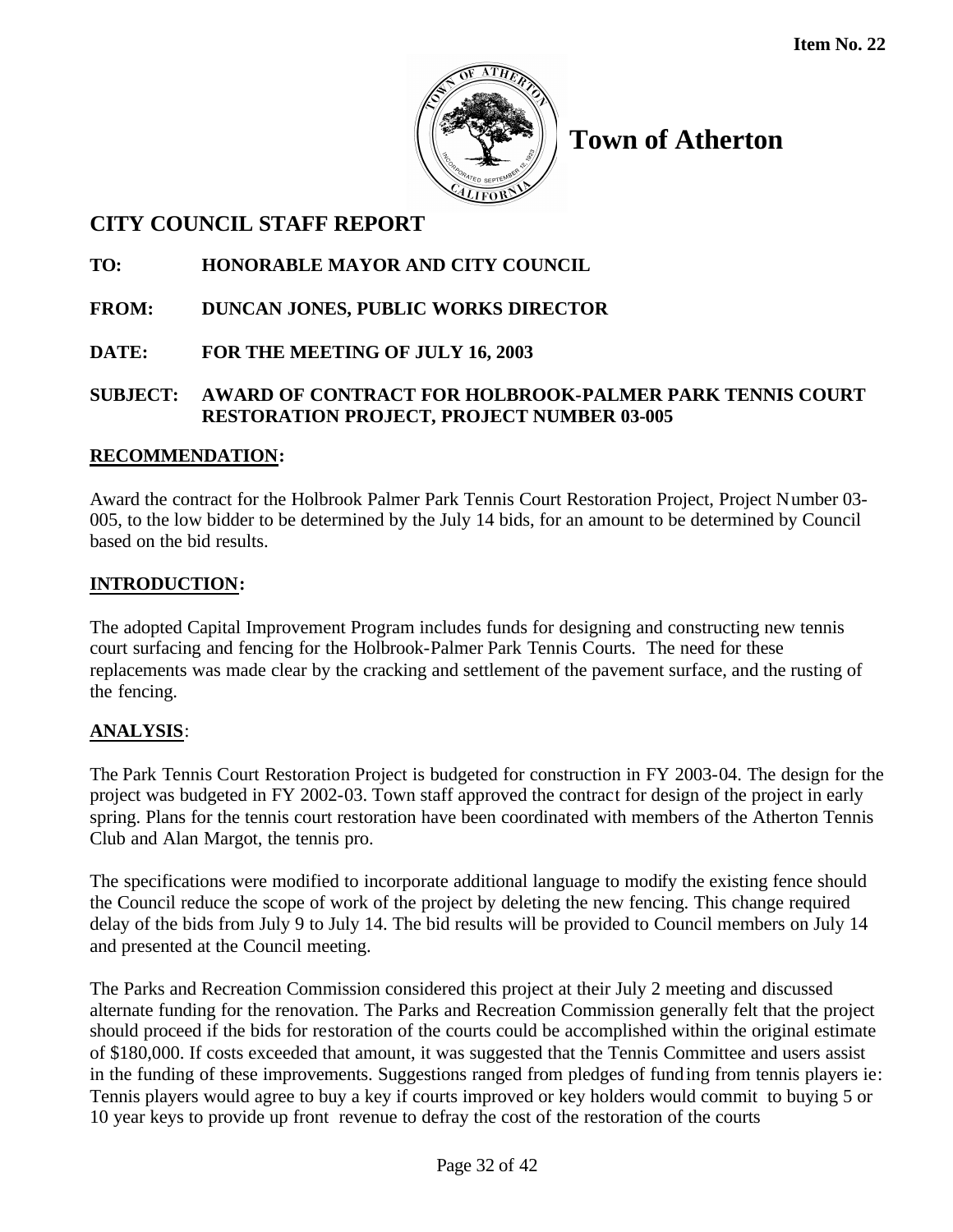**Item No. 22**

# Town of Atherton

## CITY COUNCIL STAFF REPORT

**TO: HONORABLE MAYOR AND CITY COUNCIL**

**FROM: DUNCAN JONES, PUBLIC WORKS DIRECTOR**

**DATE: FOR THE MEETING OF JULY 16, 2003**

**SUBJECT: AWARD OF CONTRACT FOR HOLBROOK-PALMER PARK TENNIS COURT RESTORATION PROJECT, PROJECT NUMBER 03-005**

### RECOMMENDATION:

Award the contract for the Holbrook Palmer Park Tennis Court Restoration Project, Project Number 03-005, to the low bidder to be determined by the July 14 bids, for an amount to be determined by Council based on the bid results.

### INTRODUCTION:

The adopted Capital Improvement Program includes funds for designing and constructing new tennis court surfacing and fencing for the Holbrook-Palmer Park Tennis Courts. The need for these replacements was made clear by the cracking and settlement of the pavement surface, and the rusting of the fencing.

### ANALYSIS:

The Park Tennis Court Restoration Project is budgeted for construction in FY 2003-04. The design for the project was budgeted in FY 2002-03. Town staff approved the contract for design of the project in early spring. Plans for the tennis court restoration have been coordinated with members of the Atherton Tennis Club and Alan Margot, the tennis pro.

The specifications were modified to incorporate additional language to modify the existing fence should the Council reduce the scope of work of the project by deleting the new fencing. This change required delay of the bids from July 9 to July 14. The bid results will be provided to Council members on July 14 and presented at the Council meeting.

The Parks and Recreation Commission considered this project at their July 2 meeting and discussed alternate funding for the renovation. The Parks and Recreation Commission generally felt that the project should proceed if the bids for restoration of the courts could be accomplished within the original estimate of $180,000. If costs exceeded that amount, it was suggested that the Tennis Committee and users assist in the funding of these improvements. Suggestions ranged from pledges of funding from tennis players ie: Tennis players would agree to buy a key if courts improved or key holders would commit to buying 5 or 10 year keys to provide up front revenue to defray the cost of the restoration of the courts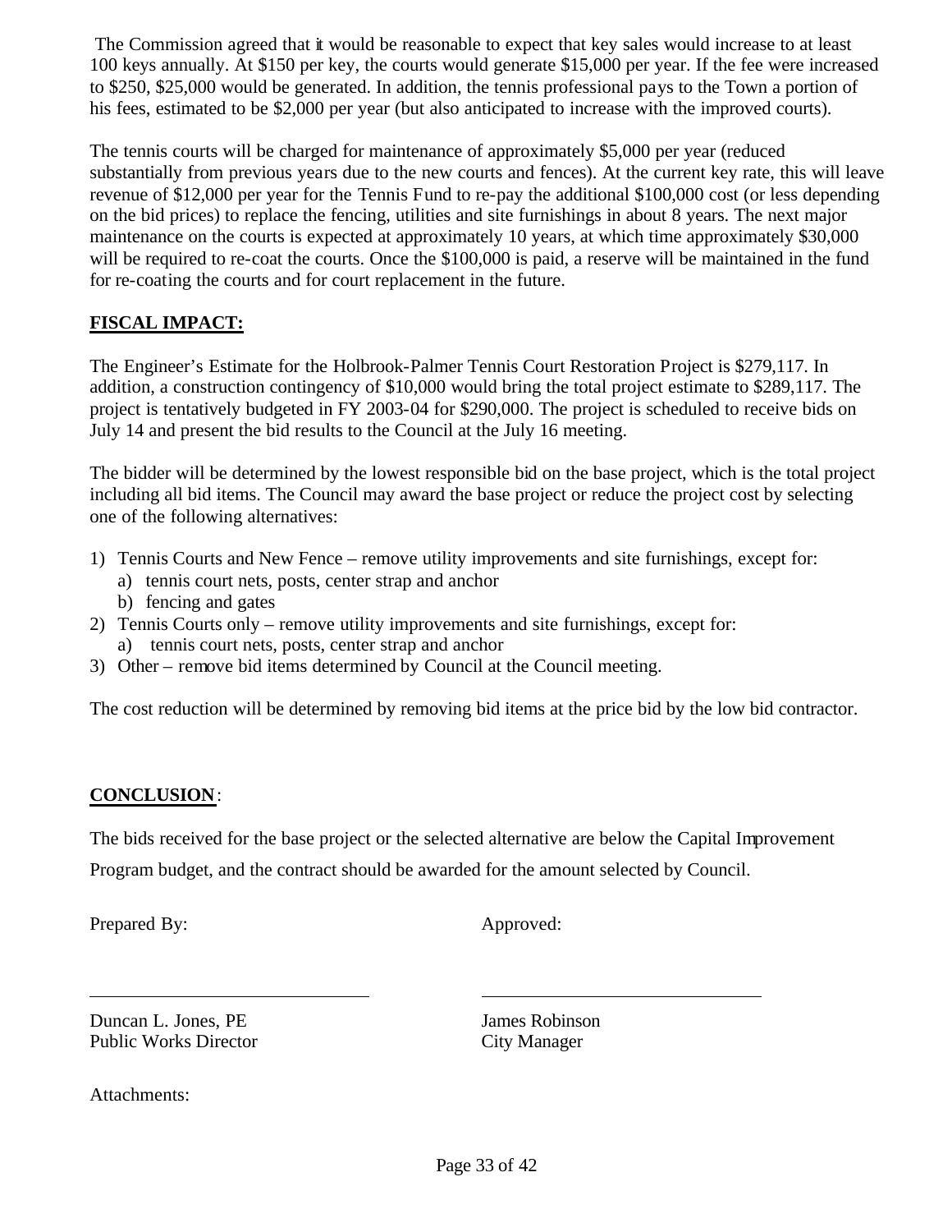The Commission agreed that it would be reasonable to expect that key sales would increase to at least 100 keys annually. At $150 per key, the courts would generate $15,000 per year. If the fee were increased to $250, $25,000 would be generated. In addition, the tennis professional pays to the Town a portion of his fees, estimated to be $2,000 per year (but also anticipated to increase with the improved courts).

The tennis courts will be charged for maintenance of approximately $5,000 per year (reduced substantially from previous years due to the new courts and fences). At the current key rate, this will leave revenue of $12,000 per year for the Tennis Fund to re-pay the additional $100,000 cost (or less depending on the bid prices) to replace the fencing, utilities and site furnishings in about 8 years. The next major maintenance on the courts is expected at approximately 10 years, at which time approximately $30,000 will be required to re-coat the courts. Once the $100,000 is paid, a reserve will be maintained in the fund for re-coating the courts and for court replacement in the future.

**FISCAL IMPACT:**

The Engineer's Estimate for the Holbrook-Palmer Tennis Court Restoration Project is $279,117. In addition, a construction contingency of $10,000 would bring the total project estimate to $289,117. The project is tentatively budgeted in FY 2003-04 for $290,000. The project is scheduled to receive bids on July 14 and present the bid results to the Council at the July 16 meeting.

The bidder will be determined by the lowest responsible bid on the base project, which is the total project including all bid items. The Council may award the base project or reduce the project cost by selecting one of the following alternatives:

1) Tennis Courts and New Fence – remove utility improvements and site furnishings, except for:
   a) tennis court nets, posts, center strap and anchor
   b) fencing and gates
2) Tennis Courts only – remove utility improvements and site furnishings, except for:
   a) tennis court nets, posts, center strap and anchor
3) Other – remove bid items determined by Council at the Council meeting.

The cost reduction will be determined by removing bid items at the price bid by the low bid contractor.

**CONCLUSION**:

The bids received for the base project or the selected alternative are below the Capital Improvement Program budget, and the contract should be awarded for the amount selected by Council.

Prepared By: Approved:

Duncan L. Jones, PE
Public Works Director

James Robinson
City Manager

Attachments: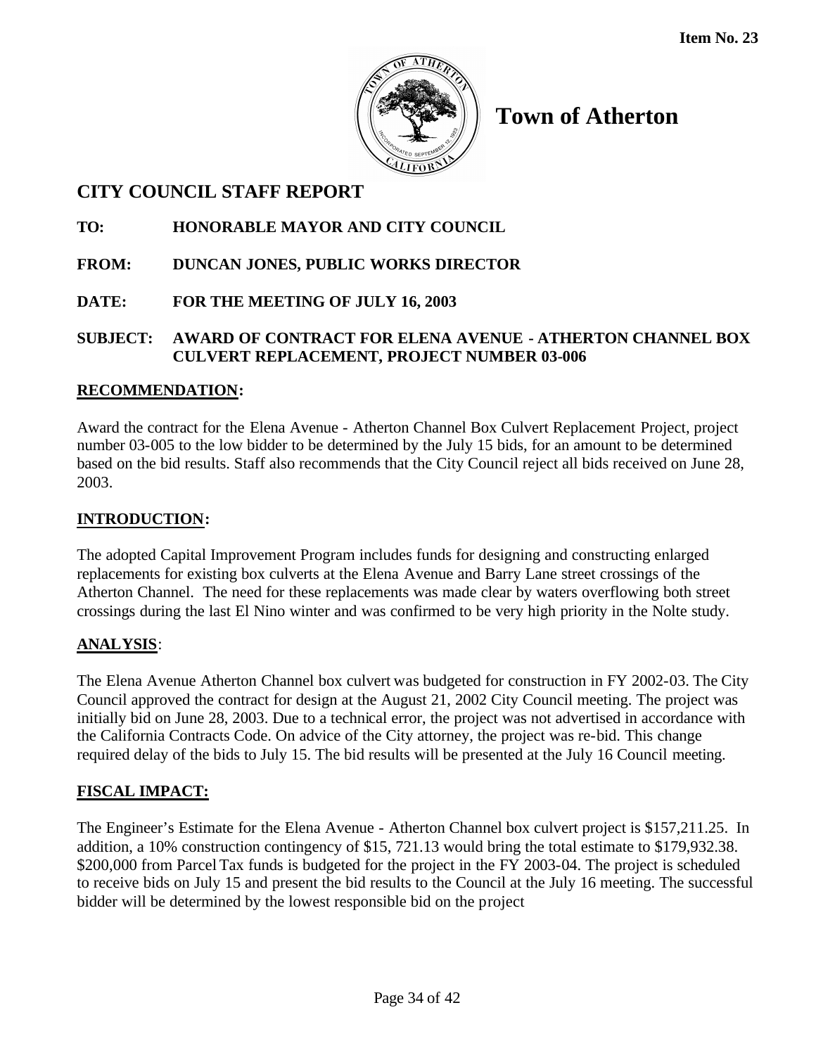**Item No. 23**

# Town of Atherton

## CITY COUNCIL STAFF REPORT

**TO: HONORABLE MAYOR AND CITY COUNCIL**

**FROM: DUNCAN JONES, PUBLIC WORKS DIRECTOR**

**DATE: FOR THE MEETING OF JULY 16, 2003**

**SUBJECT: AWARD OF CONTRACT FOR ELENA AVENUE - ATHERTON CHANNEL BOX CULVERT REPLACEMENT, PROJECT NUMBER 03-006**

### RECOMMENDATION:

Award the contract for the Elena Avenue - Atherton Channel Box Culvert Replacement Project, project number 03-005 to the low bidder to be determined by the July 15 bids, for an amount to be determined based on the bid results. Staff also recommends that the City Council reject all bids received on June 28, 2003.

### INTRODUCTION:

The adopted Capital Improvement Program includes funds for designing and constructing enlarged replacements for existing box culverts at the Elena Avenue and Barry Lane street crossings of the Atherton Channel. The need for these replacements was made clear by waters overflowing both street crossings during the last El Nino winter and was confirmed to be very high priority in the Nolte study.

### ANALYSIS:

The Elena Avenue Atherton Channel box culvert was budgeted for construction in FY 2002-03. The City Council approved the contract for design at the August 21, 2002 City Council meeting. The project was initially bid on June 28, 2003. Due to a technical error, the project was not advertised in accordance with the California Contracts Code. On advice of the City attorney, the project was re-bid. This change required delay of the bids to July 15. The bid results will be presented at the July 16 Council meeting.

### FISCAL IMPACT:

The Engineer's Estimate for the Elena Avenue - Atherton Channel box culvert project is $157,211.25. In addition, a 10% construction contingency of $15, 721.13 would bring the total estimate to $179,932.38. $200,000 from Parcel Tax funds is budgeted for the project in the FY 2003-04. The project is scheduled to receive bids on July 15 and present the bid results to the Council at the July 16 meeting. The successful bidder will be determined by the lowest responsible bid on the project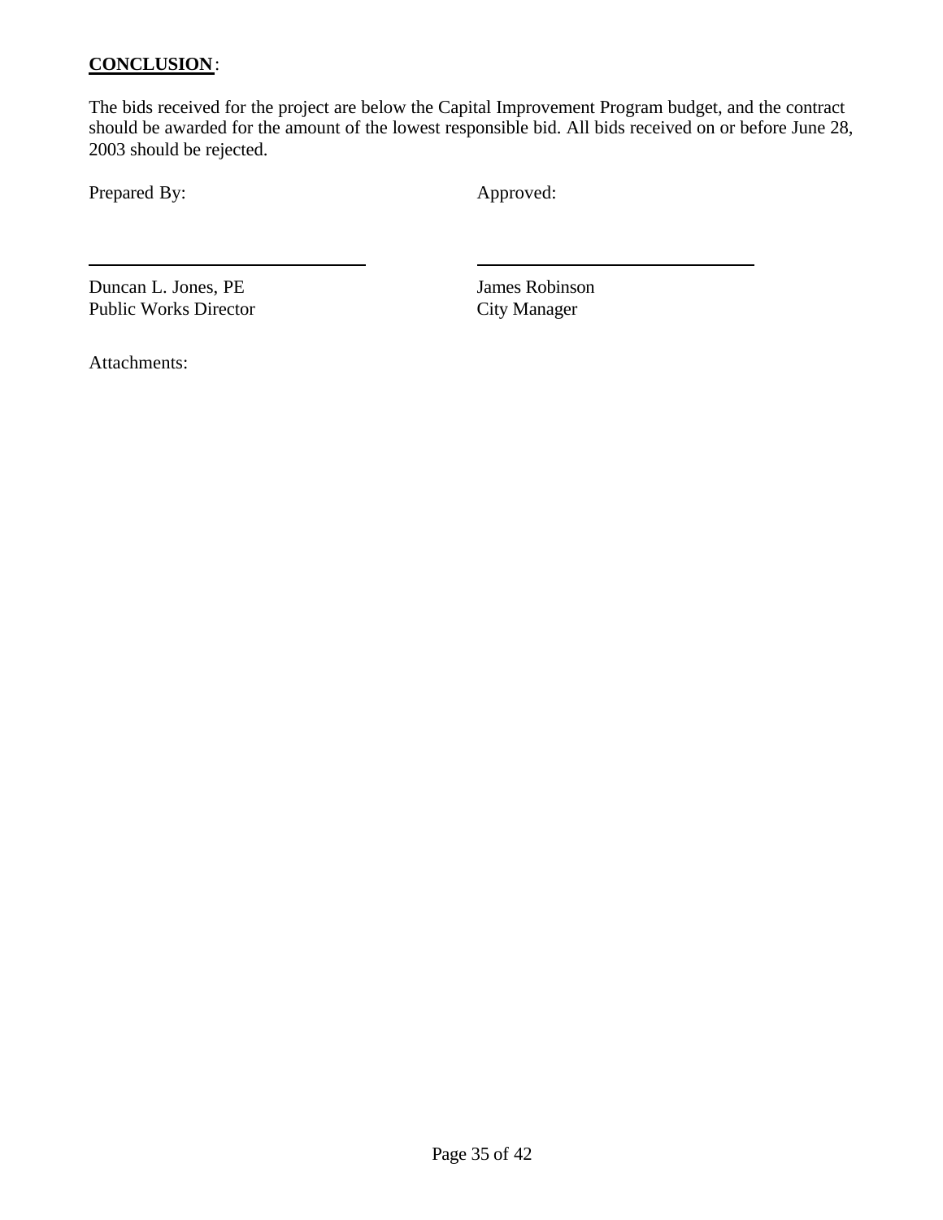**CONCLUSION**:

The bids received for the project are below the Capital Improvement Program budget, and the contract should be awarded for the amount of the lowest responsible bid. All bids received on or before June 28, 2003 should be rejected.

Prepared By: Approved:

\_\_\_\_\_\_\_\_\_\_\_\_\_\_\_\_\_\_\_\_\_\_\_\_\_\_\_\_\_\_ \_\_\_\_\_\_\_\_\_\_\_\_\_\_\_\_\_\_\_\_\_\_\_\_\_\_\_\_\_\_

Duncan L. Jones, PE
Public Works Director

James Robinson
City Manager

Attachments: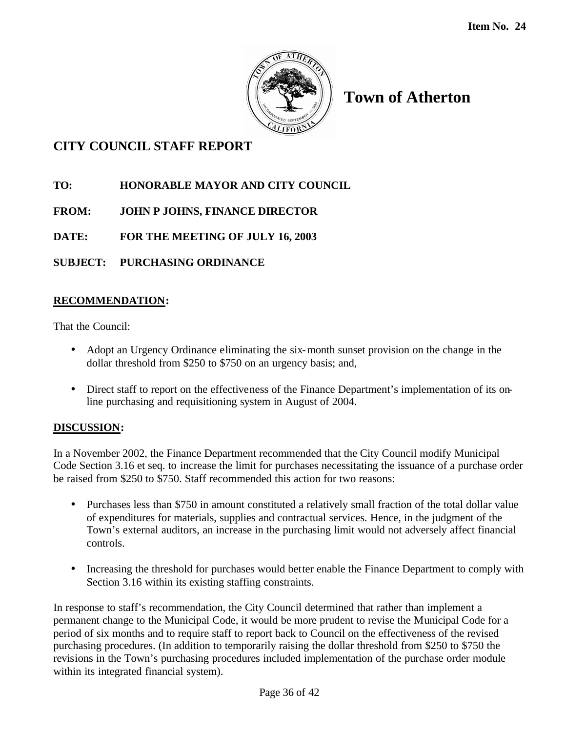**Item No. 24**

# Town of Atherton

## CITY COUNCIL STAFF REPORT

**TO:** HONORABLE MAYOR AND CITY COUNCIL

**FROM:** JOHN P JOHNS, FINANCE DIRECTOR

**DATE:** FOR THE MEETING OF JULY 16, 2003

**SUBJECT:** PURCHASING ORDINANCE

**RECOMMENDATION:**

That the Council:

- Adopt an Urgency Ordinance eliminating the six-month sunset provision on the change in the dollar threshold from $250 to $750 on an urgency basis; and,
- Direct staff to report on the effectiveness of the Finance Department's implementation of its on-line purchasing and requisitioning system in August of 2004.

**DISCUSSION:**

In a November 2002, the Finance Department recommended that the City Council modify Municipal Code Section 3.16 et seq. to increase the limit for purchases necessitating the issuance of a purchase order be raised from $250 to $750. Staff recommended this action for two reasons:

- Purchases less than $750 in amount constituted a relatively small fraction of the total dollar value of expenditures for materials, supplies and contractual services. Hence, in the judgment of the Town's external auditors, an increase in the purchasing limit would not adversely affect financial controls.
- Increasing the threshold for purchases would better enable the Finance Department to comply with Section 3.16 within its existing staffing constraints.

In response to staff's recommendation, the City Council determined that rather than implement a permanent change to the Municipal Code, it would be more prudent to revise the Municipal Code for a period of six months and to require staff to report back to Council on the effectiveness of the revised purchasing procedures. (In addition to temporarily raising the dollar threshold from $250 to $750 the revisions in the Town's purchasing procedures included implementation of the purchase order module within its integrated financial system).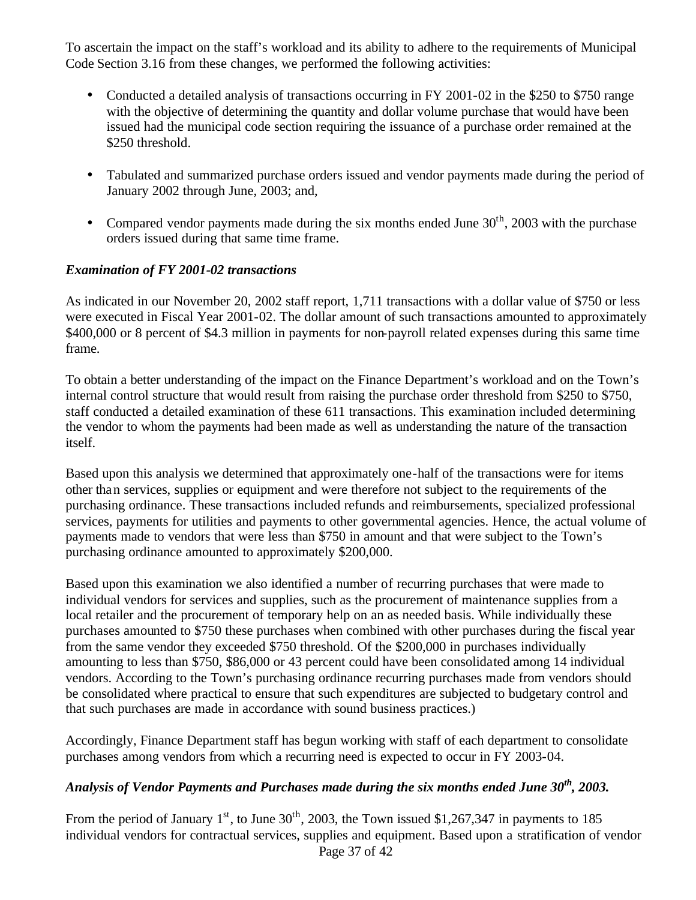To ascertain the impact on the staff's workload and its ability to adhere to the requirements of Municipal Code Section 3.16 from these changes, we performed the following activities:

- Conducted a detailed analysis of transactions occurring in FY 2001-02 in the $250 to $750 range with the objective of determining the quantity and dollar volume purchase that would have been issued had the municipal code section requiring the issuance of a purchase order remained at the $250 threshold.
- Tabulated and summarized purchase orders issued and vendor payments made during the period of January 2002 through June, 2003; and,
- Compared vendor payments made during the six months ended June 30th, 2003 with the purchase orders issued during that same time frame.

***Examination of FY 2001-02 transactions***

As indicated in our November 20, 2002 staff report, 1,711 transactions with a dollar value of $750 or less were executed in Fiscal Year 2001-02. The dollar amount of such transactions amounted to approximately $400,000 or 8 percent of $4.3 million in payments for non-payroll related expenses during this same time frame.

To obtain a better understanding of the impact on the Finance Department's workload and on the Town's internal control structure that would result from raising the purchase order threshold from $250 to $750, staff conducted a detailed examination of these 611 transactions. This examination included determining the vendor to whom the payments had been made as well as understanding the nature of the transaction itself.

Based upon this analysis we determined that approximately one-half of the transactions were for items other than services, supplies or equipment and were therefore not subject to the requirements of the purchasing ordinance. These transactions included refunds and reimbursements, specialized professional services, payments for utilities and payments to other governmental agencies. Hence, the actual volume of payments made to vendors that were less than $750 in amount and that were subject to the Town's purchasing ordinance amounted to approximately $200,000.

Based upon this examination we also identified a number of recurring purchases that were made to individual vendors for services and supplies, such as the procurement of maintenance supplies from a local retailer and the procurement of temporary help on an as needed basis. While individually these purchases amounted to $750 these purchases when combined with other purchases during the fiscal year from the same vendor they exceeded $750 threshold. Of the $200,000 in purchases individually amounting to less than $750, $86,000 or 43 percent could have been consolidated among 14 individual vendors. According to the Town's purchasing ordinance recurring purchases made from vendors should be consolidated where practical to ensure that such expenditures are subjected to budgetary control and that such purchases are made in accordance with sound business practices.)

Accordingly, Finance Department staff has begun working with staff of each department to consolidate purchases among vendors from which a recurring need is expected to occur in FY 2003-04.

***Analysis of Vendor Payments and Purchases made during the six months ended June 30th, 2003.***

From the period of January 1st, to June 30th, 2003, the Town issued $1,267,347 in payments to 185 individual vendors for contractual services, supplies and equipment. Based upon a stratification of vendor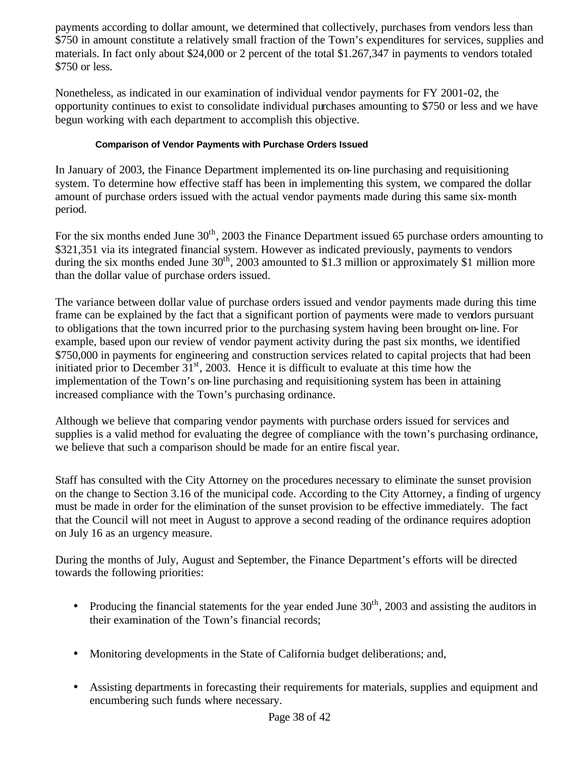payments according to dollar amount, we determined that collectively, purchases from vendors less than $750 in amount constitute a relatively small fraction of the Town's expenditures for services, supplies and materials. In fact only about $24,000 or 2 percent of the total $1.267,347 in payments to vendors totaled $750 or less.

Nonetheless, as indicated in our examination of individual vendor payments for FY 2001-02, the opportunity continues to exist to consolidate individual purchases amounting to $750 or less and we have begun working with each department to accomplish this objective.

**Comparison of Vendor Payments with Purchase Orders Issued**

In January of 2003, the Finance Department implemented its on-line purchasing and requisitioning system. To determine how effective staff has been in implementing this system, we compared the dollar amount of purchase orders issued with the actual vendor payments made during this same six-month period.

For the six months ended June 30th, 2003 the Finance Department issued 65 purchase orders amounting to $321,351 via its integrated financial system. However as indicated previously, payments to vendors during the six months ended June 30th, 2003 amounted to $1.3 million or approximately $1 million more than the dollar value of purchase orders issued.

The variance between dollar value of purchase orders issued and vendor payments made during this time frame can be explained by the fact that a significant portion of payments were made to vendors pursuant to obligations that the town incurred prior to the purchasing system having been brought on-line. For example, based upon our review of vendor payment activity during the past six months, we identified $750,000 in payments for engineering and construction services related to capital projects that had been initiated prior to December 31st, 2003. Hence it is difficult to evaluate at this time how the implementation of the Town's on-line purchasing and requisitioning system has been in attaining increased compliance with the Town's purchasing ordinance.

Although we believe that comparing vendor payments with purchase orders issued for services and supplies is a valid method for evaluating the degree of compliance with the town's purchasing ordinance, we believe that such a comparison should be made for an entire fiscal year.

Staff has consulted with the City Attorney on the procedures necessary to eliminate the sunset provision on the change to Section 3.16 of the municipal code. According to the City Attorney, a finding of urgency must be made in order for the elimination of the sunset provision to be effective immediately. The fact that the Council will not meet in August to approve a second reading of the ordinance requires adoption on July 16 as an urgency measure.

During the months of July, August and September, the Finance Department's efforts will be directed towards the following priorities:

- Producing the financial statements for the year ended June 30th, 2003 and assisting the auditors in their examination of the Town's financial records;
- Monitoring developments in the State of California budget deliberations; and,
- Assisting departments in forecasting their requirements for materials, supplies and equipment and encumbering such funds where necessary.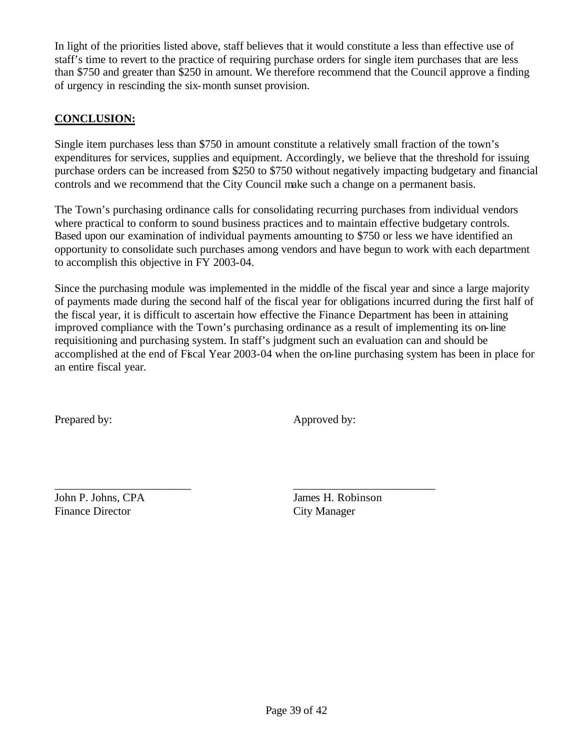In light of the priorities listed above, staff believes that it would constitute a less than effective use of staff's time to revert to the practice of requiring purchase orders for single item purchases that are less than $750 and greater than $250 in amount. We therefore recommend that the Council approve a finding of urgency in rescinding the six-month sunset provision.

## CONCLUSION:

Single item purchases less than $750 in amount constitute a relatively small fraction of the town's expenditures for services, supplies and equipment. Accordingly, we believe that the threshold for issuing purchase orders can be increased from $250 to $750 without negatively impacting budgetary and financial controls and we recommend that the City Council make such a change on a permanent basis.

The Town's purchasing ordinance calls for consolidating recurring purchases from individual vendors where practical to conform to sound business practices and to maintain effective budgetary controls. Based upon our examination of individual payments amounting to $750 or less we have identified an opportunity to consolidate such purchases among vendors and have begun to work with each department to accomplish this objective in FY 2003-04.

Since the purchasing module was implemented in the middle of the fiscal year and since a large majority of payments made during the second half of the fiscal year for obligations incurred during the first half of the fiscal year, it is difficult to ascertain how effective the Finance Department has been in attaining improved compliance with the Town's purchasing ordinance as a result of implementing its on-line requisitioning and purchasing system. In staff's judgment such an evaluation can and should be accomplished at the end of Fiscal Year 2003-04 when the on-line purchasing system has been in place for an entire fiscal year.

Prepared by: Approved by:

\_\_\_\_\_\_\_\_\_\_\_\_\_\_\_\_\_\_\_\_\_\_\_\_ \_\_\_\_\_\_\_\_\_\_\_\_\_\_\_\_\_\_\_\_\_\_\_\_

John P. Johns, CPA
Finance Director

James H. Robinson
City Manager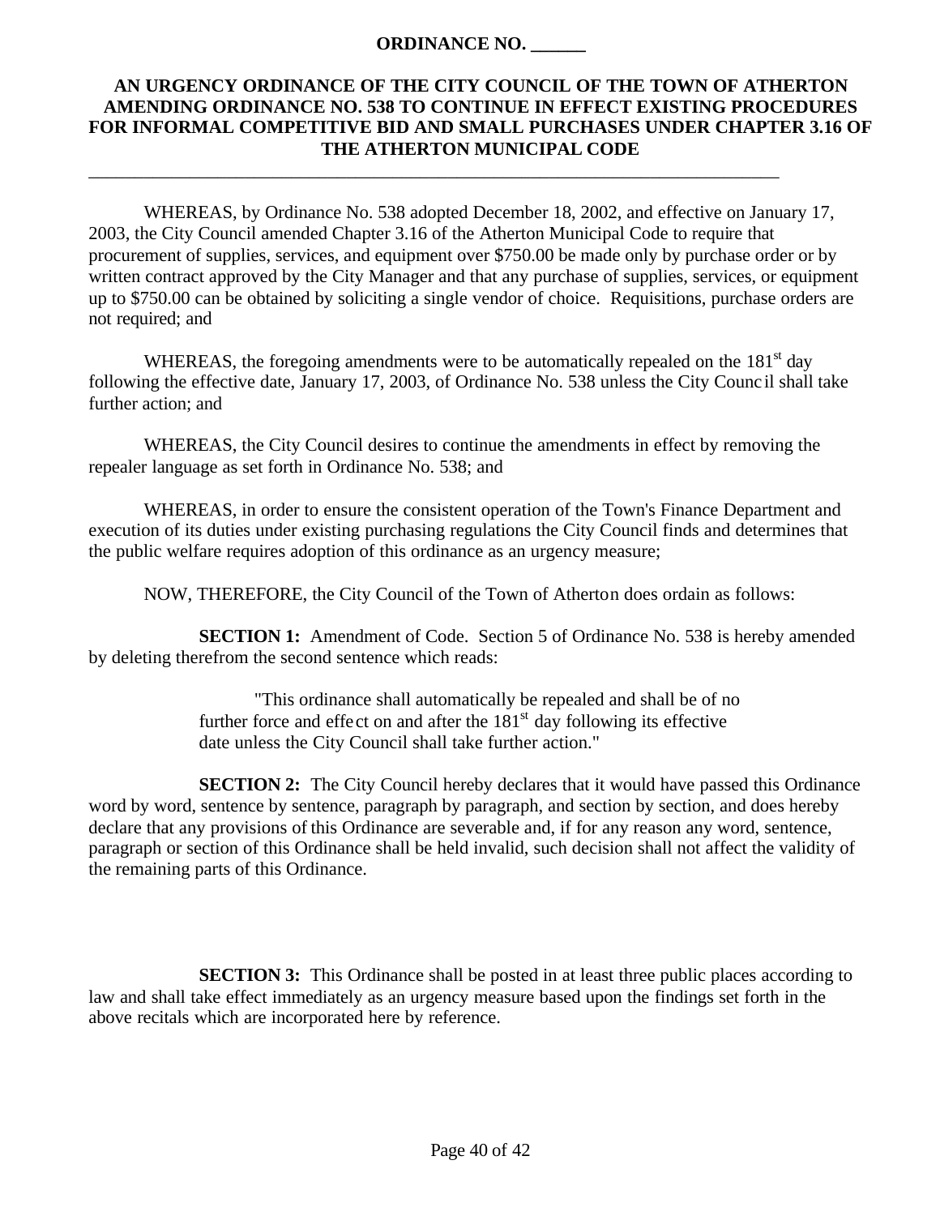**ORDINANCE NO. \_\_\_\_\_\_**

**AN URGENCY ORDINANCE OF THE CITY COUNCIL OF THE TOWN OF ATHERTON AMENDING ORDINANCE NO. 538 TO CONTINUE IN EFFECT EXISTING PROCEDURES FOR INFORMAL COMPETITIVE BID AND SMALL PURCHASES UNDER CHAPTER 3.16 OF THE ATHERTON MUNICIPAL CODE**

---

WHEREAS, by Ordinance No. 538 adopted December 18, 2002, and effective on January 17, 2003, the City Council amended Chapter 3.16 of the Atherton Municipal Code to require that procurement of supplies, services, and equipment over $750.00 be made only by purchase order or by written contract approved by the City Manager and that any purchase of supplies, services, or equipment up to $750.00 can be obtained by soliciting a single vendor of choice. Requisitions, purchase orders are not required; and

WHEREAS, the foregoing amendments were to be automatically repealed on the 181st day following the effective date, January 17, 2003, of Ordinance No. 538 unless the City Council shall take further action; and

WHEREAS, the City Council desires to continue the amendments in effect by removing the repealer language as set forth in Ordinance No. 538; and

WHEREAS, in order to ensure the consistent operation of the Town's Finance Department and execution of its duties under existing purchasing regulations the City Council finds and determines that the public welfare requires adoption of this ordinance as an urgency measure;

NOW, THEREFORE, the City Council of the Town of Atherton does ordain as follows:

**SECTION 1:** Amendment of Code. Section 5 of Ordinance No. 538 is hereby amended by deleting therefrom the second sentence which reads:

> "This ordinance shall automatically be repealed and shall be of no further force and effect on and after the 181st day following its effective date unless the City Council shall take further action."

**SECTION 2:** The City Council hereby declares that it would have passed this Ordinance word by word, sentence by sentence, paragraph by paragraph, and section by section, and does hereby declare that any provisions of this Ordinance are severable and, if for any reason any word, sentence, paragraph or section of this Ordinance shall be held invalid, such decision shall not affect the validity of the remaining parts of this Ordinance.

**SECTION 3:** This Ordinance shall be posted in at least three public places according to law and shall take effect immediately as an urgency measure based upon the findings set forth in the above recitals which are incorporated here by reference.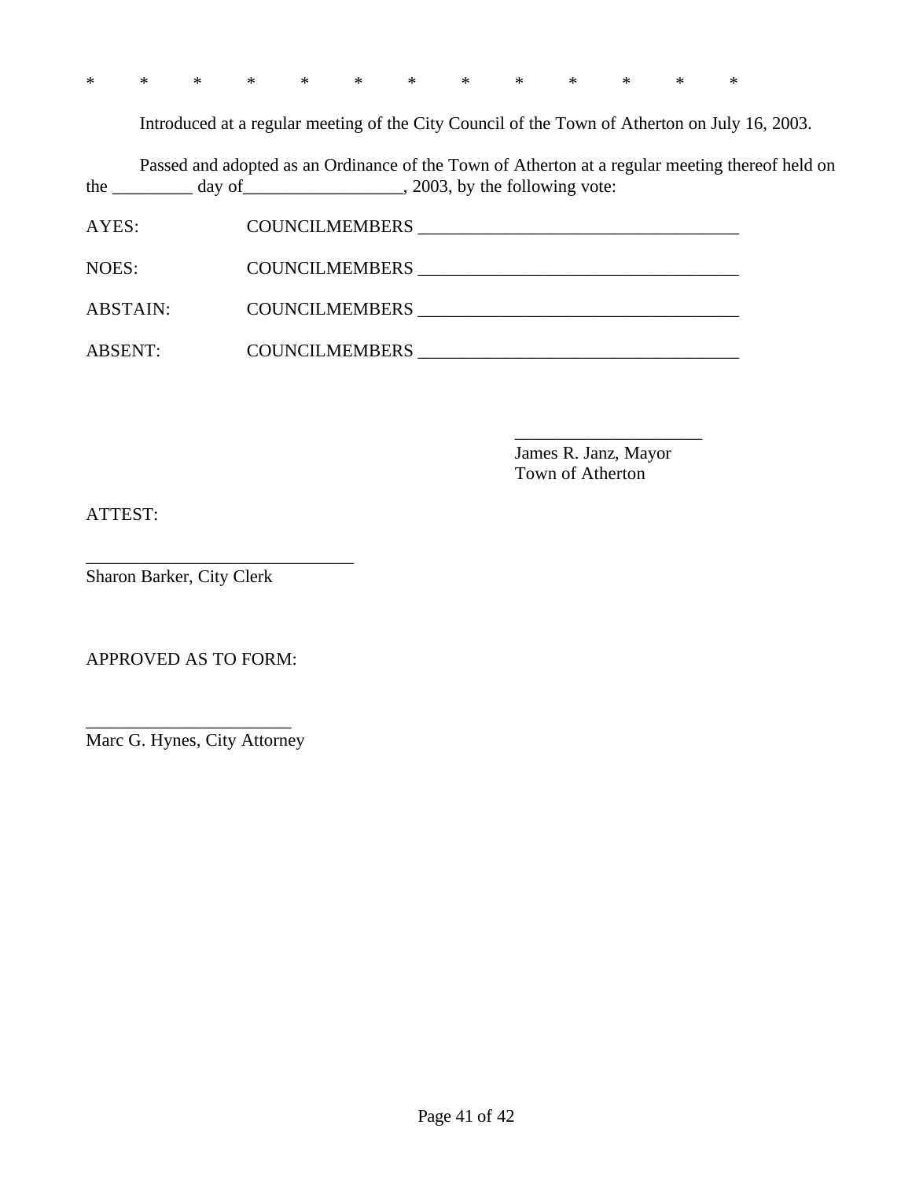* * * * * * * * * * * * *

Introduced at a regular meeting of the City Council of the Town of Atherton on July 16, 2003.

Passed and adopted as an Ordinance of the Town of Atherton at a regular meeting thereof held on the _________ day of__________________, 2003, by the following vote:

AYES: COUNCILMEMBERS ____________________________________

NOES: COUNCILMEMBERS ____________________________________

ABSTAIN: COUNCILMEMBERS ____________________________________

ABSENT: COUNCILMEMBERS ____________________________________

_____________________
James R. Janz, Mayor
Town of Atherton

ATTEST:

______________________________
Sharon Barker, City Clerk

APPROVED AS TO FORM:

_______________________
Marc G. Hynes, City Attorney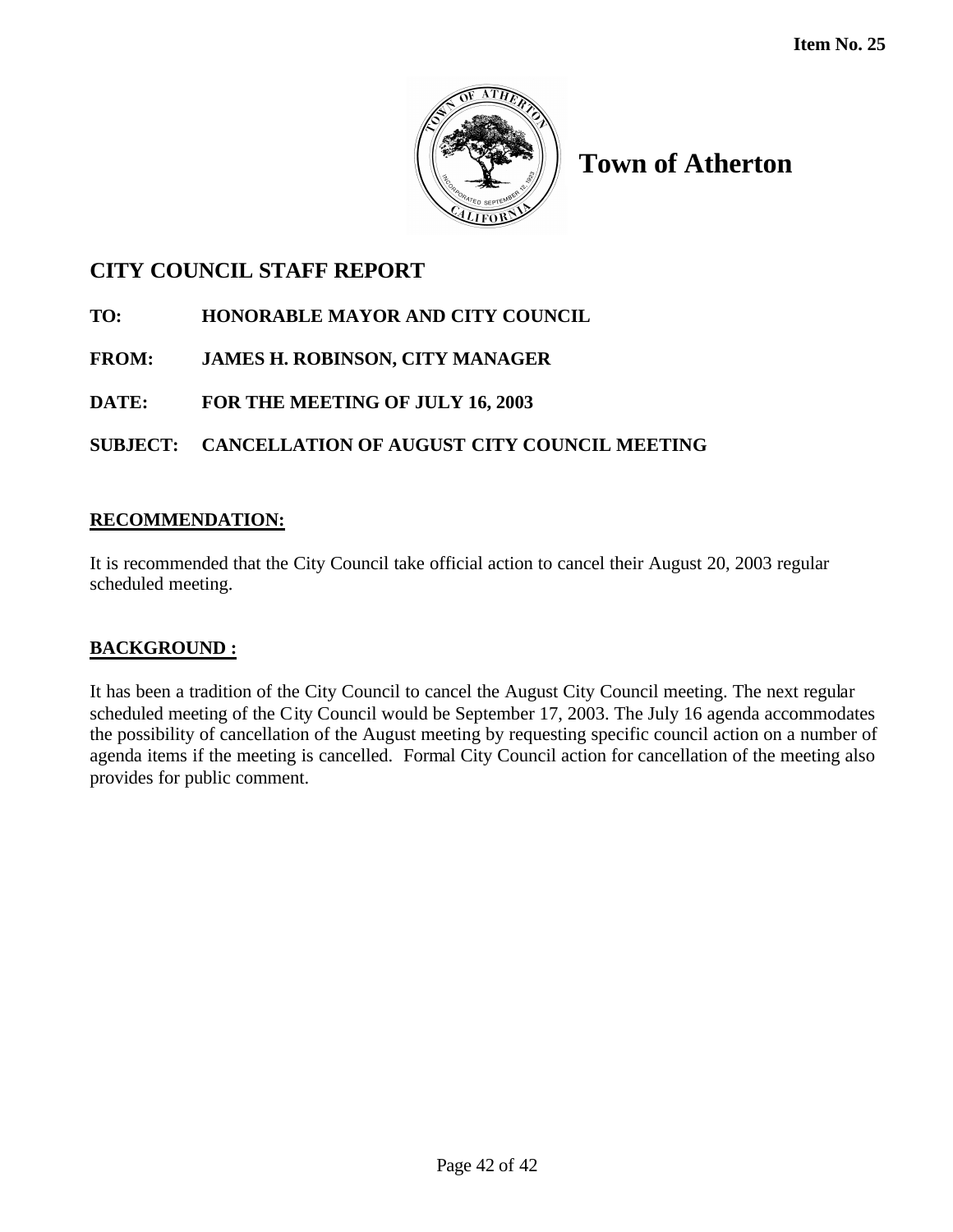Item No. 25

# Town of Atherton

## CITY COUNCIL STAFF REPORT

**TO:** HONORABLE MAYOR AND CITY COUNCIL

**FROM:** JAMES H. ROBINSON, CITY MANAGER

**DATE:** FOR THE MEETING OF JULY 16, 2003

**SUBJECT:** CANCELLATION OF AUGUST CITY COUNCIL MEETING

### RECOMMENDATION:

It is recommended that the City Council take official action to cancel their August 20, 2003 regular scheduled meeting.

### BACKGROUND :

It has been a tradition of the City Council to cancel the August City Council meeting. The next regular scheduled meeting of the City Council would be September 17, 2003. The July 16 agenda accommodates the possibility of cancellation of the August meeting by requesting specific council action on a number of agenda items if the meeting is cancelled. Formal City Council action for cancellation of the meeting also provides for public comment.